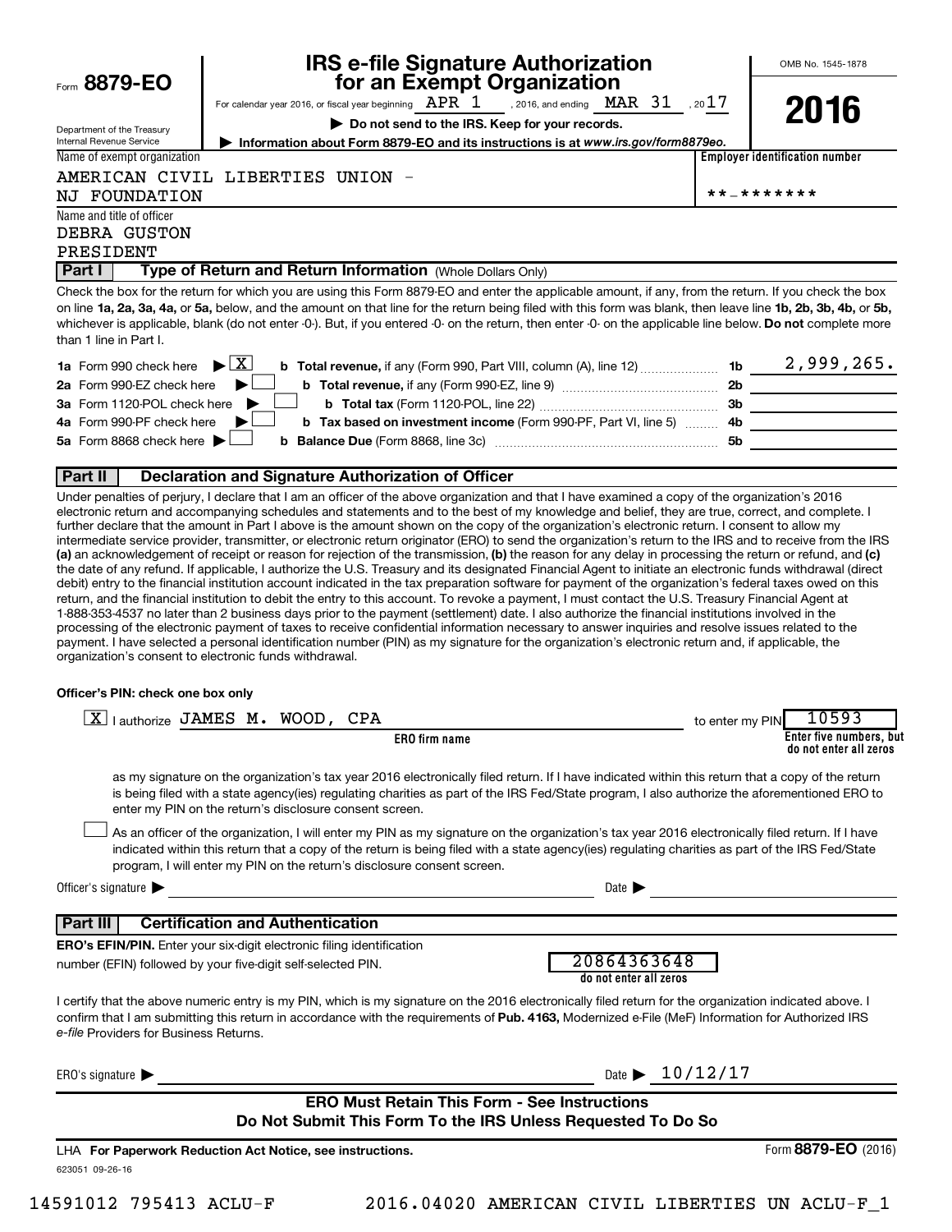Form **8879-EO**

Department of the Treasury
Internal Revenue Service

# IRS e-file Signature Authorization for an Exempt Organization

For calendar year 2016, or fiscal year beginning APR 1 , 2016, and ending MAR 31 , 2017

▶ **Do not send to the IRS. Keep for your records.**

▶ **Information about Form 8879-EO and its instructions is at** ***www.irs.gov/form8879eo.***

OMB No. 1545-1878

**2016**

| Name of exempt organization | Employer identification number |
|---|---|
| AMERICAN CIVIL LIBERTIES UNION - NJ FOUNDATION | **-******* |

Name and title of officer
DEBRA GUSTON
PRESIDENT

## Part I — Type of Return and Return Information (Whole Dollars Only)

Check the box for the return for which you are using this Form 8879-EO and enter the applicable amount, if any, from the return. If you check the box on line **1a, 2a, 3a, 4a,** or **5a,** below, and the amount on that line for the return being filed with this form was blank, then leave line **1b, 2b, 3b, 4b,** or **5b,** whichever is applicable, blank (do not enter -0-). But, if you entered -0- on the return, then enter -0- on the applicable line below. **Do not** complete more than 1 line in Part I.

| | | | |
|---|---|---|---|
| **1a** Form 990 check here ▶ [X] | **b Total revenue,** if any (Form 990, Part VIII, column (A), line 12) | **1b** | 2,999,265. |
| **2a** Form 990-EZ check here ▶ [ ] | **b Total revenue,** if any (Form 990-EZ, line 9) | **2b** | |
| **3a** Form 1120-POL check here ▶ [ ] | **b Total tax** (Form 1120-POL, line 22) | **3b** | |
| **4a** Form 990-PF check here ▶ [ ] | **b Tax based on investment income** (Form 990-PF, Part VI, line 5) | **4b** | |
| **5a** Form 8868 check here ▶ [ ] | **b Balance Due** (Form 8868, line 3c) | **5b** | |

## Part II — Declaration and Signature Authorization of Officer

Under penalties of perjury, I declare that I am an officer of the above organization and that I have examined a copy of the organization's 2016 electronic return and accompanying schedules and statements and to the best of my knowledge and belief, they are true, correct, and complete. I further declare that the amount in Part I above is the amount shown on the copy of the organization's electronic return. I consent to allow my intermediate service provider, transmitter, or electronic return originator (ERO) to send the organization's return to the IRS and to receive from the IRS **(a)** an acknowledgement of receipt or reason for rejection of the transmission, **(b)** the reason for any delay in processing the return or refund, and **(c)** the date of any refund. If applicable, I authorize the U.S. Treasury and its designated Financial Agent to initiate an electronic funds withdrawal (direct debit) entry to the financial institution account indicated in the tax preparation software for payment of the organization's federal taxes owed on this return, and the financial institution to debit the entry to this account. To revoke a payment, I must contact the U.S. Treasury Financial Agent at 1-888-353-4537 no later than 2 business days prior to the payment (settlement) date. I also authorize the financial institutions involved in the processing of the electronic payment of taxes to receive confidential information necessary to answer inquiries and resolve issues related to the payment. I have selected a personal identification number (PIN) as my signature for the organization's electronic return and, if applicable, the organization's consent to electronic funds withdrawal.

**Officer's PIN: check one box only**

[X] I authorize JAMES M. WOOD, CPA (**ERO firm name**) to enter my PIN 10593 (**Enter five numbers, but do not enter all zeros**)

as my signature on the organization's tax year 2016 electronically filed return. If I have indicated within this return that a copy of the return is being filed with a state agency(ies) regulating charities as part of the IRS Fed/State program, I also authorize the aforementioned ERO to enter my PIN on the return's disclosure consent screen.

[ ] As an officer of the organization, I will enter my PIN as my signature on the organization's tax year 2016 electronically filed return. If I have indicated within this return that a copy of the return is being filed with a state agency(ies) regulating charities as part of the IRS Fed/State program, I will enter my PIN on the return's disclosure consent screen.

Officer's signature ▶ ________________ Date ▶ ________________

## Part III — Certification and Authentication

**ERO's EFIN/PIN.** Enter your six-digit electronic filing identification number (EFIN) followed by your five-digit self-selected PIN.

20864363648
**do not enter all zeros**

I certify that the above numeric entry is my PIN, which is my signature on the 2016 electronically filed return for the organization indicated above. I confirm that I am submitting this return in accordance with the requirements of **Pub. 4163,** Modernized e-File (MeF) Information for Authorized IRS *e-file* Providers for Business Returns.

ERO's signature ▶ ________________ Date ▶ 10/12/17

**ERO Must Retain This Form - See Instructions**
**Do Not Submit This Form To the IRS Unless Requested To Do So**

LHA **For Paperwork Reduction Act Notice, see instructions.**

Form **8879-EO** (2016)

623051 09-26-16

14591012 795413 ACLU-F 2016.04020 AMERICAN CIVIL LIBERTIES UN ACLU-F_1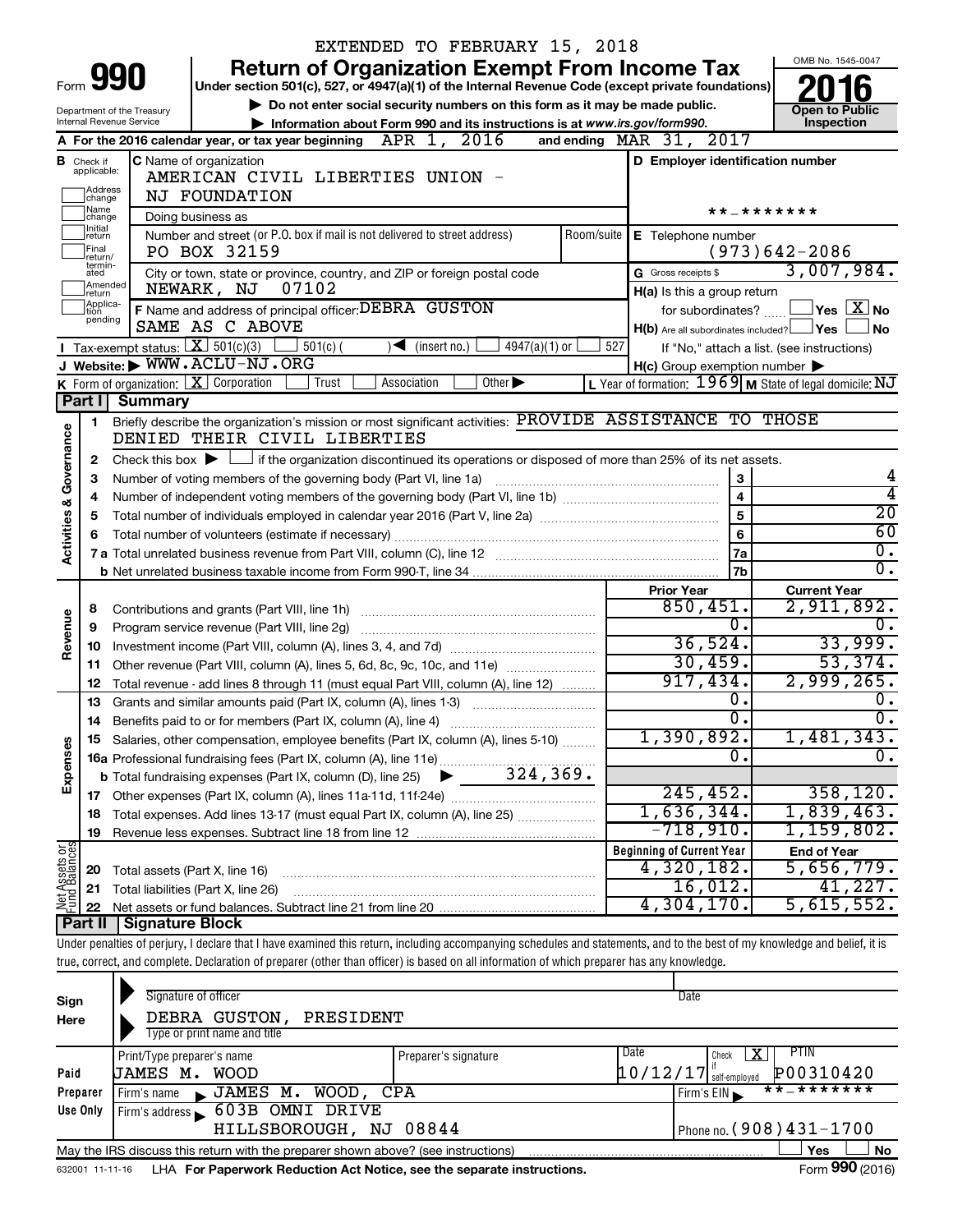EXTENDED TO FEBRUARY 15, 2018

# Form 990 — Return of Organization Exempt From Income Tax (2016)

Under section 501(c), 527, or 4947(a)(1) of the Internal Revenue Code (except private foundations)

▶ Do not enter social security numbers on this form as it may be made public.

▶ Information about Form 990 and its instructions is at www.irs.gov/form990.

Department of the Treasury, Internal Revenue Service

OMB No. 1545-0047 — Open to Public Inspection

**A** For the 2016 calendar year, or tax year beginning APR 1, 2016 and ending MAR 31, 2017

**B** Check if applicable: Address change, Name change, Initial return, Final return/terminated, Amended return, Application pending

**C** Name of organization: AMERICAN CIVIL LIBERTIES UNION - NJ FOUNDATION

Doing business as

Number and street (or P.O. box if mail is not delivered to street address): PO BOX 32159 — Room/suite

City or town, state or province, country, and ZIP or foreign postal code: NEWARK, NJ 07102

**D** Employer identification number: **-*******

**E** Telephone number: (973)642-2086

**G** Gross receipts $ 3,007,984.

**F** Name and address of principal officer: DEBRA GUSTON, SAME AS C ABOVE

**H(a)** Is this a group return for subordinates? ☐ Yes ☒ No

**H(b)** Are all subordinates included? ☐ Yes ☐ No — If "No," attach a list. (see instructions)

**H(c)** Group exemption number ▶

**I** Tax-exempt status: ☒ 501(c)(3) ☐ 501(c) ( ) ◀ (insert no.) ☐ 4947(a)(1) or ☐ 527

**J** Website: ▶ WWW.ACLU-NJ.ORG

**K** Form of organization: ☒ Corporation ☐ Trust ☐ Association ☐ Other ▶

**L** Year of formation: 1969 **M** State of legal domicile: NJ

## Part I Summary

**Activities & Governance**

1 Briefly describe the organization's mission or most significant activities: PROVIDE ASSISTANCE TO THOSE DENIED THEIR CIVIL LIBERTIES

2 Check this box ▶ ☐ if the organization discontinued its operations or disposed of more than 25% of its net assets.

| Line | Description | No. | Value |
|---|---|---|---|
| 3 | Number of voting members of the governing body (Part VI, line 1a) | 3 | 4 |
| 4 | Number of independent voting members of the governing body (Part VI, line 1b) | 4 | 4 |
| 5 | Total number of individuals employed in calendar year 2016 (Part V, line 2a) | 5 | 20 |
| 6 | Total number of volunteers (estimate if necessary) | 6 | 60 |
| 7a | Total unrelated business revenue from Part VIII, column (C), line 12 | 7a | 0. |
| 7b | Net unrelated business taxable income from Form 990-T, line 34 | 7b | 0. |

| | Line | Description | Prior Year | Current Year |
|---|---|---|---|---|
| Revenue | 8 | Contributions and grants (Part VIII, line 1h) | 850,451. | 2,911,892. |
| | 9 | Program service revenue (Part VIII, line 2g) | 0. | 0. |
| | 10 | Investment income (Part VIII, column (A), lines 3, 4, and 7d) | 36,524. | 33,999. |
| | 11 | Other revenue (Part VIII, column (A), lines 5, 6d, 8c, 9c, 10c, and 11e) | 30,459. | 53,374. |
| | 12 | Total revenue - add lines 8 through 11 (must equal Part VIII, column (A), line 12) | 917,434. | 2,999,265. |
| Expenses | 13 | Grants and similar amounts paid (Part IX, column (A), lines 1-3) | 0. | 0. |
| | 14 | Benefits paid to or for members (Part IX, column (A), line 4) | 0. | 0. |
| | 15 | Salaries, other compensation, employee benefits (Part IX, column (A), lines 5-10) | 1,390,892. | 1,481,343. |
| | 16a | Professional fundraising fees (Part IX, column (A), line 11e) | 0. | 0. |
| | b | Total fundraising expenses (Part IX, column (D), line 25) ▶ 324,369. | | |
| | 17 | Other expenses (Part IX, column (A), lines 11a-11d, 11f-24e) | 245,452. | 358,120. |
| | 18 | Total expenses. Add lines 13-17 (must equal Part IX, column (A), line 25) | 1,636,344. | 1,839,463. |
| | 19 | Revenue less expenses. Subtract line 18 from line 12 | -718,910. | 1,159,802. |

| | Line | Description | Beginning of Current Year | End of Year |
|---|---|---|---|---|
| Net Assets or Fund Balances | 20 | Total assets (Part X, line 16) | 4,320,182. | 5,656,779. |
| | 21 | Total liabilities (Part X, line 26) | 16,012. | 41,227. |
| | 22 | Net assets or fund balances. Subtract line 21 from line 20 | 4,304,170. | 5,615,552. |

## Part II Signature Block

Under penalties of perjury, I declare that I have examined this return, including accompanying schedules and statements, and to the best of my knowledge and belief, it is true, correct, and complete. Declaration of preparer (other than officer) is based on all information of which preparer has any knowledge.

**Sign Here**

Signature of officer — Date

DEBRA GUSTON, PRESIDENT

Type or print name and title

**Paid Preparer Use Only**

| Print/Type preparer's name | Preparer's signature | Date | Check ☒ if self-employed | PTIN |
|---|---|---|---|---|
| JAMES M. WOOD | | 10/12/17 | X | P00310420 |

Firm's name ▶ JAMES M. WOOD, CPA — Firm's EIN ▶ **-*******

Firm's address ▶ 603B OMNI DRIVE, HILLSBOROUGH, NJ 08844 — Phone no. (908)431-1700

May the IRS discuss this return with the preparer shown above? (see instructions) ☐ Yes ☐ No

632001 11-11-16 LHA For Paperwork Reduction Act Notice, see the separate instructions. Form 990 (2016)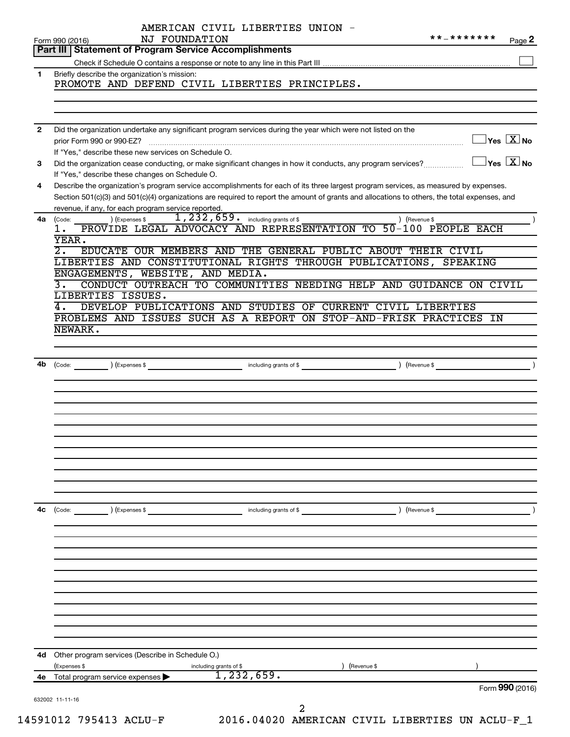AMERICAN CIVIL LIBERTIES UNION - NJ FOUNDATION

Form 990 (2016) **-******* Page 2

## Part III | Statement of Program Service Accomplishments

Check if Schedule O contains a response or note to any line in this Part III ☐

**1** Briefly describe the organization's mission:

PROMOTE AND DEFEND CIVIL LIBERTIES PRINCIPLES.

**2** Did the organization undertake any significant program services during the year which were not listed on the prior Form 990 or 990-EZ? ☐ Yes ☒ No

If "Yes," describe these new services on Schedule O.

**3** Did the organization cease conducting, or make significant changes in how it conducts, any program services? ☐ Yes ☒ No

If "Yes," describe these changes on Schedule O.

**4** Describe the organization's program service accomplishments for each of its three largest program services, as measured by expenses. Section 501(c)(3) and 501(c)(4) organizations are required to report the amount of grants and allocations to others, the total expenses, and revenue, if any, for each program service reported.

**4a** (Code: ) (Expenses $ 1,232,659. including grants of $ ) (Revenue $ )

1. PROVIDE LEGAL ADVOCACY AND REPRESENTATION TO 50-100 PEOPLE EACH YEAR.
2. EDUCATE OUR MEMBERS AND THE GENERAL PUBLIC ABOUT THEIR CIVIL LIBERTIES AND CONSTITUTIONAL RIGHTS THROUGH PUBLICATIONS, SPEAKING ENGAGEMENTS, WEBSITE, AND MEDIA.
3. CONDUCT OUTREACH TO COMMUNITIES NEEDING HELP AND GUIDANCE ON CIVIL LIBERTIES ISSUES.
4. DEVELOP PUBLICATIONS AND STUDIES OF CURRENT CIVIL LIBERTIES PROBLEMS AND ISSUES SUCH AS A REPORT ON STOP-AND-FRISK PRACTICES IN NEWARK.

**4b** (Code: ) (Expenses $ including grants of $ ) (Revenue $ )

**4c** (Code: ) (Expenses $ including grants of $ ) (Revenue $ )

**4d** Other program services (Describe in Schedule O.)

(Expenses $ including grants of $ ) (Revenue $ )

**4e** Total program service expenses ▶ 1,232,659.

Form **990** (2016)

632002 11-11-16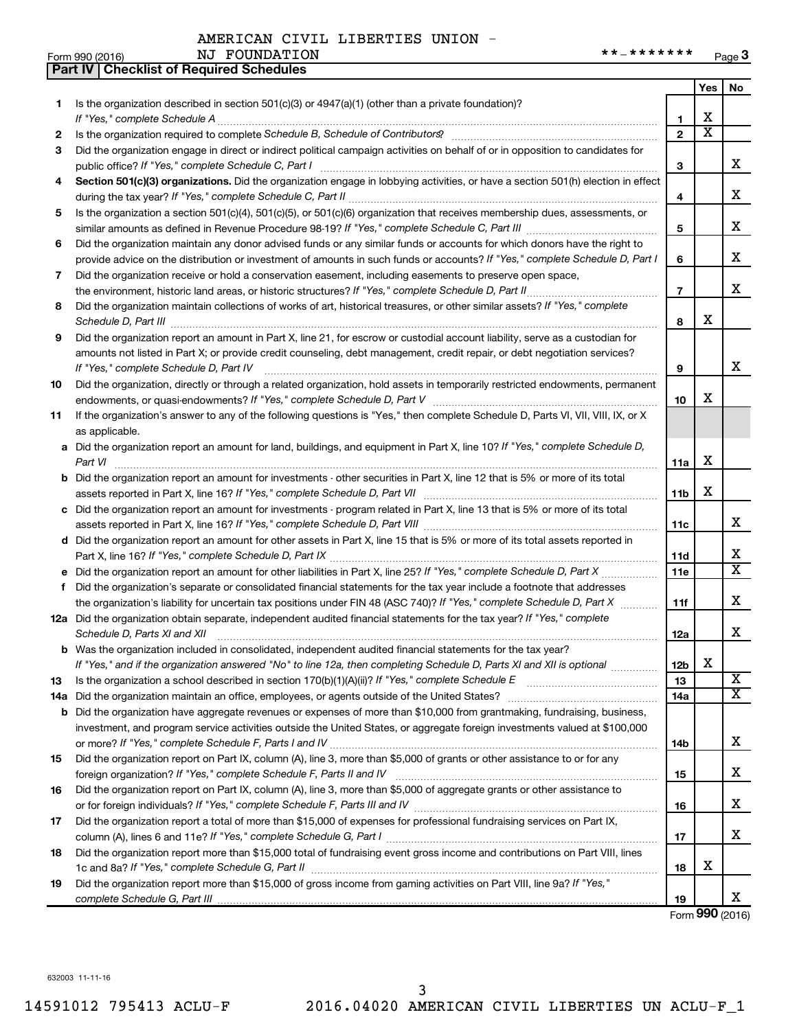AMERICAN CIVIL LIBERTIES UNION - NJ FOUNDATION

Form 990 (2016) **-******* Page 3

## Part IV Checklist of Required Schedules

| | | | Yes | No |
|---|---|---|---|---|
| 1 | Is the organization described in section 501(c)(3) or 4947(a)(1) (other than a private foundation)? *If "Yes," complete Schedule A* | 1 | X | |
| 2 | Is the organization required to complete *Schedule B, Schedule of Contributors*? | 2 | X | |
| 3 | Did the organization engage in direct or indirect political campaign activities on behalf of or in opposition to candidates for public office? *If "Yes," complete Schedule C, Part I* | 3 | | X |
| 4 | **Section 501(c)(3) organizations.** Did the organization engage in lobbying activities, or have a section 501(h) election in effect during the tax year? *If "Yes," complete Schedule C, Part II* | 4 | | X |
| 5 | Is the organization a section 501(c)(4), 501(c)(5), or 501(c)(6) organization that receives membership dues, assessments, or similar amounts as defined in Revenue Procedure 98-19? *If "Yes," complete Schedule C, Part III* | 5 | | X |
| 6 | Did the organization maintain any donor advised funds or any similar funds or accounts for which donors have the right to provide advice on the distribution or investment of amounts in such funds or accounts? *If "Yes," complete Schedule D, Part I* | 6 | | X |
| 7 | Did the organization receive or hold a conservation easement, including easements to preserve open space, the environment, historic land areas, or historic structures? *If "Yes," complete Schedule D, Part II* | 7 | | X |
| 8 | Did the organization maintain collections of works of art, historical treasures, or other similar assets? *If "Yes," complete Schedule D, Part III* | 8 | X | |
| 9 | Did the organization report an amount in Part X, line 21, for escrow or custodial account liability, serve as a custodian for amounts not listed in Part X; or provide credit counseling, debt management, credit repair, or debt negotiation services? *If "Yes," complete Schedule D, Part IV* | 9 | | X |
| 10 | Did the organization, directly or through a related organization, hold assets in temporarily restricted endowments, permanent endowments, or quasi-endowments? *If "Yes," complete Schedule D, Part V* | 10 | X | |
| 11 | If the organization's answer to any of the following questions is "Yes," then complete Schedule D, Parts VI, VII, VIII, IX, or X as applicable. | | | |
| a | Did the organization report an amount for land, buildings, and equipment in Part X, line 10? *If "Yes," complete Schedule D, Part VI* | 11a | X | |
| b | Did the organization report an amount for investments - other securities in Part X, line 12 that is 5% or more of its total assets reported in Part X, line 16? *If "Yes," complete Schedule D, Part VII* | 11b | X | |
| c | Did the organization report an amount for investments - program related in Part X, line 13 that is 5% or more of its total assets reported in Part X, line 16? *If "Yes," complete Schedule D, Part VIII* | 11c | | X |
| d | Did the organization report an amount for other assets in Part X, line 15 that is 5% or more of its total assets reported in Part X, line 16? *If "Yes," complete Schedule D, Part IX* | 11d | | X |
| e | Did the organization report an amount for other liabilities in Part X, line 25? *If "Yes," complete Schedule D, Part X* | 11e | | X |
| f | Did the organization's separate or consolidated financial statements for the tax year include a footnote that addresses the organization's liability for uncertain tax positions under FIN 48 (ASC 740)? *If "Yes," complete Schedule D, Part X* | 11f | | X |
| 12a | Did the organization obtain separate, independent audited financial statements for the tax year? *If "Yes," complete Schedule D, Parts XI and XII* | 12a | | X |
| b | Was the organization included in consolidated, independent audited financial statements for the tax year? *If "Yes," and if the organization answered "No" to line 12a, then completing Schedule D, Parts XI and XII is optional* | 12b | X | |
| 13 | Is the organization a school described in section 170(b)(1)(A)(ii)? *If "Yes," complete Schedule E* | 13 | | X |
| 14a | Did the organization maintain an office, employees, or agents outside of the United States? | 14a | | X |
| b | Did the organization have aggregate revenues or expenses of more than $10,000 from grantmaking, fundraising, business, investment, and program service activities outside the United States, or aggregate foreign investments valued at $100,000 or more? *If "Yes," complete Schedule F, Parts I and IV* | 14b | | X |
| 15 | Did the organization report on Part IX, column (A), line 3, more than $5,000 of grants or other assistance to or for any foreign organization? *If "Yes," complete Schedule F, Parts II and IV* | 15 | | X |
| 16 | Did the organization report on Part IX, column (A), line 3, more than $5,000 of aggregate grants or other assistance to or for foreign individuals? *If "Yes," complete Schedule F, Parts III and IV* | 16 | | X |
| 17 | Did the organization report a total of more than $15,000 of expenses for professional fundraising services on Part IX, column (A), lines 6 and 11e? *If "Yes," complete Schedule G, Part I* | 17 | | X |
| 18 | Did the organization report more than $15,000 total of fundraising event gross income and contributions on Part VIII, lines 1c and 8a? *If "Yes," complete Schedule G, Part II* | 18 | X | |
| 19 | Did the organization report more than $15,000 of gross income from gaming activities on Part VIII, line 9a? *If "Yes," complete Schedule G, Part III* | 19 | | X |

Form 990 (2016)

632003 11-11-16

14591012 795413 ACLU-F 2016.04020 AMERICAN CIVIL LIBERTIES UN ACLU-F_1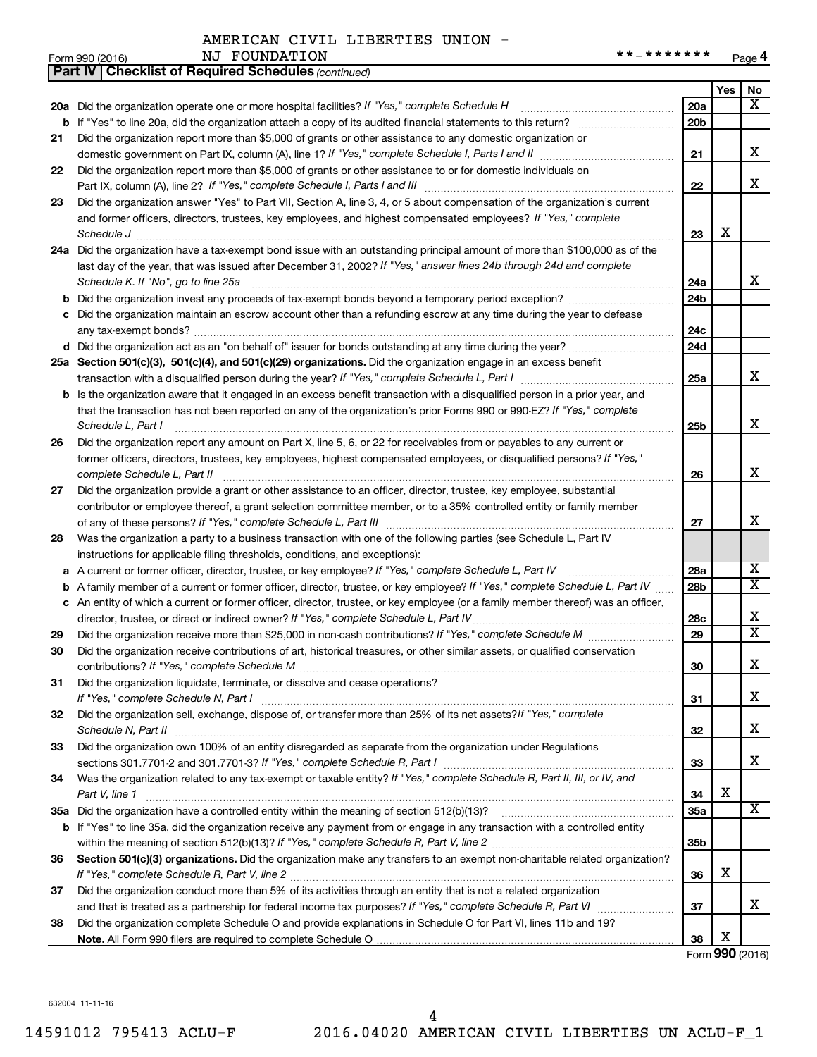AMERICAN CIVIL LIBERTIES UNION -
Form 990 (2016) NJ FOUNDATION **-******* Page 4

**Part IV | Checklist of Required Schedules** *(continued)*

| | | | Yes | No |
|---|---|---|---|---|
| **20a** | Did the organization operate one or more hospital facilities? *If "Yes," complete Schedule H* | **20a** | | X |
| **b** | If "Yes" to line 20a, did the organization attach a copy of its audited financial statements to this return? | **20b** | | |
| **21** | Did the organization report more than $5,000 of grants or other assistance to any domestic organization or domestic government on Part IX, column (A), line 1? *If "Yes," complete Schedule I, Parts I and II* | **21** | | X |
| **22** | Did the organization report more than $5,000 of grants or other assistance to or for domestic individuals on Part IX, column (A), line 2? *If "Yes," complete Schedule I, Parts I and III* | **22** | | X |
| **23** | Did the organization answer "Yes" to Part VII, Section A, line 3, 4, or 5 about compensation of the organization's current and former officers, directors, trustees, key employees, and highest compensated employees? *If "Yes," complete Schedule J* | **23** | X | |
| **24a** | Did the organization have a tax-exempt bond issue with an outstanding principal amount of more than $100,000 as of the last day of the year, that was issued after December 31, 2002? *If "Yes," answer lines 24b through 24d and complete Schedule K. If "No", go to line 25a* | **24a** | | X |
| **b** | Did the organization invest any proceeds of tax-exempt bonds beyond a temporary period exception? | **24b** | | |
| **c** | Did the organization maintain an escrow account other than a refunding escrow at any time during the year to defease any tax-exempt bonds? | **24c** | | |
| **d** | Did the organization act as an "on behalf of" issuer for bonds outstanding at any time during the year? | **24d** | | |
| **25a** | **Section 501(c)(3), 501(c)(4), and 501(c)(29) organizations.** Did the organization engage in an excess benefit transaction with a disqualified person during the year? *If "Yes," complete Schedule L, Part I* | **25a** | | X |
| **b** | Is the organization aware that it engaged in an excess benefit transaction with a disqualified person in a prior year, and that the transaction has not been reported on any of the organization's prior Forms 990 or 990-EZ? *If "Yes," complete Schedule L, Part I* | **25b** | | X |
| **26** | Did the organization report any amount on Part X, line 5, 6, or 22 for receivables from or payables to any current or former officers, directors, trustees, key employees, highest compensated employees, or disqualified persons? *If "Yes," complete Schedule L, Part II* | **26** | | X |
| **27** | Did the organization provide a grant or other assistance to an officer, director, trustee, key employee, substantial contributor or employee thereof, a grant selection committee member, or to a 35% controlled entity or family member of any of these persons? *If "Yes," complete Schedule L, Part III* | **27** | | X |
| **28** | Was the organization a party to a business transaction with one of the following parties (see Schedule L, Part IV instructions for applicable filing thresholds, conditions, and exceptions): | | | |
| **a** | A current or former officer, director, trustee, or key employee? *If "Yes," complete Schedule L, Part IV* | **28a** | | X |
| **b** | A family member of a current or former officer, director, trustee, or key employee? *If "Yes," complete Schedule L, Part IV* | **28b** | | X |
| **c** | An entity of which a current or former officer, director, trustee, or key employee (or a family member thereof) was an officer, director, trustee, or direct or indirect owner? *If "Yes," complete Schedule L, Part IV* | **28c** | | X |
| **29** | Did the organization receive more than $25,000 in non-cash contributions? *If "Yes," complete Schedule M* | **29** | | X |
| **30** | Did the organization receive contributions of art, historical treasures, or other similar assets, or qualified conservation contributions? *If "Yes," complete Schedule M* | **30** | | X |
| **31** | Did the organization liquidate, terminate, or dissolve and cease operations? *If "Yes," complete Schedule N, Part I* | **31** | | X |
| **32** | Did the organization sell, exchange, dispose of, or transfer more than 25% of its net assets? *If "Yes," complete Schedule N, Part II* | **32** | | X |
| **33** | Did the organization own 100% of an entity disregarded as separate from the organization under Regulations sections 301.7701-2 and 301.7701-3? *If "Yes," complete Schedule R, Part I* | **33** | | X |
| **34** | Was the organization related to any tax-exempt or taxable entity? *If "Yes," complete Schedule R, Part II, III, or IV, and Part V, line 1* | **34** | X | |
| **35a** | Did the organization have a controlled entity within the meaning of section 512(b)(13)? | **35a** | | X |
| **b** | If "Yes" to line 35a, did the organization receive any payment from or engage in any transaction with a controlled entity within the meaning of section 512(b)(13)? *If "Yes," complete Schedule R, Part V, line 2* | **35b** | | |
| **36** | **Section 501(c)(3) organizations.** Did the organization make any transfers to an exempt non-charitable related organization? *If "Yes," complete Schedule R, Part V, line 2* | **36** | X | |
| **37** | Did the organization conduct more than 5% of its activities through an entity that is not a related organization and that is treated as a partnership for federal income tax purposes? *If "Yes," complete Schedule R, Part VI* | **37** | | X |
| **38** | Did the organization complete Schedule O and provide explanations in Schedule O for Part VI, lines 11b and 19? **Note.** All Form 990 filers are required to complete Schedule O | **38** | X | |

Form **990** (2016)

632004 11-11-16

14591012 795413 ACLU-F 2016.04020 AMERICAN CIVIL LIBERTIES UN ACLU-F_1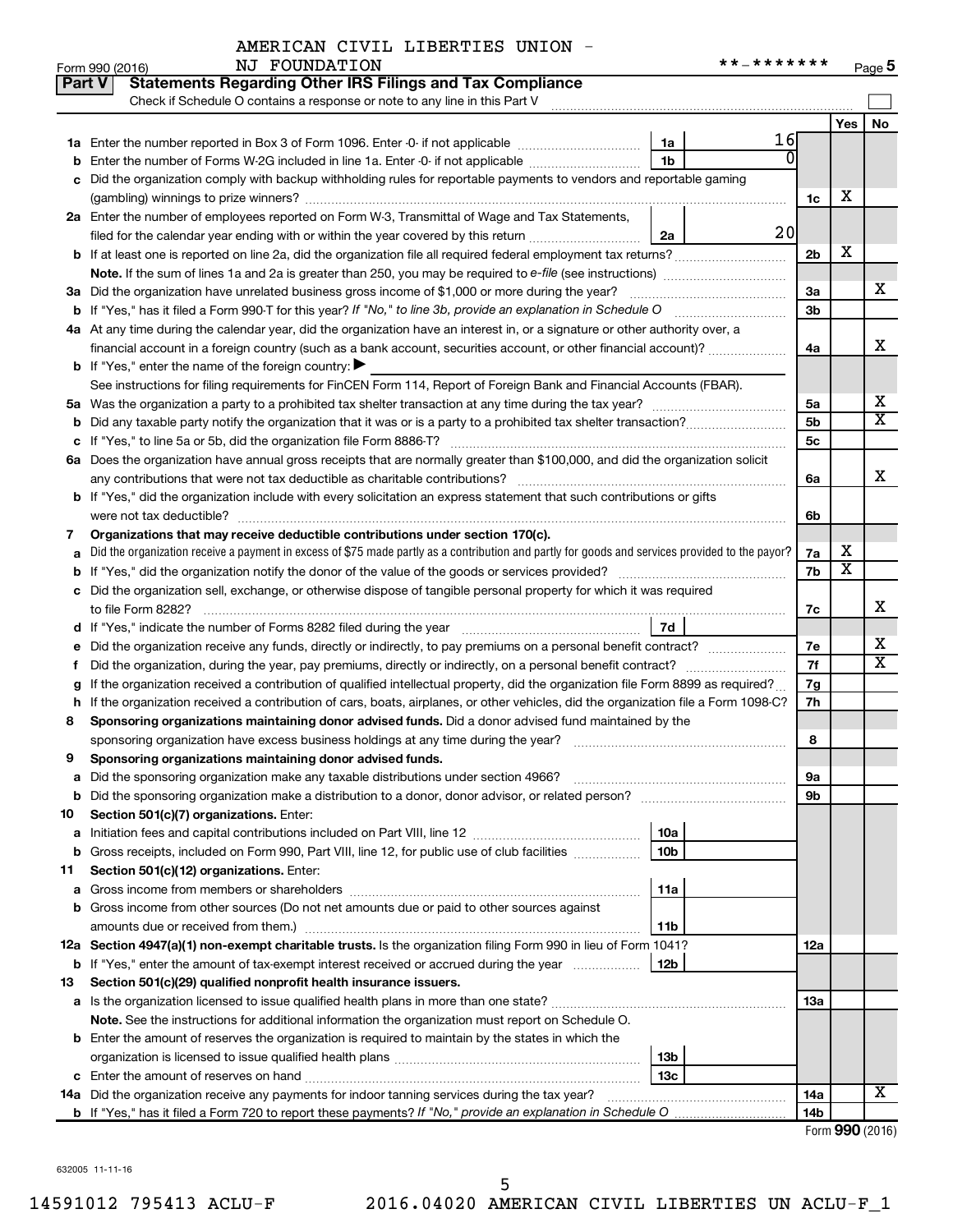AMERICAN CIVIL LIBERTIES UNION - NJ FOUNDATION **-*******

Form 990 (2016) Page 5

## Part V Statements Regarding Other IRS Filings and Tax Compliance

Check if Schedule O contains a response or note to any line in this Part V

| | | | | | Yes | No |
|---|---|---|---|---|---|---|
| **1a** | Enter the number reported in Box 3 of Form 1096. Enter -0- if not applicable | 1a | 16 | | | |
| **b** | Enter the number of Forms W-2G included in line 1a. Enter -0- if not applicable | 1b | 0 | | | |
| **c** | Did the organization comply with backup withholding rules for reportable payments to vendors and reportable gaming (gambling) winnings to prize winners? | | | 1c | X | |
| **2a** | Enter the number of employees reported on Form W-3, Transmittal of Wage and Tax Statements, filed for the calendar year ending with or within the year covered by this return | 2a | 20 | | | |
| **b** | If at least one is reported on line 2a, did the organization file all required federal employment tax returns? | | | 2b | X | |
| | **Note.** If the sum of lines 1a and 2a is greater than 250, you may be required to *e-file* (see instructions) | | | | | |
| **3a** | Did the organization have unrelated business gross income of $1,000 or more during the year? | | | 3a | | X |
| **b** | If "Yes," has it filed a Form 990-T for this year? *If "No," to line 3b, provide an explanation in Schedule O* | | | 3b | | |
| **4a** | At any time during the calendar year, did the organization have an interest in, or a signature or other authority over, a financial account in a foreign country (such as a bank account, securities account, or other financial account)? | | | 4a | | X |
| **b** | If "Yes," enter the name of the foreign country: ▶ | | | | | |
| | See instructions for filing requirements for FinCEN Form 114, Report of Foreign Bank and Financial Accounts (FBAR). | | | | | |
| **5a** | Was the organization a party to a prohibited tax shelter transaction at any time during the tax year? | | | 5a | | X |
| **b** | Did any taxable party notify the organization that it was or is a party to a prohibited tax shelter transaction? | | | 5b | | X |
| **c** | If "Yes," to line 5a or 5b, did the organization file Form 8886-T? | | | 5c | | |
| **6a** | Does the organization have annual gross receipts that are normally greater than $100,000, and did the organization solicit any contributions that were not tax deductible as charitable contributions? | | | 6a | | X |
| **b** | If "Yes," did the organization include with every solicitation an express statement that such contributions or gifts were not tax deductible? | | | 6b | | |
| **7** | **Organizations that may receive deductible contributions under section 170(c).** | | | | | |
| **a** | Did the organization receive a payment in excess of $75 made partly as a contribution and partly for goods and services provided to the payor? | | | 7a | X | |
| **b** | If "Yes," did the organization notify the donor of the value of the goods or services provided? | | | 7b | X | |
| **c** | Did the organization sell, exchange, or otherwise dispose of tangible personal property for which it was required to file Form 8282? | | | 7c | | X |
| **d** | If "Yes," indicate the number of Forms 8282 filed during the year | 7d | | | | |
| **e** | Did the organization receive any funds, directly or indirectly, to pay premiums on a personal benefit contract? | | | 7e | | X |
| **f** | Did the organization, during the year, pay premiums, directly or indirectly, on a personal benefit contract? | | | 7f | | X |
| **g** | If the organization received a contribution of qualified intellectual property, did the organization file Form 8899 as required? | | | 7g | | |
| **h** | If the organization received a contribution of cars, boats, airplanes, or other vehicles, did the organization file a Form 1098-C? | | | 7h | | |
| **8** | **Sponsoring organizations maintaining donor advised funds.** Did a donor advised fund maintained by the sponsoring organization have excess business holdings at any time during the year? | | | 8 | | |
| **9** | **Sponsoring organizations maintaining donor advised funds.** | | | | | |
| **a** | Did the sponsoring organization make any taxable distributions under section 4966? | | | 9a | | |
| **b** | Did the sponsoring organization make a distribution to a donor, donor advisor, or related person? | | | 9b | | |
| **10** | **Section 501(c)(7) organizations.** Enter: | | | | | |
| **a** | Initiation fees and capital contributions included on Part VIII, line 12 | 10a | | | | |
| **b** | Gross receipts, included on Form 990, Part VIII, line 12, for public use of club facilities | 10b | | | | |
| **11** | **Section 501(c)(12) organizations.** Enter: | | | | | |
| **a** | Gross income from members or shareholders | 11a | | | | |
| **b** | Gross income from other sources (Do not net amounts due or paid to other sources against amounts due or received from them.) | 11b | | | | |
| **12a** | **Section 4947(a)(1) non-exempt charitable trusts.** Is the organization filing Form 990 in lieu of Form 1041? | | | 12a | | |
| **b** | If "Yes," enter the amount of tax-exempt interest received or accrued during the year | 12b | | | | |
| **13** | **Section 501(c)(29) qualified nonprofit health insurance issuers.** | | | | | |
| **a** | Is the organization licensed to issue qualified health plans in more than one state? | | | 13a | | |
| | **Note.** See the instructions for additional information the organization must report on Schedule O. | | | | | |
| **b** | Enter the amount of reserves the organization is required to maintain by the states in which the organization is licensed to issue qualified health plans | 13b | | | | |
| **c** | Enter the amount of reserves on hand | 13c | | | | |
| **14a** | Did the organization receive any payments for indoor tanning services during the tax year? | | | 14a | | X |
| **b** | If "Yes," has it filed a Form 720 to report these payments? *If "No," provide an explanation in Schedule O* | | | 14b | | |

Form **990** (2016)

632005 11-11-16

14591012 795413 ACLU-F 2016.04020 AMERICAN CIVIL LIBERTIES UN ACLU-F_1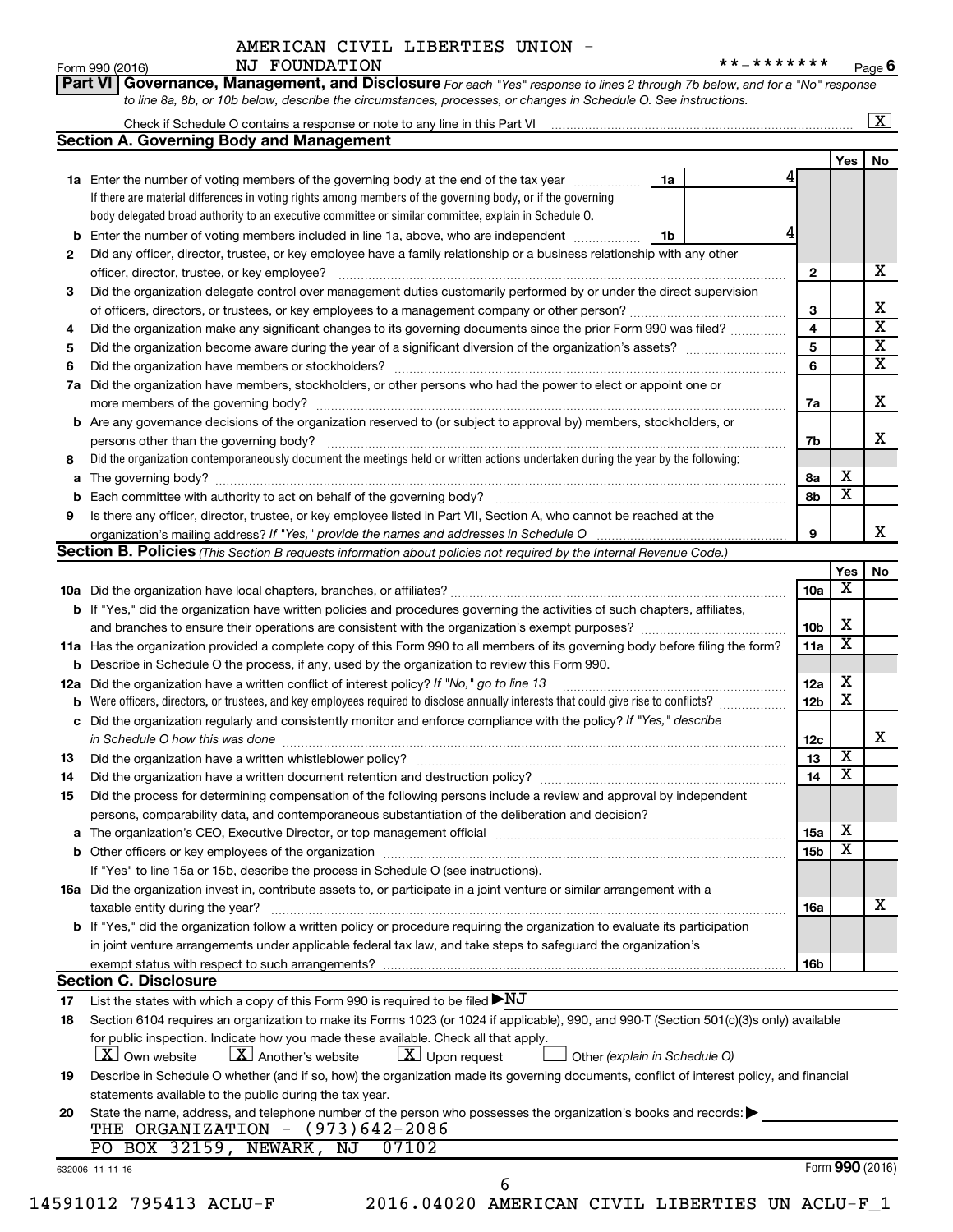AMERICAN CIVIL LIBERTIES UNION - NJ FOUNDATION

Form 990 (2016) **-******* Page 6

**Part VI Governance, Management, and Disclosure** *For each "Yes" response to lines 2 through 7b below, and for a "No" response to line 8a, 8b, or 10b below, describe the circumstances, processes, or changes in Schedule O. See instructions.*

Check if Schedule O contains a response or note to any line in this Part VI ..... [X]

## Section A. Governing Body and Management

| | | | | Yes | No |
|---|---|---|---|---|---|
| 1a | Enter the number of voting members of the governing body at the end of the tax year. If there are material differences in voting rights among members of the governing body, or if the governing body delegated broad authority to an executive committee or similar committee, explain in Schedule O. | 1a: 4 | | | |
| b | Enter the number of voting members included in line 1a, above, who are independent | 1b: 4 | | | |
| 2 | Did any officer, director, trustee, or key employee have a family relationship or a business relationship with any other officer, director, trustee, or key employee? | | 2 | | X |
| 3 | Did the organization delegate control over management duties customarily performed by or under the direct supervision of officers, directors, or trustees, or key employees to a management company or other person? | | 3 | | X |
| 4 | Did the organization make any significant changes to its governing documents since the prior Form 990 was filed? | | 4 | | X |
| 5 | Did the organization become aware during the year of a significant diversion of the organization's assets? | | 5 | | X |
| 6 | Did the organization have members or stockholders? | | 6 | | X |
| 7a | Did the organization have members, stockholders, or other persons who had the power to elect or appoint one or more members of the governing body? | | 7a | | X |
| b | Are any governance decisions of the organization reserved to (or subject to approval by) members, stockholders, or persons other than the governing body? | | 7b | | X |
| 8 | Did the organization contemporaneously document the meetings held or written actions undertaken during the year by the following: | | | | |
| a | The governing body? | | 8a | X | |
| b | Each committee with authority to act on behalf of the governing body? | | 8b | X | |
| 9 | Is there any officer, director, trustee, or key employee listed in Part VII, Section A, who cannot be reached at the organization's mailing address? *If "Yes," provide the names and addresses in Schedule O* | | 9 | | X |

## Section B. Policies *(This Section B requests information about policies not required by the Internal Revenue Code.)*

| | | | Yes | No |
|---|---|---|---|---|
| 10a | Did the organization have local chapters, branches, or affiliates? | 10a | X | |
| b | If "Yes," did the organization have written policies and procedures governing the activities of such chapters, affiliates, and branches to ensure their operations are consistent with the organization's exempt purposes? | 10b | X | |
| 11a | Has the organization provided a complete copy of this Form 990 to all members of its governing body before filing the form? | 11a | X | |
| b | Describe in Schedule O the process, if any, used by the organization to review this Form 990. | | | |
| 12a | Did the organization have a written conflict of interest policy? *If "No," go to line 13* | 12a | X | |
| b | Were officers, directors, or trustees, and key employees required to disclose annually interests that could give rise to conflicts? | 12b | X | |
| c | Did the organization regularly and consistently monitor and enforce compliance with the policy? *If "Yes," describe in Schedule O how this was done* | 12c | | X |
| 13 | Did the organization have a written whistleblower policy? | 13 | X | |
| 14 | Did the organization have a written document retention and destruction policy? | 14 | X | |
| 15 | Did the process for determining compensation of the following persons include a review and approval by independent persons, comparability data, and contemporaneous substantiation of the deliberation and decision? | | | |
| a | The organization's CEO, Executive Director, or top management official | 15a | X | |
| b | Other officers or key employees of the organization | 15b | X | |
| | If "Yes" to line 15a or 15b, describe the process in Schedule O (see instructions). | | | |
| 16a | Did the organization invest in, contribute assets to, or participate in a joint venture or similar arrangement with a taxable entity during the year? | 16a | | X |
| b | If "Yes," did the organization follow a written policy or procedure requiring the organization to evaluate its participation in joint venture arrangements under applicable federal tax law, and take steps to safeguard the organization's exempt status with respect to such arrangements? | 16b | | |

## Section C. Disclosure

17 List the states with which a copy of this Form 990 is required to be filed ▶ NJ

18 Section 6104 requires an organization to make its Forms 1023 (or 1024 if applicable), 990, and 990-T (Section 501(c)(3)s only) available for public inspection. Indicate how you made these available. Check all that apply.

[X] Own website [X] Another's website [X] Upon request [ ] Other *(explain in Schedule O)*

19 Describe in Schedule O whether (and if so, how) the organization made its governing documents, conflict of interest policy, and financial statements available to the public during the tax year.

20 State the name, address, and telephone number of the person who possesses the organization's books and records: ▶
THE ORGANIZATION - (973)642-2086
PO BOX 32159, NEWARK, NJ 07102

632006 11-11-16 Form 990 (2016)

14591012 795413 ACLU-F 2016.04020 AMERICAN CIVIL LIBERTIES UN ACLU-F_1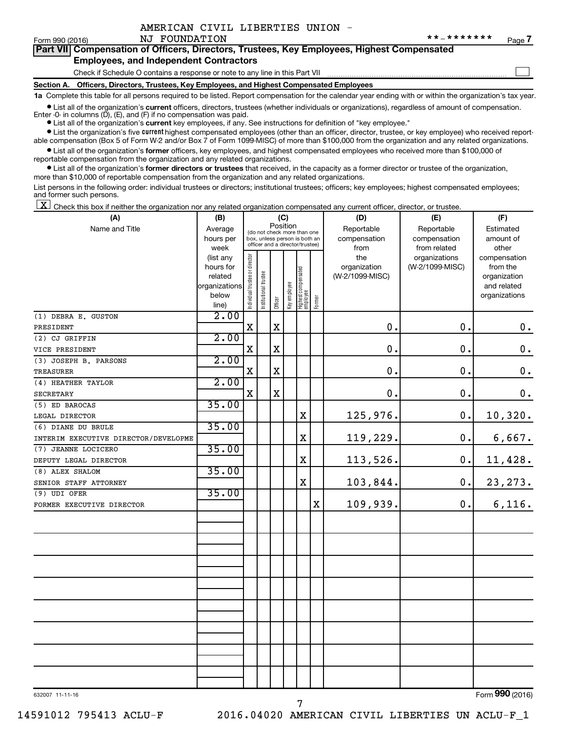AMERICAN CIVIL LIBERTIES UNION - NJ FOUNDATION

Form 990 (2016) **-******* Page 7

**Part VII Compensation of Officers, Directors, Trustees, Key Employees, Highest Compensated Employees, and Independent Contractors**

Check if Schedule O contains a response or note to any line in this Part VII

**Section A. Officers, Directors, Trustees, Key Employees, and Highest Compensated Employees**

**1a** Complete this table for all persons required to be listed. Report compensation for the calendar year ending with or within the organization's tax year.

- List all of the organization's **current** officers, directors, trustees (whether individuals or organizations), regardless of amount of compensation. Enter -0- in columns (D), (E), and (F) if no compensation was paid.
- List all of the organization's **current** key employees, if any. See instructions for definition of "key employee."
- List the organization's five **current** highest compensated employees (other than an officer, director, trustee, or key employee) who received reportable compensation (Box 5 of Form W-2 and/or Box 7 of Form 1099-MISC) of more than $100,000 from the organization and any related organizations.
- List all of the organization's **former** officers, key employees, and highest compensated employees who received more than $100,000 of reportable compensation from the organization and any related organizations.
- List all of the organization's **former directors or trustees** that received, in the capacity as a former director or trustee of the organization, more than $10,000 of reportable compensation from the organization and any related organizations.

List persons in the following order: individual trustees or directors; institutional trustees; officers; key employees; highest compensated employees; and former such persons.

[X] Check this box if neither the organization nor any related organization compensated any current officer, director, or trustee.

| (A) Name and Title | (B) Average hours per week (list any hours for related organizations below line) | (C) Position: Individual trustee or director | Institutional trustee | Officer | Key employee | Highest compensated employee | Former | (D) Reportable compensation from the organization (W-2/1099-MISC) | (E) Reportable compensation from related organizations (W-2/1099-MISC) | (F) Estimated amount of other compensation from the organization and related organizations |
|---|---|---|---|---|---|---|---|---|---|---|
| (1) DEBRA E. GUSTON<br>PRESIDENT | 2.00 | X | | X | | | | 0. | 0. | 0. |
| (2) CJ GRIFFIN<br>VICE PRESIDENT | 2.00 | X | | X | | | | 0. | 0. | 0. |
| (3) JOSEPH B. PARSONS<br>TREASURER | 2.00 | X | | X | | | | 0. | 0. | 0. |
| (4) HEATHER TAYLOR<br>SECRETARY | 2.00 | X | | X | | | | 0. | 0. | 0. |
| (5) ED BAROCAS<br>LEGAL DIRECTOR | 35.00 | | | | | X | | 125,976. | 0. | 10,320. |
| (6) DIANE DU BRULE<br>INTERIM EXECUTIVE DIRECTOR/DEVELOPME | 35.00 | | | | | X | | 119,229. | 0. | 6,667. |
| (7) JEANNE LOCICERO<br>DEPUTY LEGAL DIRECTOR | 35.00 | | | | | X | | 113,526. | 0. | 11,428. |
| (8) ALEX SHALOM<br>SENIOR STAFF ATTORNEY | 35.00 | | | | | X | | 103,844. | 0. | 23,273. |
| (9) UDI OFER<br>FORMER EXECUTIVE DIRECTOR | 35.00 | | | | | | X | 109,939. | 0. | 6,116. |

632007 11-11-16

Form **990** (2016)

14591012 795413 ACLU-F 2016.04020 AMERICAN CIVIL LIBERTIES UN ACLU-F_1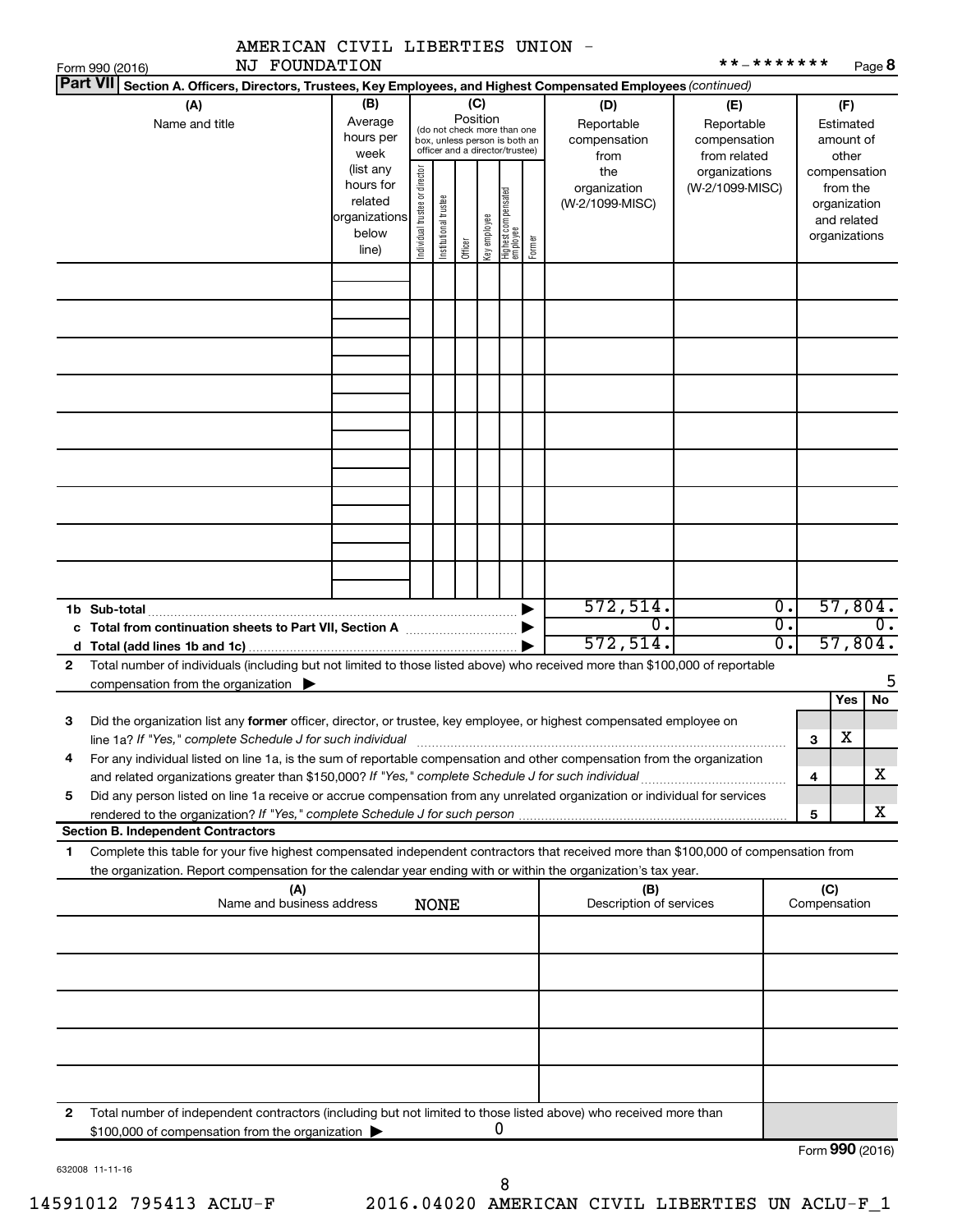AMERICAN CIVIL LIBERTIES UNION - NJ FOUNDATION

Form 990 (2016) **-******* Page 8

**Part VII Section A. Officers, Directors, Trustees, Key Employees, and Highest Compensated Employees** *(continued)*

| (A) Name and title | (B) Average hours per week (list any hours for related organizations below line) | (C) Position (do not check more than one box, unless person is both an officer and a director/trustee) | | | | | | (D) Reportable compensation from the organization (W-2/1099-MISC) | (E) Reportable compensation from related organizations (W-2/1099-MISC) | (F) Estimated amount of other compensation from the organization and related organizations |
|---|---|---|---|---|---|---|---|---|---|---|
| | | Individual trustee or director | Institutional trustee | Officer | Key employee | Highest compensated employee | Former | | | |
| | | | | | | | | | | |
| | | | | | | | | | | |
| | | | | | | | | | | |
| | | | | | | | | | | |
| | | | | | | | | | | |
| | | | | | | | | | | |
| | | | | | | | | | | |
| | | | | | | | | | | |
| | | | | | | | | | | |
| **1b Sub-total** | | | | | | | | 572,514. | 0. | 57,804. |
| **c Total from continuation sheets to Part VII, Section A** | | | | | | | | 0. | 0. | 0. |
| **d Total (add lines 1b and 1c)** | | | | | | | | 572,514. | 0. | 57,804. |

**2** Total number of individuals (including but not limited to those listed above) who received more than $100,000 of reportable compensation from the organization ▶ 5

| | | | Yes | No |
|---|---|---|---|---|
| **3** | Did the organization list any **former** officer, director, or trustee, key employee, or highest compensated employee on line 1a? *If "Yes," complete Schedule J for such individual* | 3 | X | |
| **4** | For any individual listed on line 1a, is the sum of reportable compensation and other compensation from the organization and related organizations greater than $150,000? *If "Yes," complete Schedule J for such individual* | 4 | | X |
| **5** | Did any person listed on line 1a receive or accrue compensation from any unrelated organization or individual for services rendered to the organization? *If "Yes," complete Schedule J for such person* | 5 | | X |

**Section B. Independent Contractors**

**1** Complete this table for your five highest compensated independent contractors that received more than $100,000 of compensation from the organization. Report compensation for the calendar year ending with or within the organization's tax year.

| (A) Name and business address NONE | (B) Description of services | (C) Compensation |
|---|---|---|
| | | |
| | | |
| | | |
| | | |
| | | |

**2** Total number of independent contractors (including but not limited to those listed above) who received more than $100,000 of compensation from the organization ▶ 0

Form **990** (2016)

632008 11-11-16

14591012 795413 ACLU-F 2016.04020 AMERICAN CIVIL LIBERTIES UN ACLU-F_1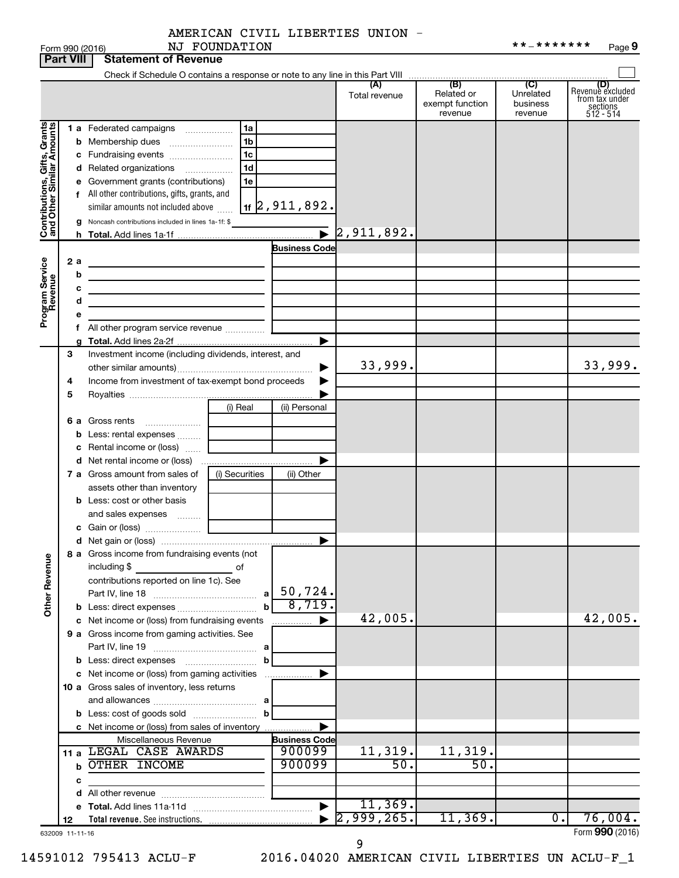AMERICAN CIVIL LIBERTIES UNION - NJ FOUNDATION

Form 990 (2016) **-******* Page 9

**Part VIII | Statement of Revenue**

Check if Schedule O contains a response or note to any line in this Part VIII

| | | | | (A) Total revenue | (B) Related or exempt function revenue | (C) Unrelated business revenue | (D) Revenue excluded from tax under sections 512 - 514 |
|---|---|---|---|---|---|---|---|
| **Contributions, Gifts, Grants and Other Similar Amounts** | 1 a Federated campaigns | 1a | | | | | |
| | b Membership dues | 1b | | | | | |
| | c Fundraising events | 1c | | | | | |
| | d Related organizations | 1d | | | | | |
| | e Government grants (contributions) | 1e | | | | | |
| | f All other contributions, gifts, grants, and similar amounts not included above | 1f | 2,911,892. | | | | |
| | g Noncash contributions included in lines 1a-1f: $ | | | | | | |
| | h **Total.** Add lines 1a-1f | | ▶ | 2,911,892. | | | |
| **Program Service Revenue** | | | Business Code | | | | |
| | 2 a | | | | | | |
| | b | | | | | | |
| | c | | | | | | |
| | d | | | | | | |
| | e | | | | | | |
| | f All other program service revenue | | | | | | |
| | g **Total.** Add lines 2a-2f | | ▶ | | | | |
| | 3 Investment income (including dividends, interest, and other similar amounts) | | ▶ | 33,999. | | | 33,999. |
| | 4 Income from investment of tax-exempt bond proceeds | | ▶ | | | | |
| | 5 Royalties | | ▶ | | | | |
| | | (i) Real | (ii) Personal | | | | |
| | 6 a Gross rents | | | | | | |
| | b Less: rental expenses | | | | | | |
| | c Rental income or (loss) | | | | | | |
| | d Net rental income or (loss) | | ▶ | | | | |
| | 7 a Gross amount from sales of assets other than inventory | (i) Securities | (ii) Other | | | | |
| | b Less: cost or other basis and sales expenses | | | | | | |
| | c Gain or (loss) | | | | | | |
| | d Net gain or (loss) | | ▶ | | | | |
| **Other Revenue** | 8 a Gross income from fundraising events (not including $ of contributions reported on line 1c). See Part IV, line 18 | a | 50,724. | | | | |
| | b Less: direct expenses | b | 8,719. | | | | |
| | c Net income or (loss) from fundraising events | | ▶ | 42,005. | | | 42,005. |
| | 9 a Gross income from gaming activities. See Part IV, line 19 | a | | | | | |
| | b Less: direct expenses | b | | | | | |
| | c Net income or (loss) from gaming activities | | ▶ | | | | |
| | 10 a Gross sales of inventory, less returns and allowances | a | | | | | |
| | b Less: cost of goods sold | b | | | | | |
| | c Net income or (loss) from sales of inventory | | ▶ | | | | |
| | Miscellaneous Revenue | | Business Code | | | | |
| | 11 a LEGAL CASE AWARDS | | 900099 | 11,319. | 11,319. | | |
| | b OTHER INCOME | | 900099 | 50. | 50. | | |
| | c | | | | | | |
| | d All other revenue | | | | | | |
| | e **Total.** Add lines 11a-11d | | ▶ | 11,369. | | | |
| | 12 **Total revenue.** See instructions. | | ▶ | 2,999,265. | 11,369. | 0. | 76,004. |

632009 11-11-16 Form **990** (2016)

14591012 795413 ACLU-F 2016.04020 AMERICAN CIVIL LIBERTIES UN ACLU-F_1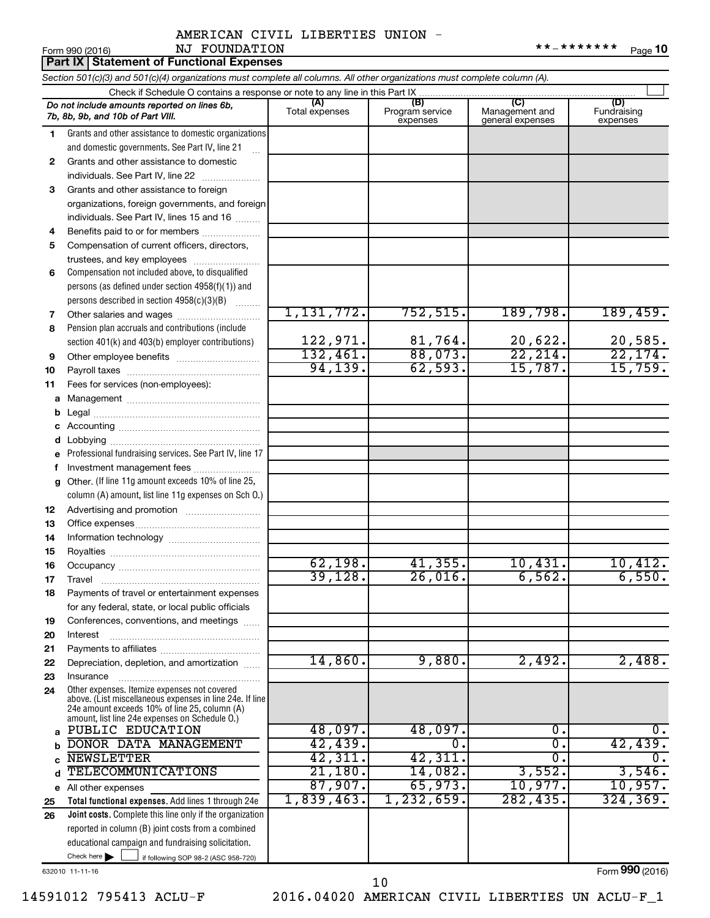AMERICAN CIVIL LIBERTIES UNION - NJ FOUNDATION

Form 990 (2016) **-******* Page 10

## Part IX Statement of Functional Expenses

*Section 501(c)(3) and 501(c)(4) organizations must complete all columns. All other organizations must complete column (A).*

Check if Schedule O contains a response or note to any line in this Part IX

| *Do not include amounts reported on lines 6b, 7b, 8b, 9b, and 10b of Part VIII.* | (A) Total expenses | (B) Program service expenses | (C) Management and general expenses | (D) Fundraising expenses |
|---|---|---|---|---|
| 1 Grants and other assistance to domestic organizations and domestic governments. See Part IV, line 21 | | | | |
| 2 Grants and other assistance to domestic individuals. See Part IV, line 22 | | | | |
| 3 Grants and other assistance to foreign organizations, foreign governments, and foreign individuals. See Part IV, lines 15 and 16 | | | | |
| 4 Benefits paid to or for members | | | | |
| 5 Compensation of current officers, directors, trustees, and key employees | | | | |
| 6 Compensation not included above, to disqualified persons (as defined under section 4958(f)(1)) and persons described in section 4958(c)(3)(B) | | | | |
| 7 Other salaries and wages | 1,131,772. | 752,515. | 189,798. | 189,459. |
| 8 Pension plan accruals and contributions (include section 401(k) and 403(b) employer contributions) | 122,971. | 81,764. | 20,622. | 20,585. |
| 9 Other employee benefits | 132,461. | 88,073. | 22,214. | 22,174. |
| 10 Payroll taxes | 94,139. | 62,593. | 15,787. | 15,759. |
| 11 Fees for services (non-employees): | | | | |
| a Management | | | | |
| b Legal | | | | |
| c Accounting | | | | |
| d Lobbying | | | | |
| e Professional fundraising services. See Part IV, line 17 | | | | |
| f Investment management fees | | | | |
| g Other. (If line 11g amount exceeds 10% of line 25, column (A) amount, list line 11g expenses on Sch O.) | | | | |
| 12 Advertising and promotion | | | | |
| 13 Office expenses | | | | |
| 14 Information technology | | | | |
| 15 Royalties | | | | |
| 16 Occupancy | 62,198. | 41,355. | 10,431. | 10,412. |
| 17 Travel | 39,128. | 26,016. | 6,562. | 6,550. |
| 18 Payments of travel or entertainment expenses for any federal, state, or local public officials | | | | |
| 19 Conferences, conventions, and meetings | | | | |
| 20 Interest | | | | |
| 21 Payments to affiliates | | | | |
| 22 Depreciation, depletion, and amortization | 14,860. | 9,880. | 2,492. | 2,488. |
| 23 Insurance | | | | |
| 24 Other expenses. Itemize expenses not covered above. (List miscellaneous expenses in line 24e. If line 24e amount exceeds 10% of line 25, column (A) amount, list line 24e expenses on Schedule O.) | | | | |
| a PUBLIC EDUCATION | 48,097. | 48,097. | 0. | 0. |
| b DONOR DATA MANAGEMENT | 42,439. | 0. | 0. | 42,439. |
| c NEWSLETTER | 42,311. | 42,311. | 0. | 0. |
| d TELECOMMUNICATIONS | 21,180. | 14,082. | 3,552. | 3,546. |
| e All other expenses | 87,907. | 65,973. | 10,977. | 10,957. |
| 25 **Total functional expenses.** Add lines 1 through 24e | 1,839,463. | 1,232,659. | 282,435. | 324,369. |
| 26 **Joint costs.** Complete this line only if the organization reported in column (B) joint costs from a combined educational campaign and fundraising solicitation. Check here ☐ if following SOP 98-2 (ASC 958-720) | | | | |

632010 11-11-16

Form **990** (2016)

14591012 795413 ACLU-F 2016.04020 AMERICAN CIVIL LIBERTIES UN ACLU-F_1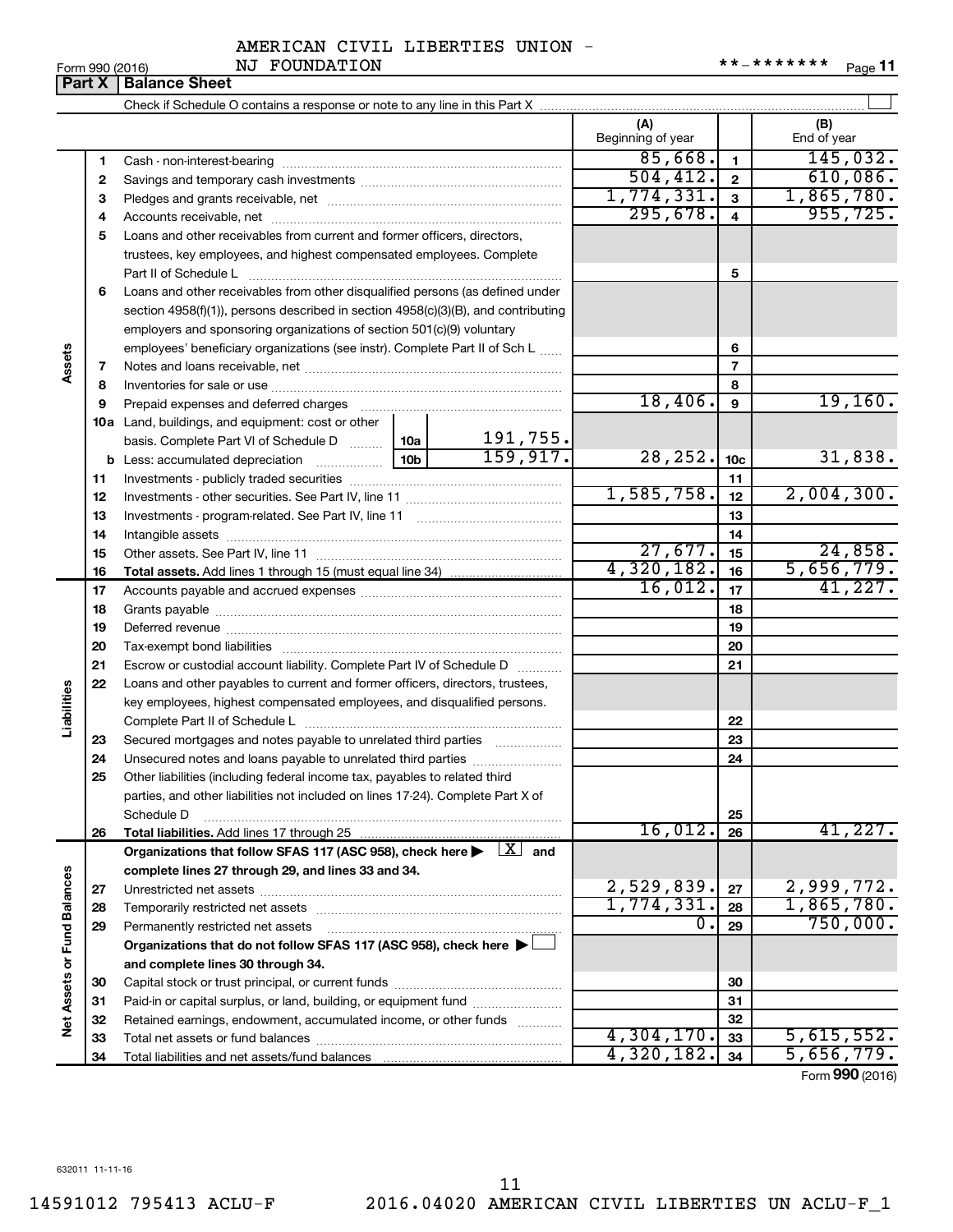AMERICAN CIVIL LIBERTIES UNION - NJ FOUNDATION

Form 990 (2016) **-******* Page 11

## Part X Balance Sheet

Check if Schedule O contains a response or note to any line in this Part X

| | | | | (A) Beginning of year | | (B) End of year |
|---|---|---|---|---|---|---|
| **Assets** | 1 | Cash - non-interest-bearing | | 85,668. | 1 | 145,032. |
| | 2 | Savings and temporary cash investments | | 504,412. | 2 | 610,086. |
| | 3 | Pledges and grants receivable, net | | 1,774,331. | 3 | 1,865,780. |
| | 4 | Accounts receivable, net | | 295,678. | 4 | 955,725. |
| | 5 | Loans and other receivables from current and former officers, directors, trustees, key employees, and highest compensated employees. Complete Part II of Schedule L | | | 5 | |
| | 6 | Loans and other receivables from other disqualified persons (as defined under section 4958(f)(1)), persons described in section 4958(c)(3)(B), and contributing employers and sponsoring organizations of section 501(c)(9) voluntary employees' beneficiary organizations (see instr). Complete Part II of Sch L | | | 6 | |
| | 7 | Notes and loans receivable, net | | | 7 | |
| | 8 | Inventories for sale or use | | | 8 | |
| | 9 | Prepaid expenses and deferred charges | | 18,406. | 9 | 19,160. |
| | 10a | Land, buildings, and equipment: cost or other basis. Complete Part VI of Schedule D | 10a 191,755. | | | |
| | b | Less: accumulated depreciation | 10b 159,917. | 28,252. | 10c | 31,838. |
| | 11 | Investments - publicly traded securities | | | 11 | |
| | 12 | Investments - other securities. See Part IV, line 11 | | 1,585,758. | 12 | 2,004,300. |
| | 13 | Investments - program-related. See Part IV, line 11 | | | 13 | |
| | 14 | Intangible assets | | | 14 | |
| | 15 | Other assets. See Part IV, line 11 | | 27,677. | 15 | 24,858. |
| | 16 | **Total assets.** Add lines 1 through 15 (must equal line 34) | | 4,320,182. | 16 | 5,656,779. |
| **Liabilities** | 17 | Accounts payable and accrued expenses | | 16,012. | 17 | 41,227. |
| | 18 | Grants payable | | | 18 | |
| | 19 | Deferred revenue | | | 19 | |
| | 20 | Tax-exempt bond liabilities | | | 20 | |
| | 21 | Escrow or custodial account liability. Complete Part IV of Schedule D | | | 21 | |
| | 22 | Loans and other payables to current and former officers, directors, trustees, key employees, highest compensated employees, and disqualified persons. Complete Part II of Schedule L | | | 22 | |
| | 23 | Secured mortgages and notes payable to unrelated third parties | | | 23 | |
| | 24 | Unsecured notes and loans payable to unrelated third parties | | | 24 | |
| | 25 | Other liabilities (including federal income tax, payables to related third parties, and other liabilities not included on lines 17-24). Complete Part X of Schedule D | | | 25 | |
| | 26 | **Total liabilities.** Add lines 17 through 25 | | 16,012. | 26 | 41,227. |
| **Net Assets or Fund Balances** | | **Organizations that follow SFAS 117 (ASC 958), check here ▶ [X] and complete lines 27 through 29, and lines 33 and 34.** | | | | |
| | 27 | Unrestricted net assets | | 2,529,839. | 27 | 2,999,772. |
| | 28 | Temporarily restricted net assets | | 1,774,331. | 28 | 1,865,780. |
| | 29 | Permanently restricted net assets | | 0. | 29 | 750,000. |
| | | **Organizations that do not follow SFAS 117 (ASC 958), check here ▶ [ ] and complete lines 30 through 34.** | | | | |
| | 30 | Capital stock or trust principal, or current funds | | | 30 | |
| | 31 | Paid-in or capital surplus, or land, building, or equipment fund | | | 31 | |
| | 32 | Retained earnings, endowment, accumulated income, or other funds | | | 32 | |
| | 33 | Total net assets or fund balances | | 4,304,170. | 33 | 5,615,552. |
| | 34 | Total liabilities and net assets/fund balances | | 4,320,182. | 34 | 5,656,779. |

Form **990** (2016)

632011 11-11-16

14591012 795413 ACLU-F 2016.04020 AMERICAN CIVIL LIBERTIES UN ACLU-F_1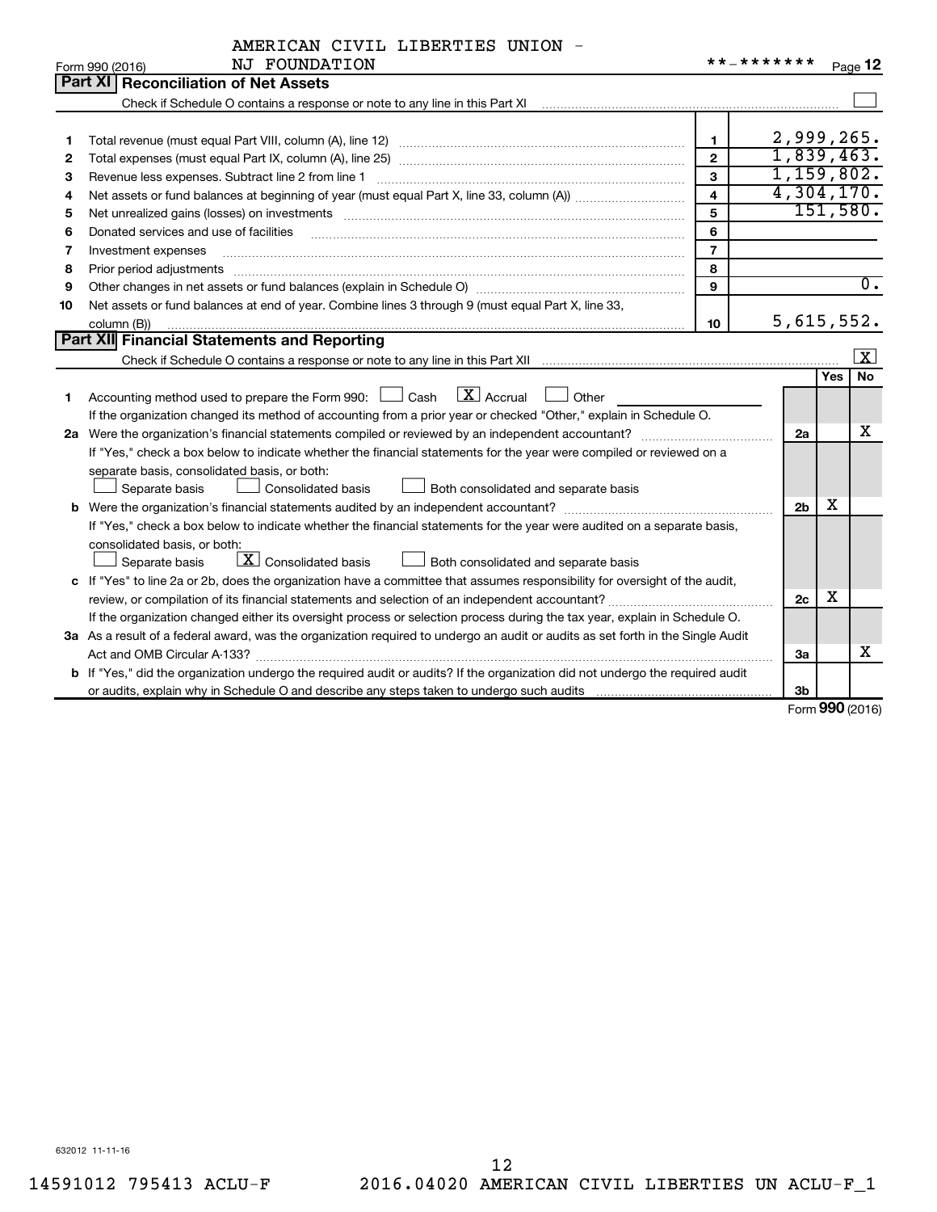AMERICAN CIVIL LIBERTIES UNION - NJ FOUNDATION

Form 990 (2016) **-******* Page 12

## Part XI Reconciliation of Net Assets

Check if Schedule O contains a response or note to any line in this Part XI ☐

| | | | |
|---|---|---|---|
| 1 | Total revenue (must equal Part VIII, column (A), line 12) | 1 | 2,999,265. |
| 2 | Total expenses (must equal Part IX, column (A), line 25) | 2 | 1,839,463. |
| 3 | Revenue less expenses. Subtract line 2 from line 1 | 3 | 1,159,802. |
| 4 | Net assets or fund balances at beginning of year (must equal Part X, line 33, column (A)) | 4 | 4,304,170. |
| 5 | Net unrealized gains (losses) on investments | 5 | 151,580. |
| 6 | Donated services and use of facilities | 6 | |
| 7 | Investment expenses | 7 | |
| 8 | Prior period adjustments | 8 | |
| 9 | Other changes in net assets or fund balances (explain in Schedule O) | 9 | 0. |
| 10 | Net assets or fund balances at end of year. Combine lines 3 through 9 (must equal Part X, line 33, column (B)) | 10 | 5,615,552. |

## Part XII Financial Statements and Reporting

Check if Schedule O contains a response or note to any line in this Part XII ☒

| | | | Yes | No |
|---|---|---|---|---|
| 1 | Accounting method used to prepare the Form 990: ☐ Cash ☒ Accrual ☐ Other<br>If the organization changed its method of accounting from a prior year or checked "Other," explain in Schedule O. | | | |
| 2a | Were the organization's financial statements compiled or reviewed by an independent accountant?<br>If "Yes," check a box below to indicate whether the financial statements for the year were compiled or reviewed on a separate basis, consolidated basis, or both:<br>☐ Separate basis ☐ Consolidated basis ☐ Both consolidated and separate basis | 2a | | X |
| b | Were the organization's financial statements audited by an independent accountant?<br>If "Yes," check a box below to indicate whether the financial statements for the year were audited on a separate basis, consolidated basis, or both:<br>☐ Separate basis ☒ Consolidated basis ☐ Both consolidated and separate basis | 2b | X | |
| c | If "Yes" to line 2a or 2b, does the organization have a committee that assumes responsibility for oversight of the audit, review, or compilation of its financial statements and selection of an independent accountant?<br>If the organization changed either its oversight process or selection process during the tax year, explain in Schedule O. | 2c | X | |
| 3a | As a result of a federal award, was the organization required to undergo an audit or audits as set forth in the Single Audit Act and OMB Circular A-133? | 3a | | X |
| b | If "Yes," did the organization undergo the required audit or audits? If the organization did not undergo the required audit or audits, explain why in Schedule O and describe any steps taken to undergo such audits | 3b | | |

Form 990 (2016)

632012 11-11-16

14591012 795413 ACLU-F 2016.04020 AMERICAN CIVIL LIBERTIES UN ACLU-F_1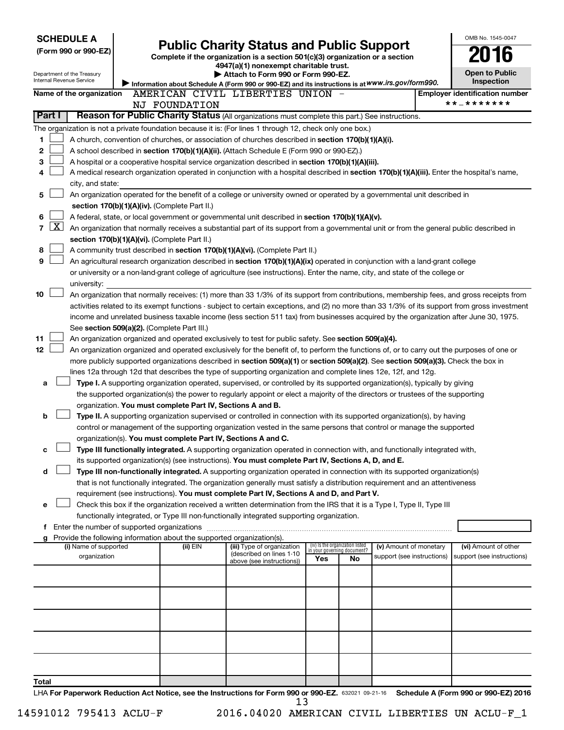**SCHEDULE A**
**(Form 990 or 990-EZ)**

Department of the Treasury
Internal Revenue Service

# Public Charity Status and Public Support

**Complete if the organization is a section 501(c)(3) organization or a section 4947(a)(1) nonexempt charitable trust.**
**▶ Attach to Form 990 or Form 990-EZ.**
**▶ Information about Schedule A (Form 990 or 990-EZ) and its instructions is at www.irs.gov/form990.**

OMB No. 1545-0047
**2016**
**Open to Public Inspection**

**Name of the organization** AMERICAN CIVIL LIBERTIES UNION - NJ FOUNDATION

**Employer identification number** **-*******

## Part I Reason for Public Charity Status (All organizations must complete this part.) See instructions.

The organization is not a private foundation because it is: (For lines 1 through 12, check only one box.)

1 ☐ A church, convention of churches, or association of churches described in **section 170(b)(1)(A)(i).**
2 ☐ A school described in **section 170(b)(1)(A)(ii).** (Attach Schedule E (Form 990 or 990-EZ).)
3 ☐ A hospital or a cooperative hospital service organization described in **section 170(b)(1)(A)(iii).**
4 ☐ A medical research organization operated in conjunction with a hospital described in **section 170(b)(1)(A)(iii).** Enter the hospital's name, city, and state:
5 ☐ An organization operated for the benefit of a college or university owned or operated by a governmental unit described in **section 170(b)(1)(A)(iv).** (Complete Part II.)
6 ☐ A federal, state, or local government or governmental unit described in **section 170(b)(1)(A)(v).**
7 ☒ An organization that normally receives a substantial part of its support from a governmental unit or from the general public described in **section 170(b)(1)(A)(vi).** (Complete Part II.)
8 ☐ A community trust described in **section 170(b)(1)(A)(vi).** (Complete Part II.)
9 ☐ An agricultural research organization described in **section 170(b)(1)(A)(ix)** operated in conjunction with a land-grant college or university or a non-land-grant college of agriculture (see instructions). Enter the name, city, and state of the college or university:
10 ☐ An organization that normally receives: (1) more than 33 1/3% of its support from contributions, membership fees, and gross receipts from activities related to its exempt functions - subject to certain exceptions, and (2) no more than 33 1/3% of its support from gross investment income and unrelated business taxable income (less section 511 tax) from businesses acquired by the organization after June 30, 1975. See **section 509(a)(2).** (Complete Part III.)
11 ☐ An organization organized and operated exclusively to test for public safety. See **section 509(a)(4).**
12 ☐ An organization organized and operated exclusively for the benefit of, to perform the functions of, or to carry out the purposes of one or more publicly supported organizations described in **section 509(a)(1)** or **section 509(a)(2)**. See **section 509(a)(3).** Check the box in lines 12a through 12d that describes the type of supporting organization and complete lines 12e, 12f, and 12g.

a ☐ **Type I.** A supporting organization operated, supervised, or controlled by its supported organization(s), typically by giving the supported organization(s) the power to regularly appoint or elect a majority of the directors or trustees of the supporting organization. **You must complete Part IV, Sections A and B.**

b ☐ **Type II.** A supporting organization supervised or controlled in connection with its supported organization(s), by having control or management of the supporting organization vested in the same persons that control or manage the supported organization(s). **You must complete Part IV, Sections A and C.**

c ☐ **Type III functionally integrated.** A supporting organization operated in connection with, and functionally integrated with, its supported organization(s) (see instructions). **You must complete Part IV, Sections A, D, and E.**

d ☐ **Type III non-functionally integrated.** A supporting organization operated in connection with its supported organization(s) that is not functionally integrated. The organization generally must satisfy a distribution requirement and an attentiveness requirement (see instructions). **You must complete Part IV, Sections A and D, and Part V.**

e ☐ Check this box if the organization received a written determination from the IRS that it is a Type I, Type II, Type III functionally integrated, or Type III non-functionally integrated supporting organization.

f Enter the number of supported organizations

g Provide the following information about the supported organization(s).

| (i) Name of supported organization | (ii) EIN | (iii) Type of organization (described on lines 1-10 above (see instructions)) | (iv) Is the organization listed in your governing document? Yes | No | (v) Amount of monetary support (see instructions) | (vi) Amount of other support (see instructions) |
|---|---|---|---|---|---|---|
| | | | | | | |
| | | | | | | |
| | | | | | | |
| | | | | | | |
| | | | | | | |
| **Total** | | | | | | |

LHA **For Paperwork Reduction Act Notice, see the Instructions for Form 990 or 990-EZ.** 632021 09-21-16 **Schedule A (Form 990 or 990-EZ) 2016**

14591012 795413 ACLU-F 2016.04020 AMERICAN CIVIL LIBERTIES UN ACLU-F_1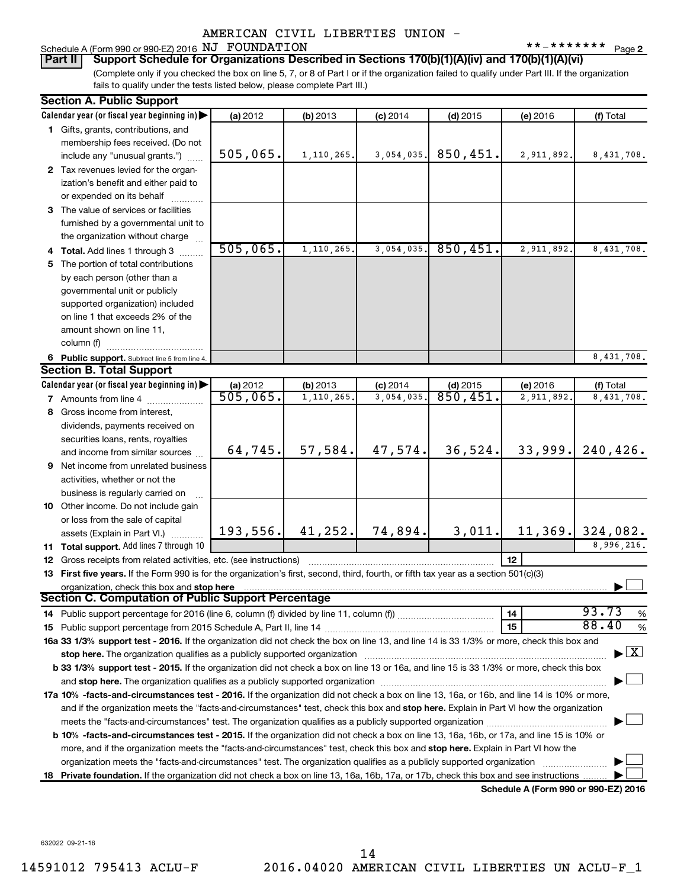AMERICAN CIVIL LIBERTIES UNION -

Schedule A (Form 990 or 990-EZ) 2016 NJ FOUNDATION **-******* Page 2

**Part II Support Schedule for Organizations Described in Sections 170(b)(1)(A)(iv) and 170(b)(1)(A)(vi)**

(Complete only if you checked the box on line 5, 7, or 8 of Part I or if the organization failed to qualify under Part III. If the organization fails to qualify under the tests listed below, please complete Part III.)

## Section A. Public Support

| Calendar year (or fiscal year beginning in) | (a) 2012 | (b) 2013 | (c) 2014 | (d) 2015 | (e) 2016 | (f) Total |
|---|---|---|---|---|---|---|
| 1 Gifts, grants, contributions, and membership fees received. (Do not include any "unusual grants.") | 505,065. | 1,110,265. | 3,054,035. | 850,451. | 2,911,892. | 8,431,708. |
| 2 Tax revenues levied for the organization's benefit and either paid to or expended on its behalf | | | | | | |
| 3 The value of services or facilities furnished by a governmental unit to the organization without charge | | | | | | |
| 4 Total. Add lines 1 through 3 | 505,065. | 1,110,265. | 3,054,035. | 850,451. | 2,911,892. | 8,431,708. |
| 5 The portion of total contributions by each person (other than a governmental unit or publicly supported organization) included on line 1 that exceeds 2% of the amount shown on line 11, column (f) | | | | | | |
| 6 Public support. Subtract line 5 from line 4. | | | | | | 8,431,708. |

## Section B. Total Support

| Calendar year (or fiscal year beginning in) | (a) 2012 | (b) 2013 | (c) 2014 | (d) 2015 | (e) 2016 | (f) Total |
|---|---|---|---|---|---|---|
| 7 Amounts from line 4 | 505,065. | 1,110,265. | 3,054,035. | 850,451. | 2,911,892. | 8,431,708. |
| 8 Gross income from interest, dividends, payments received on securities loans, rents, royalties and income from similar sources | 64,745. | 57,584. | 47,574. | 36,524. | 33,999. | 240,426. |
| 9 Net income from unrelated business activities, whether or not the business is regularly carried on | | | | | | |
| 10 Other income. Do not include gain or loss from the sale of capital assets (Explain in Part VI.) | 193,556. | 41,252. | 74,894. | 3,011. | 11,369. | 324,082. |
| 11 Total support. Add lines 7 through 10 | | | | | | 8,996,216. |

12 Gross receipts from related activities, etc. (see instructions) — 12

13 **First five years.** If the Form 990 is for the organization's first, second, third, fourth, or fifth tax year as a section 501(c)(3) organization, check this box and **stop here** ☐

## Section C. Computation of Public Support Percentage

14 Public support percentage for 2016 (line 6, column (f) divided by line 11, column (f)) — 14 — 93.73 %

15 Public support percentage from 2015 Schedule A, Part II, line 14 — 15 — 88.40 %

**16a 33 1/3% support test - 2016.** If the organization did not check the box on line 13, and line 14 is 33 1/3% or more, check this box and **stop here.** The organization qualifies as a publicly supported organization ☒

**b 33 1/3% support test - 2015.** If the organization did not check a box on line 13 or 16a, and line 15 is 33 1/3% or more, check this box and **stop here.** The organization qualifies as a publicly supported organization ☐

**17a 10% -facts-and-circumstances test - 2016.** If the organization did not check a box on line 13, 16a, or 16b, and line 14 is 10% or more, and if the organization meets the "facts-and-circumstances" test, check this box and **stop here.** Explain in Part VI how the organization meets the "facts-and-circumstances" test. The organization qualifies as a publicly supported organization ☐

**b 10% -facts-and-circumstances test - 2015.** If the organization did not check a box on line 13, 16a, 16b, or 17a, and line 15 is 10% or more, and if the organization meets the "facts-and-circumstances" test, check this box and **stop here.** Explain in Part VI how the organization meets the "facts-and-circumstances" test. The organization qualifies as a publicly supported organization ☐

**18 Private foundation.** If the organization did not check a box on line 13, 16a, 16b, 17a, or 17b, check this box and see instructions ☐

**Schedule A (Form 990 or 990-EZ) 2016**

632022 09-21-16

14591012 795413 ACLU-F 2016.04020 AMERICAN CIVIL LIBERTIES UN ACLU-F_1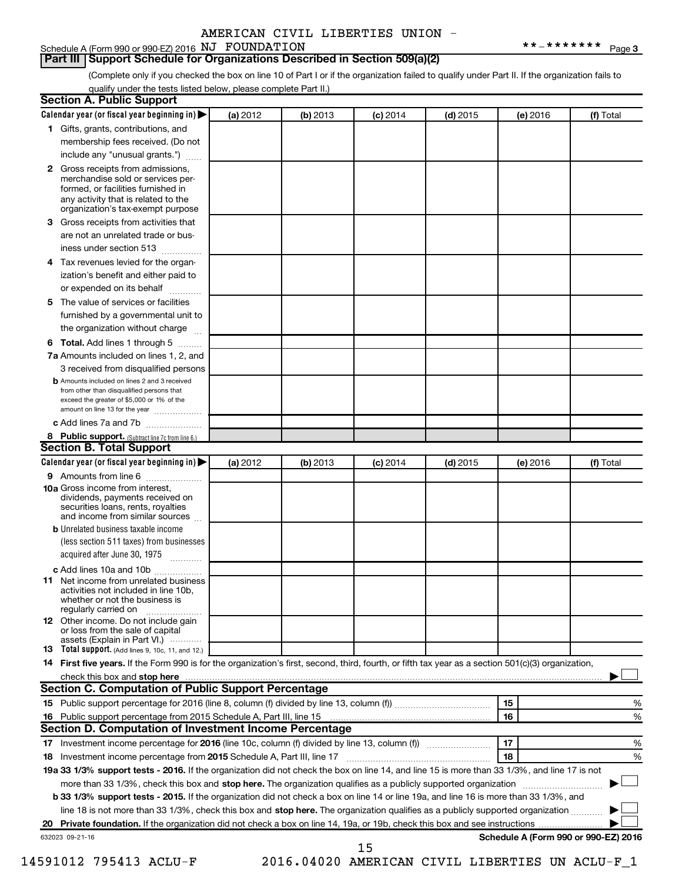AMERICAN CIVIL LIBERTIES UNION -

Schedule A (Form 990 or 990-EZ) 2016 NJ FOUNDATION **-******* Page 3

## Part III Support Schedule for Organizations Described in Section 509(a)(2)

(Complete only if you checked the box on line 10 of Part I or if the organization failed to qualify under Part II. If the organization fails to qualify under the tests listed below, please complete Part II.)

### Section A. Public Support

| Calendar year (or fiscal year beginning in) ▶ | (a) 2012 | (b) 2013 | (c) 2014 | (d) 2015 | (e) 2016 | (f) Total |
|---|---|---|---|---|---|---|
| **1** Gifts, grants, contributions, and membership fees received. (Do not include any "unusual grants.") | | | | | | |
| **2** Gross receipts from admissions, merchandise sold or services performed, or facilities furnished in any activity that is related to the organization's tax-exempt purpose | | | | | | |
| **3** Gross receipts from activities that are not an unrelated trade or business under section 513 | | | | | | |
| **4** Tax revenues levied for the organization's benefit and either paid to or expended on its behalf | | | | | | |
| **5** The value of services or facilities furnished by a governmental unit to the organization without charge | | | | | | |
| **6 Total.** Add lines 1 through 5 | | | | | | |
| **7a** Amounts included on lines 1, 2, and 3 received from disqualified persons | | | | | | |
| **b** Amounts included on lines 2 and 3 received from other than disqualified persons that exceed the greater of $5,000 or 1% of the amount on line 13 for the year | | | | | | |
| **c** Add lines 7a and 7b | | | | | | |
| **8 Public support.** (Subtract line 7c from line 6.) | | | | | | |

### Section B. Total Support

| Calendar year (or fiscal year beginning in) ▶ | (a) 2012 | (b) 2013 | (c) 2014 | (d) 2015 | (e) 2016 | (f) Total |
|---|---|---|---|---|---|---|
| **9** Amounts from line 6 | | | | | | |
| **10a** Gross income from interest, dividends, payments received on securities loans, rents, royalties and income from similar sources | | | | | | |
| **b** Unrelated business taxable income (less section 511 taxes) from businesses acquired after June 30, 1975 | | | | | | |
| **c** Add lines 10a and 10b | | | | | | |
| **11** Net income from unrelated business activities not included in line 10b, whether or not the business is regularly carried on | | | | | | |
| **12** Other income. Do not include gain or loss from the sale of capital assets (Explain in Part VI.) | | | | | | |
| **13 Total support.** (Add lines 9, 10c, 11, and 12.) | | | | | | |

**14 First five years.** If the Form 990 is for the organization's first, second, third, fourth, or fifth tax year as a section 501(c)(3) organization, check this box and **stop here** ▶ ☐

### Section C. Computation of Public Support Percentage

| | | | |
|---|---|---|---|
| **15** | Public support percentage for 2016 (line 8, column (f) divided by line 13, column (f)) | 15 | % |
| **16** | Public support percentage from 2015 Schedule A, Part III, line 15 | 16 | % |

### Section D. Computation of Investment Income Percentage

| | | | |
|---|---|---|---|
| **17** | Investment income percentage for **2016** (line 10c, column (f) divided by line 13, column (f)) | 17 | % |
| **18** | Investment income percentage from **2015** Schedule A, Part III, line 17 | 18 | % |

**19a 33 1/3% support tests - 2016.** If the organization did not check the box on line 14, and line 15 is more than 33 1/3%, and line 17 is not more than 33 1/3%, check this box and **stop here.** The organization qualifies as a publicly supported organization ▶ ☐

**b 33 1/3% support tests - 2015.** If the organization did not check a box on line 14 or line 19a, and line 16 is more than 33 1/3%, and line 18 is not more than 33 1/3%, check this box and **stop here.** The organization qualifies as a publicly supported organization ▶ ☐

**20 Private foundation.** If the organization did not check a box on line 14, 19a, or 19b, check this box and see instructions ▶ ☐

632023 09-21-16 **Schedule A (Form 990 or 990-EZ) 2016**

14591012 795413 ACLU-F 2016.04020 AMERICAN CIVIL LIBERTIES UN ACLU-F_1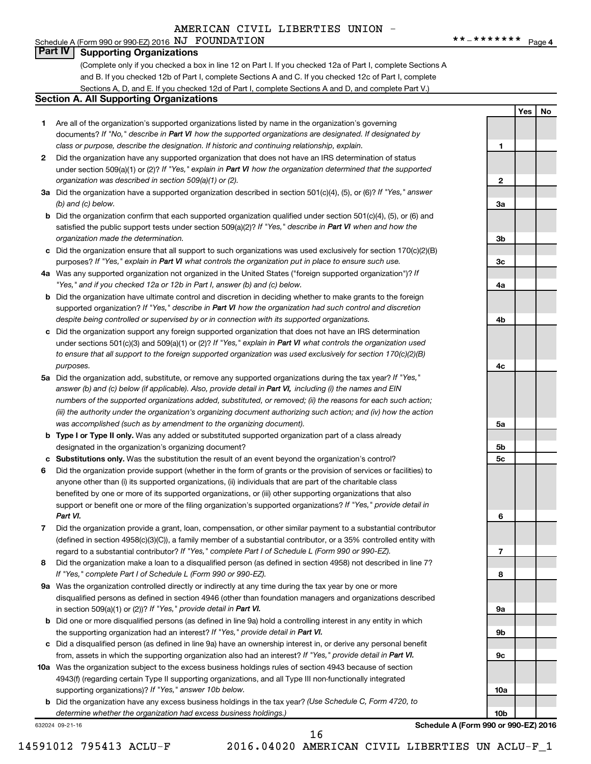AMERICAN CIVIL LIBERTIES UNION - NJ FOUNDATION

Schedule A (Form 990 or 990-EZ) 2016 **-******* Page 4

## Part IV Supporting Organizations

(Complete only if you checked a box in line 12 on Part I. If you checked 12a of Part I, complete Sections A and B. If you checked 12b of Part I, complete Sections A and C. If you checked 12c of Part I, complete Sections A, D, and E. If you checked 12d of Part I, complete Sections A and D, and complete Part V.)

### Section A. All Supporting Organizations

| | | Line | Yes | No |
|---|---|---|---|---|
| **1** | Are all of the organization's supported organizations listed by name in the organization's governing documents? *If "No," describe in **Part VI** how the supported organizations are designated. If designated by class or purpose, describe the designation. If historic and continuing relationship, explain.* | 1 | | |
| **2** | Did the organization have any supported organization that does not have an IRS determination of status under section 509(a)(1) or (2)? *If "Yes," explain in **Part VI** how the organization determined that the supported organization was described in section 509(a)(1) or (2).* | 2 | | |
| **3a** | Did the organization have a supported organization described in section 501(c)(4), (5), or (6)? *If "Yes," answer (b) and (c) below.* | 3a | | |
| **b** | Did the organization confirm that each supported organization qualified under section 501(c)(4), (5), or (6) and satisfied the public support tests under section 509(a)(2)? *If "Yes," describe in **Part VI** when and how the organization made the determination.* | 3b | | |
| **c** | Did the organization ensure that all support to such organizations was used exclusively for section 170(c)(2)(B) purposes? *If "Yes," explain in **Part VI** what controls the organization put in place to ensure such use.* | 3c | | |
| **4a** | Was any supported organization not organized in the United States ("foreign supported organization")? *If "Yes," and if you checked 12a or 12b in Part I, answer (b) and (c) below.* | 4a | | |
| **b** | Did the organization have ultimate control and discretion in deciding whether to make grants to the foreign supported organization? *If "Yes," describe in **Part VI** how the organization had such control and discretion despite being controlled or supervised by or in connection with its supported organizations.* | 4b | | |
| **c** | Did the organization support any foreign supported organization that does not have an IRS determination under sections 501(c)(3) and 509(a)(1) or (2)? *If "Yes," explain in **Part VI** what controls the organization used to ensure that all support to the foreign supported organization was used exclusively for section 170(c)(2)(B) purposes.* | 4c | | |
| **5a** | Did the organization add, substitute, or remove any supported organizations during the tax year? *If "Yes," answer (b) and (c) below (if applicable). Also, provide detail in **Part VI,** including (i) the names and EIN numbers of the supported organizations added, substituted, or removed; (ii) the reasons for each such action; (iii) the authority under the organization's organizing document authorizing such action; and (iv) how the action was accomplished (such as by amendment to the organizing document).* | 5a | | |
| **b** | **Type I or Type II only.** Was any added or substituted supported organization part of a class already designated in the organization's organizing document? | 5b | | |
| **c** | **Substitutions only.** Was the substitution the result of an event beyond the organization's control? | 5c | | |
| **6** | Did the organization provide support (whether in the form of grants or the provision of services or facilities) to anyone other than (i) its supported organizations, (ii) individuals that are part of the charitable class benefited by one or more of its supported organizations, or (iii) other supporting organizations that also support or benefit one or more of the filing organization's supported organizations? *If "Yes," provide detail in **Part VI.*** | 6 | | |
| **7** | Did the organization provide a grant, loan, compensation, or other similar payment to a substantial contributor (defined in section 4958(c)(3)(C)), a family member of a substantial contributor, or a 35% controlled entity with regard to a substantial contributor? *If "Yes," complete Part I of Schedule L (Form 990 or 990-EZ).* | 7 | | |
| **8** | Did the organization make a loan to a disqualified person (as defined in section 4958) not described in line 7? *If "Yes," complete Part I of Schedule L (Form 990 or 990-EZ).* | 8 | | |
| **9a** | Was the organization controlled directly or indirectly at any time during the tax year by one or more disqualified persons as defined in section 4946 (other than foundation managers and organizations described in section 509(a)(1) or (2))? *If "Yes," provide detail in **Part VI.*** | 9a | | |
| **b** | Did one or more disqualified persons (as defined in line 9a) hold a controlling interest in any entity in which the supporting organization had an interest? *If "Yes," provide detail in **Part VI.*** | 9b | | |
| **c** | Did a disqualified person (as defined in line 9a) have an ownership interest in, or derive any personal benefit from, assets in which the supporting organization also had an interest? *If "Yes," provide detail in **Part VI.*** | 9c | | |
| **10a** | Was the organization subject to the excess business holdings rules of section 4943 because of section 4943(f) (regarding certain Type II supporting organizations, and all Type III non-functionally integrated supporting organizations)? *If "Yes," answer 10b below.* | 10a | | |
| **b** | Did the organization have any excess business holdings in the tax year? *(Use Schedule C, Form 4720, to determine whether the organization had excess business holdings.)* | 10b | | |

632024 09-21-16 **Schedule A (Form 990 or 990-EZ) 2016**

14591012 795413 ACLU-F 2016.04020 AMERICAN CIVIL LIBERTIES UN ACLU-F_1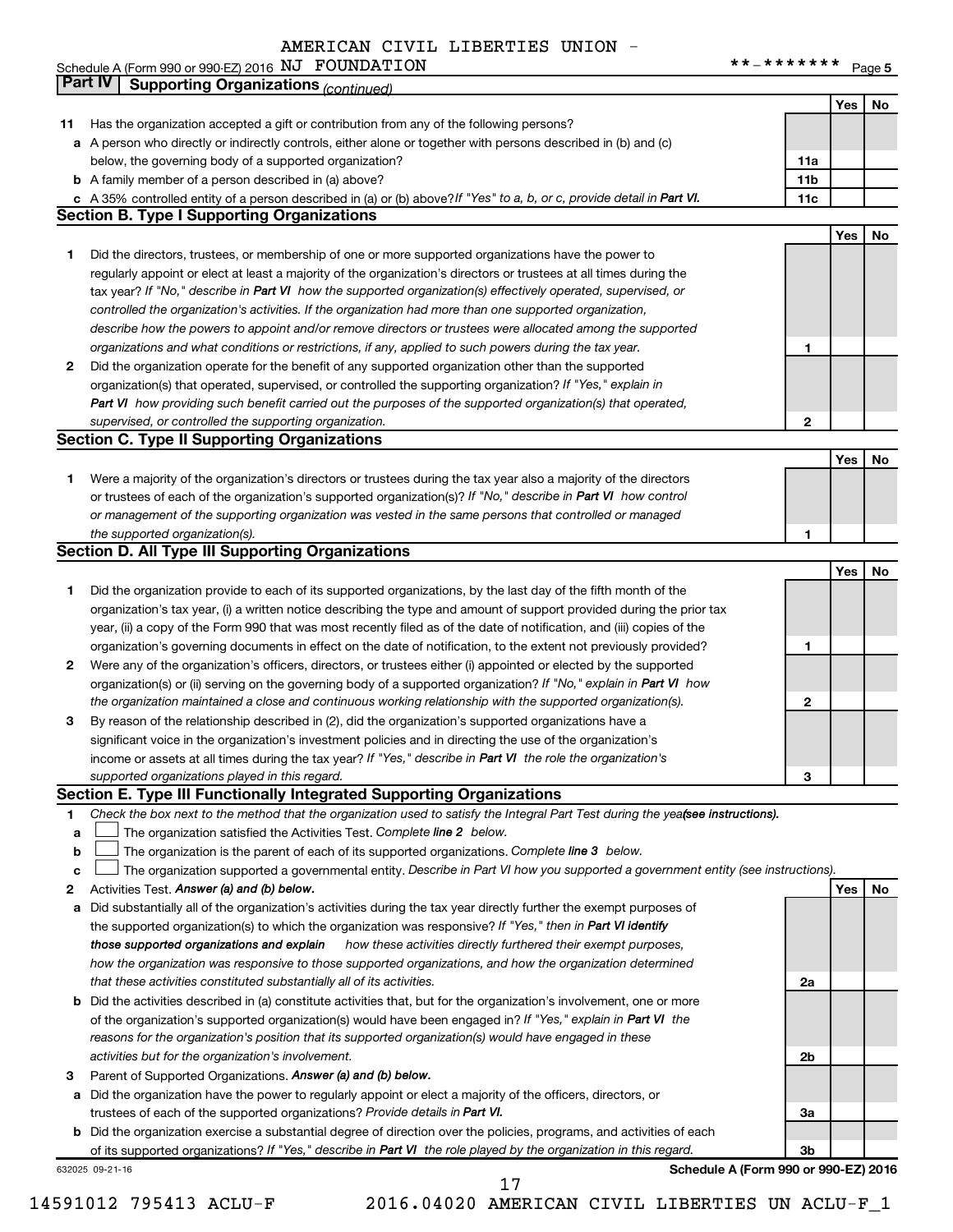AMERICAN CIVIL LIBERTIES UNION -

Schedule A (Form 990 or 990-EZ) 2016 NJ FOUNDATION **-******* Page 5

## Part IV Supporting Organizations *(continued)*

| | | | Yes | No |
|---|---|---|---|---|
| **11** | Has the organization accepted a gift or contribution from any of the following persons? | | | |
| **a** | A person who directly or indirectly controls, either alone or together with persons described in (b) and (c) below, the governing body of a supported organization? | **11a** | | |
| **b** | A family member of a person described in (a) above? | **11b** | | |
| **c** | A 35% controlled entity of a person described in (a) or (b) above? *If "Yes" to a, b, or c, provide detail in* ***Part VI.*** | **11c** | | |

### Section B. Type I Supporting Organizations

| | | | Yes | No |
|---|---|---|---|---|
| **1** | Did the directors, trustees, or membership of one or more supported organizations have the power to regularly appoint or elect at least a majority of the organization's directors or trustees at all times during the tax year? *If "No," describe in* ***Part VI*** *how the supported organization(s) effectively operated, supervised, or controlled the organization's activities. If the organization had more than one supported organization, describe how the powers to appoint and/or remove directors or trustees were allocated among the supported organizations and what conditions or restrictions, if any, applied to such powers during the tax year.* | **1** | | |
| **2** | Did the organization operate for the benefit of any supported organization other than the supported organization(s) that operated, supervised, or controlled the supporting organization? *If "Yes," explain in* ***Part VI*** *how providing such benefit carried out the purposes of the supported organization(s) that operated, supervised, or controlled the supporting organization.* | **2** | | |

### Section C. Type II Supporting Organizations

| | | | Yes | No |
|---|---|---|---|---|
| **1** | Were a majority of the organization's directors or trustees during the tax year also a majority of the directors or trustees of each of the organization's supported organization(s)? *If "No," describe in* ***Part VI*** *how control or management of the supporting organization was vested in the same persons that controlled or managed the supported organization(s).* | **1** | | |

### Section D. All Type III Supporting Organizations

| | | | Yes | No |
|---|---|---|---|---|
| **1** | Did the organization provide to each of its supported organizations, by the last day of the fifth month of the organization's tax year, (i) a written notice describing the type and amount of support provided during the prior tax year, (ii) a copy of the Form 990 that was most recently filed as of the date of notification, and (iii) copies of the organization's governing documents in effect on the date of notification, to the extent not previously provided? | **1** | | |
| **2** | Were any of the organization's officers, directors, or trustees either (i) appointed or elected by the supported organization(s) or (ii) serving on the governing body of a supported organization? *If "No," explain in* ***Part VI*** *how the organization maintained a close and continuous working relationship with the supported organization(s).* | **2** | | |
| **3** | By reason of the relationship described in (2), did the organization's supported organizations have a significant voice in the organization's investment policies and in directing the use of the organization's income or assets at all times during the tax year? *If "Yes," describe in* ***Part VI*** *the role the organization's supported organizations played in this regard.* | **3** | | |

### Section E. Type III Functionally Integrated Supporting Organizations

**1** *Check the box next to the method that the organization used to satisfy the Integral Part Test during the year* ***(see instructions).***

**a** ☐ The organization satisfied the Activities Test. *Complete* ***line 2*** *below.*

**b** ☐ The organization is the parent of each of its supported organizations. *Complete* ***line 3*** *below.*

**c** ☐ The organization supported a governmental entity. *Describe in Part VI how you supported a government entity (see instructions).*

| | | | Yes | No |
|---|---|---|---|---|
| **2** | Activities Test. ***Answer (a) and (b) below.*** | | | |
| **a** | Did substantially all of the organization's activities during the tax year directly further the exempt purposes of the supported organization(s) to which the organization was responsive? *If "Yes," then in* ***Part VI identify those supported organizations and explain*** *how these activities directly furthered their exempt purposes, how the organization was responsive to those supported organizations, and how the organization determined that these activities constituted substantially all of its activities.* | **2a** | | |
| **b** | Did the activities described in (a) constitute activities that, but for the organization's involvement, one or more of the organization's supported organization(s) would have been engaged in? *If "Yes," explain in* ***Part VI*** *the reasons for the organization's position that its supported organization(s) would have engaged in these activities but for the organization's involvement.* | **2b** | | |
| **3** | Parent of Supported Organizations. ***Answer (a) and (b) below.*** | | | |
| **a** | Did the organization have the power to regularly appoint or elect a majority of the officers, directors, or trustees of each of the supported organizations? *Provide details in* ***Part VI.*** | **3a** | | |
| **b** | Did the organization exercise a substantial degree of direction over the policies, programs, and activities of each of its supported organizations? *If "Yes," describe in* ***Part VI*** *the role played by the organization in this regard.* | **3b** | | |

632025 09-21-16 **Schedule A (Form 990 or 990-EZ) 2016**

14591012 795413 ACLU-F 2016.04020 AMERICAN CIVIL LIBERTIES UN ACLU-F_1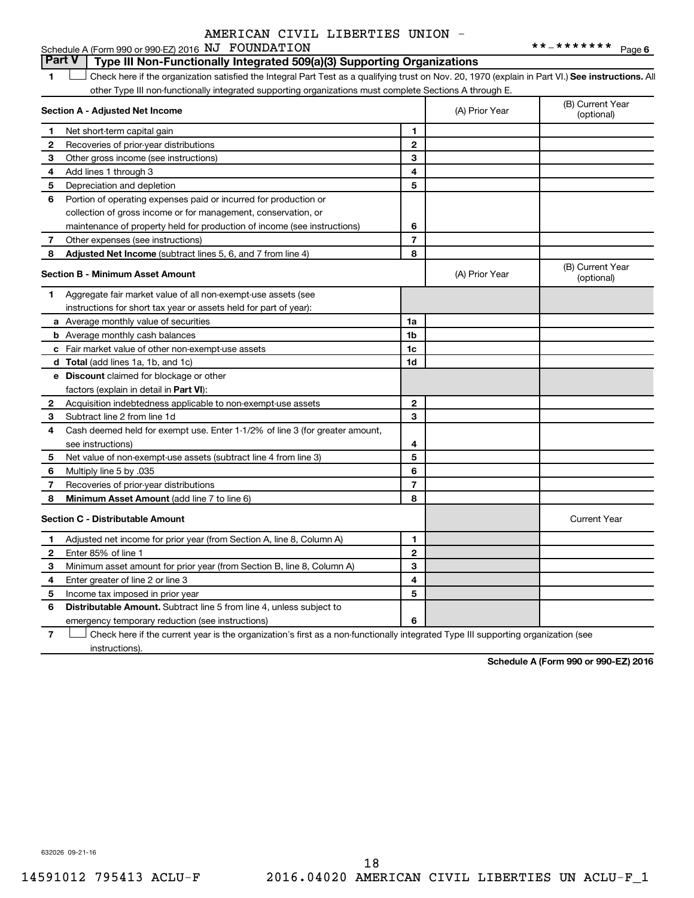AMERICAN CIVIL LIBERTIES UNION - NJ FOUNDATION

Schedule A (Form 990 or 990-EZ) 2016 — **_******* Page 6

## Part V | Type III Non-Functionally Integrated 509(a)(3) Supporting Organizations

**1** ☐ Check here if the organization satisfied the Integral Part Test as a qualifying trust on Nov. 20, 1970 (explain in Part VI.) **See instructions.** All other Type III non-functionally integrated supporting organizations must complete Sections A through E.

| **Section A - Adjusted Net Income** | | | (A) Prior Year | (B) Current Year (optional) |
|---|---|---|---|---|
| **1** | Net short-term capital gain | **1** | | |
| **2** | Recoveries of prior-year distributions | **2** | | |
| **3** | Other gross income (see instructions) | **3** | | |
| **4** | Add lines 1 through 3 | **4** | | |
| **5** | Depreciation and depletion | **5** | | |
| **6** | Portion of operating expenses paid or incurred for production or collection of gross income or for management, conservation, or maintenance of property held for production of income (see instructions) | **6** | | |
| **7** | Other expenses (see instructions) | **7** | | |
| **8** | **Adjusted Net Income** (subtract lines 5, 6, and 7 from line 4) | **8** | | |

| **Section B - Minimum Asset Amount** | | | (A) Prior Year | (B) Current Year (optional) |
|---|---|---|---|---|
| **1** | Aggregate fair market value of all non-exempt-use assets (see instructions for short tax year or assets held for part of year): | | | |
| **a** | Average monthly value of securities | **1a** | | |
| **b** | Average monthly cash balances | **1b** | | |
| **c** | Fair market value of other non-exempt-use assets | **1c** | | |
| **d** | **Total** (add lines 1a, 1b, and 1c) | **1d** | | |
| **e** | **Discount** claimed for blockage or other factors (explain in detail in **Part VI**): | | | |
| **2** | Acquisition indebtedness applicable to non-exempt-use assets | **2** | | |
| **3** | Subtract line 2 from line 1d | **3** | | |
| **4** | Cash deemed held for exempt use. Enter 1-1/2% of line 3 (for greater amount, see instructions) | **4** | | |
| **5** | Net value of non-exempt-use assets (subtract line 4 from line 3) | **5** | | |
| **6** | Multiply line 5 by .035 | **6** | | |
| **7** | Recoveries of prior-year distributions | **7** | | |
| **8** | **Minimum Asset Amount** (add line 7 to line 6) | **8** | | |

| **Section C - Distributable Amount** | | | | Current Year |
|---|---|---|---|---|
| **1** | Adjusted net income for prior year (from Section A, line 8, Column A) | **1** | | |
| **2** | Enter 85% of line 1 | **2** | | |
| **3** | Minimum asset amount for prior year (from Section B, line 8, Column A) | **3** | | |
| **4** | Enter greater of line 2 or line 3 | **4** | | |
| **5** | Income tax imposed in prior year | **5** | | |
| **6** | **Distributable Amount.** Subtract line 5 from line 4, unless subject to emergency temporary reduction (see instructions) | **6** | | |

**7** ☐ Check here if the current year is the organization's first as a non-functionally integrated Type III supporting organization (see instructions).

**Schedule A (Form 990 or 990-EZ) 2016**

632026 09-21-16

14591012 795413 ACLU-F 2016.04020 AMERICAN CIVIL LIBERTIES UN ACLU-F_1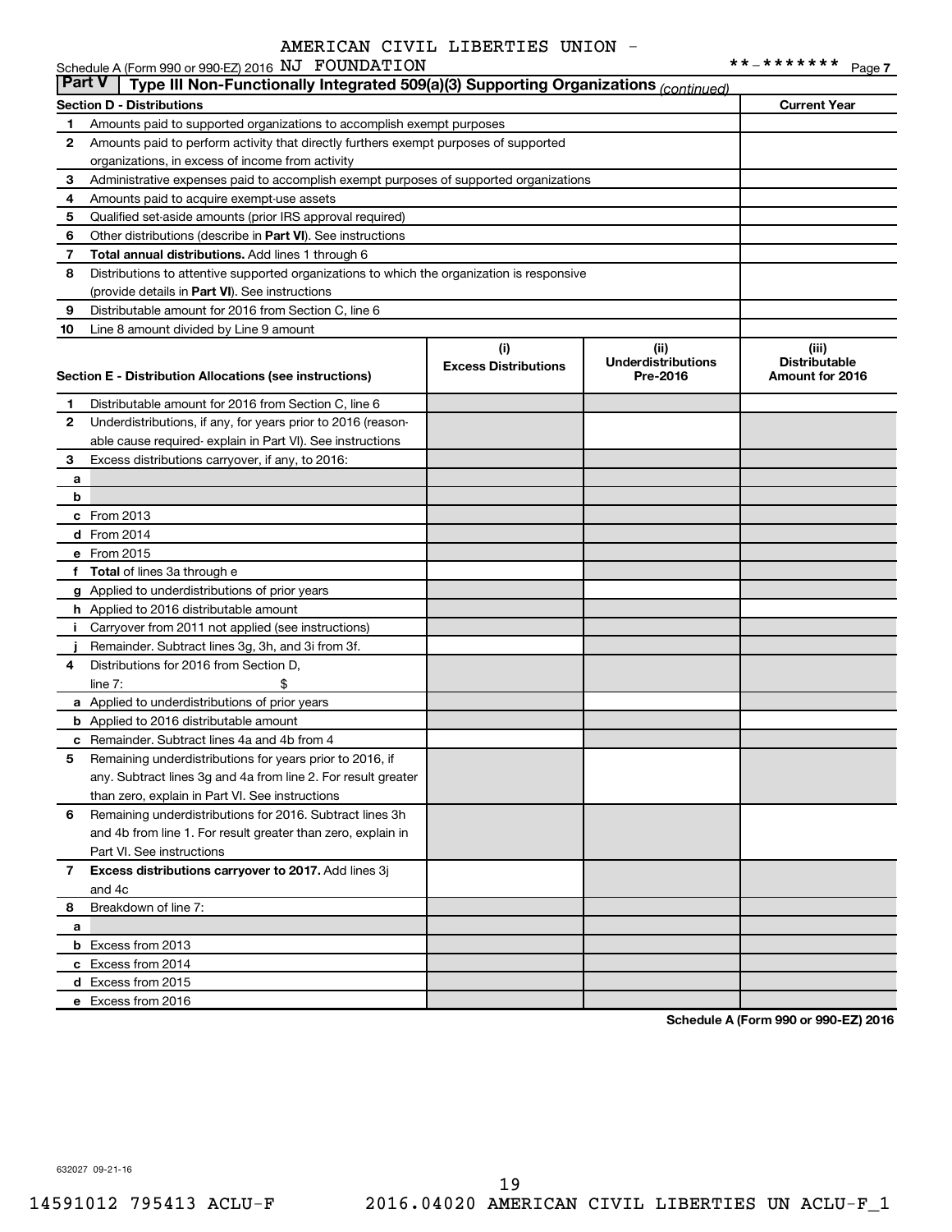AMERICAN CIVIL LIBERTIES UNION - NJ FOUNDATION

Schedule A (Form 990 or 990-EZ) 2016 **-******* Page 7

## Part V | Type III Non-Functionally Integrated 509(a)(3) Supporting Organizations *(continued)*

| Section D - Distributions | | Current Year |
|---|---|---|
| 1 | Amounts paid to supported organizations to accomplish exempt purposes | |
| 2 | Amounts paid to perform activity that directly furthers exempt purposes of supported organizations, in excess of income from activity | |
| 3 | Administrative expenses paid to accomplish exempt purposes of supported organizations | |
| 4 | Amounts paid to acquire exempt-use assets | |
| 5 | Qualified set-aside amounts (prior IRS approval required) | |
| 6 | Other distributions (describe in **Part VI**). See instructions | |
| 7 | **Total annual distributions.** Add lines 1 through 6 | |
| 8 | Distributions to attentive supported organizations to which the organization is responsive (provide details in **Part VI**). See instructions | |
| 9 | Distributable amount for 2016 from Section C, line 6 | |
| 10 | Line 8 amount divided by Line 9 amount | |

| Section E - Distribution Allocations (see instructions) | | (i) Excess Distributions | (ii) Underdistributions Pre-2016 | (iii) Distributable Amount for 2016 |
|---|---|---|---|---|
| 1 | Distributable amount for 2016 from Section C, line 6 | | | |
| 2 | Underdistributions, if any, for years prior to 2016 (reasonable cause required- explain in Part VI). See instructions | | | |
| 3 | Excess distributions carryover, if any, to 2016: | | | |
| a | | | | |
| b | | | | |
| c | From 2013 | | | |
| d | From 2014 | | | |
| e | From 2015 | | | |
| f | **Total** of lines 3a through e | | | |
| g | Applied to underdistributions of prior years | | | |
| h | Applied to 2016 distributable amount | | | |
| i | Carryover from 2011 not applied (see instructions) | | | |
| j | Remainder. Subtract lines 3g, 3h, and 3i from 3f. | | | |
| 4 | Distributions for 2016 from Section D, line 7: $ | | | |
| a | Applied to underdistributions of prior years | | | |
| b | Applied to 2016 distributable amount | | | |
| c | Remainder. Subtract lines 4a and 4b from 4 | | | |
| 5 | Remaining underdistributions for years prior to 2016, if any. Subtract lines 3g and 4a from line 2. For result greater than zero, explain in Part VI. See instructions | | | |
| 6 | Remaining underdistributions for 2016. Subtract lines 3h and 4b from line 1. For result greater than zero, explain in Part VI. See instructions | | | |
| 7 | **Excess distributions carryover to 2017.** Add lines 3j and 4c | | | |
| 8 | Breakdown of line 7: | | | |
| a | | | | |
| b | Excess from 2013 | | | |
| c | Excess from 2014 | | | |
| d | Excess from 2015 | | | |
| e | Excess from 2016 | | | |

**Schedule A (Form 990 or 990-EZ) 2016**

632027 09-21-16

14591012 795413 ACLU-F 2016.04020 AMERICAN CIVIL LIBERTIES UN ACLU-F_1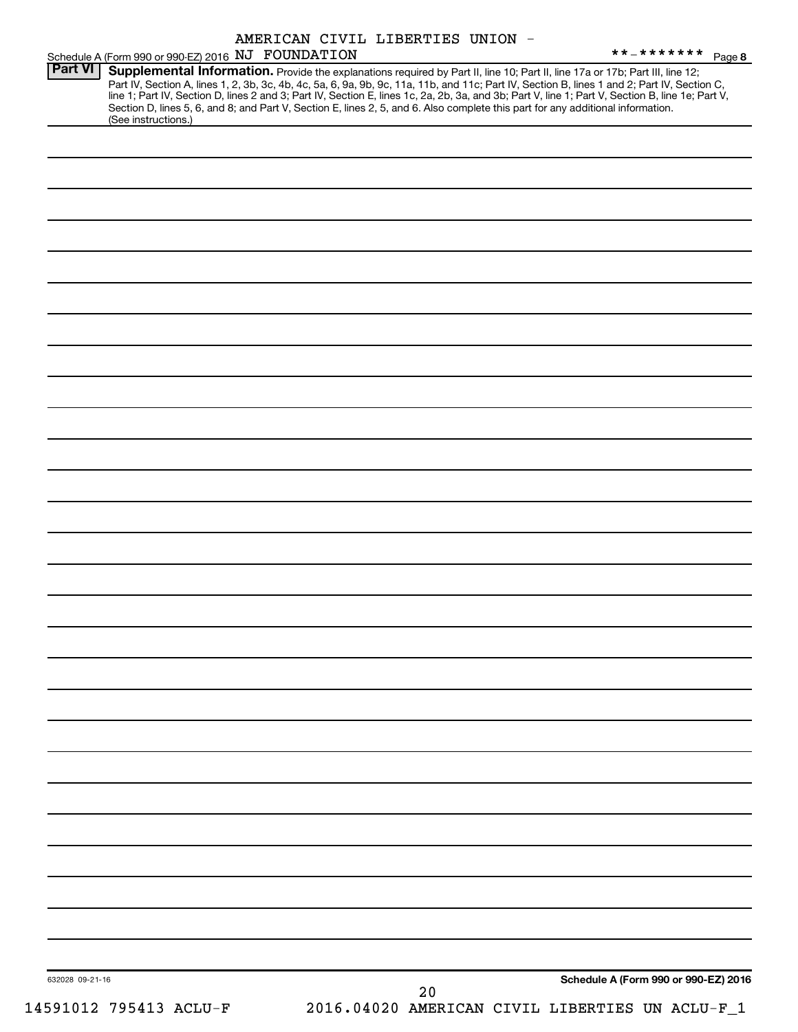AMERICAN CIVIL LIBERTIES UNION - NJ FOUNDATION

**-*******

Schedule A (Form 990 or 990-EZ) 2016 Page 8

**Part VI** **Supplemental Information.** Provide the explanations required by Part II, line 10; Part II, line 17a or 17b; Part III, line 12; Part IV, Section A, lines 1, 2, 3b, 3c, 4b, 4c, 5a, 6, 9a, 9b, 9c, 11a, 11b, and 11c; Part IV, Section B, lines 1 and 2; Part IV, Section C, line 1; Part IV, Section D, lines 2 and 3; Part IV, Section E, lines 1c, 2a, 2b, 3a, and 3b; Part V, line 1; Part V, Section B, line 1e; Part V, Section D, lines 5, 6, and 8; and Part V, Section E, lines 2, 5, and 6. Also complete this part for any additional information. (See instructions.)

632028 09-21-16

**Schedule A (Form 990 or 990-EZ) 2016**

14591012 795413 ACLU-F 2016.04020 AMERICAN CIVIL LIBERTIES UN ACLU-F_1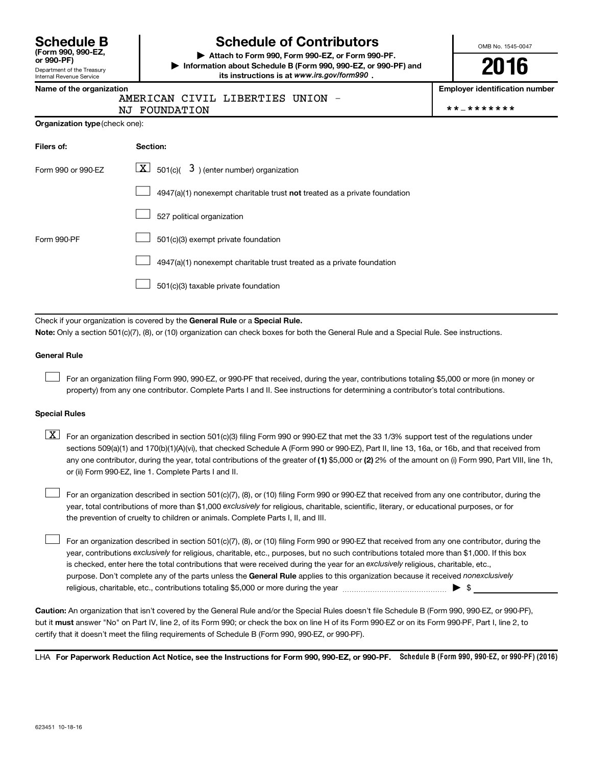# Schedule B
**(Form 990, 990-EZ, or 990-PF)**
Department of the Treasury
Internal Revenue Service

# Schedule of Contributors

▶ **Attach to Form 990, Form 990-EZ, or Form 990-PF.**
▶ **Information about Schedule B (Form 990, 990-EZ, or 990-PF) and its instructions is at *www.irs.gov/form990*.**

OMB No. 1545-0047

**2016**

**Name of the organization**
AMERICAN CIVIL LIBERTIES UNION -
NJ FOUNDATION

**Employer identification number**
**-*******

**Organization type** (check one):

| **Filers of:** | **Section:** |
|---|---|
| Form 990 or 990-EZ | [X] 501(c)( 3 ) (enter number) organization |
| | [ ] 4947(a)(1) nonexempt charitable trust **not** treated as a private foundation |
| | [ ] 527 political organization |
| Form 990-PF | [ ] 501(c)(3) exempt private foundation |
| | [ ] 4947(a)(1) nonexempt charitable trust treated as a private foundation |
| | [ ] 501(c)(3) taxable private foundation |

Check if your organization is covered by the **General Rule** or a **Special Rule.**

**Note:** Only a section 501(c)(7), (8), or (10) organization can check boxes for both the General Rule and a Special Rule. See instructions.

### General Rule

[ ] For an organization filing Form 990, 990-EZ, or 990-PF that received, during the year, contributions totaling $5,000 or more (in money or property) from any one contributor. Complete Parts I and II. See instructions for determining a contributor's total contributions.

### Special Rules

[X] For an organization described in section 501(c)(3) filing Form 990 or 990-EZ that met the 33 1/3% support test of the regulations under sections 509(a)(1) and 170(b)(1)(A)(vi), that checked Schedule A (Form 990 or 990-EZ), Part II, line 13, 16a, or 16b, and that received from any one contributor, during the year, total contributions of the greater of **(1)** $5,000 or **(2)** 2% of the amount on (i) Form 990, Part VIII, line 1h, or (ii) Form 990-EZ, line 1. Complete Parts I and II.

[ ] For an organization described in section 501(c)(7), (8), or (10) filing Form 990 or 990-EZ that received from any one contributor, during the year, total contributions of more than $1,000 *exclusively* for religious, charitable, scientific, literary, or educational purposes, or for the prevention of cruelty to children or animals. Complete Parts I, II, and III.

[ ] For an organization described in section 501(c)(7), (8), or (10) filing Form 990 or 990-EZ that received from any one contributor, during the year, contributions *exclusively* for religious, charitable, etc., purposes, but no such contributions totaled more than $1,000. If this box is checked, enter here the total contributions that were received during the year for an *exclusively* religious, charitable, etc., purpose. Don't complete any of the parts unless the **General Rule** applies to this organization because it received *nonexclusively* religious, charitable, etc., contributions totaling $5,000 or more during the year ▶ $ ____________

**Caution:** An organization that isn't covered by the General Rule and/or the Special Rules doesn't file Schedule B (Form 990, 990-EZ, or 990-PF), but it **must** answer "No" on Part IV, line 2, of its Form 990; or check the box on line H of its Form 990-EZ or on its Form 990-PF, Part I, line 2, to certify that it doesn't meet the filing requirements of Schedule B (Form 990, 990-EZ, or 990-PF).

LHA **For Paperwork Reduction Act Notice, see the Instructions for Form 990, 990-EZ, or 990-PF.** **Schedule B (Form 990, 990-EZ, or 990-PF) (2016)**

623451 10-18-16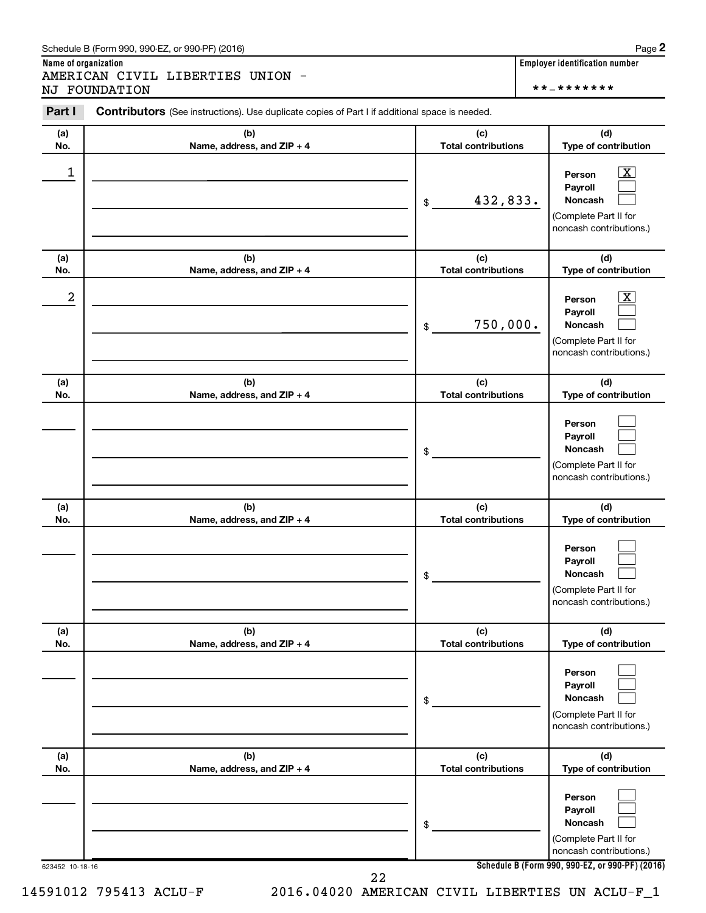Schedule B (Form 990, 990-EZ, or 990-PF) (2016) Page **2**

**Name of organization**
AMERICAN CIVIL LIBERTIES UNION - NJ FOUNDATION

**Employer identification number**
\*\*-\*\*\*\*\*\*\*

**Part I** **Contributors** (See instructions). Use duplicate copies of Part I if additional space is needed.

| (a) No. | (b) Name, address, and ZIP + 4 | (c) Total contributions | (d) Type of contribution |
|---|---|---|---|
| 1 | | $ 432,833. | Person [X] Payroll [ ] Noncash [ ] (Complete Part II for noncash contributions.) |
| 2 | | $ 750,000. | Person [X] Payroll [ ] Noncash [ ] (Complete Part II for noncash contributions.) |
| | | $ | Person [ ] Payroll [ ] Noncash [ ] (Complete Part II for noncash contributions.) |
| | | $ | Person [ ] Payroll [ ] Noncash [ ] (Complete Part II for noncash contributions.) |
| | | $ | Person [ ] Payroll [ ] Noncash [ ] (Complete Part II for noncash contributions.) |
| | | $ | Person [ ] Payroll [ ] Noncash [ ] (Complete Part II for noncash contributions.) |

623452 10-18-16 **Schedule B (Form 990, 990-EZ, or 990-PF) (2016)**

14591012 795413 ACLU-F 2016.04020 AMERICAN CIVIL LIBERTIES UN ACLU-F_1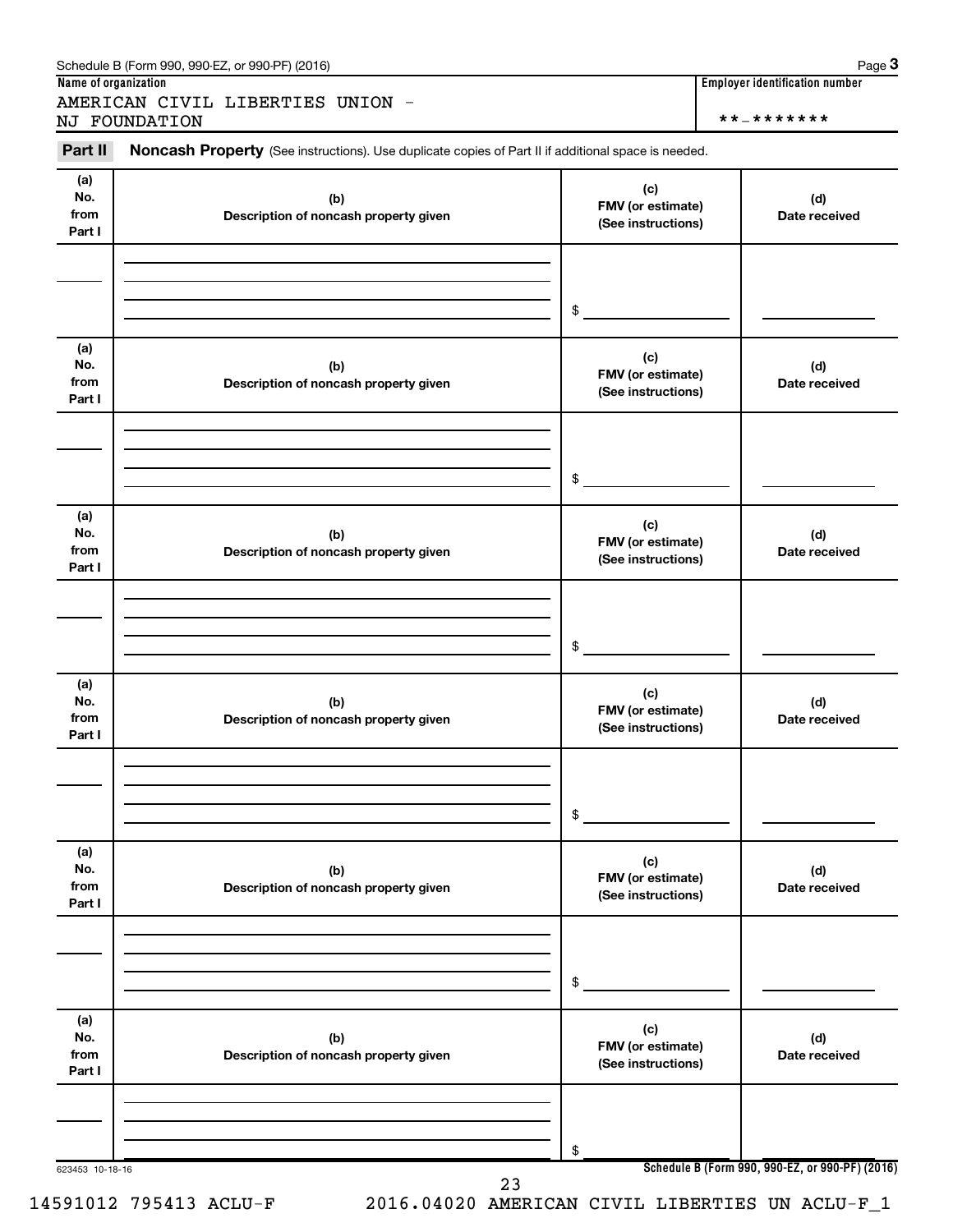Schedule B (Form 990, 990-EZ, or 990-PF) (2016)

**Name of organization**

AMERICAN CIVIL LIBERTIES UNION - NJ FOUNDATION

**Employer identification number**

**-*******

**Part II** **Noncash Property** (See instructions). Use duplicate copies of Part II if additional space is needed.

| (a) No. from Part I | (b) Description of noncash property given | (c) FMV (or estimate) (See instructions) | (d) Date received |
|---|---|---|---|
| | | $ | |

| (a) No. from Part I | (b) Description of noncash property given | (c) FMV (or estimate) (See instructions) | (d) Date received |
|---|---|---|---|
| | | $ | |

| (a) No. from Part I | (b) Description of noncash property given | (c) FMV (or estimate) (See instructions) | (d) Date received |
|---|---|---|---|
| | | $ | |

| (a) No. from Part I | (b) Description of noncash property given | (c) FMV (or estimate) (See instructions) | (d) Date received |
|---|---|---|---|
| | | $ | |

| (a) No. from Part I | (b) Description of noncash property given | (c) FMV (or estimate) (See instructions) | (d) Date received |
|---|---|---|---|
| | | $ | |

| (a) No. from Part I | (b) Description of noncash property given | (c) FMV (or estimate) (See instructions) | (d) Date received |
|---|---|---|---|
| | | $ | |

623453 10-18-16

**Schedule B (Form 990, 990-EZ, or 990-PF) (2016)**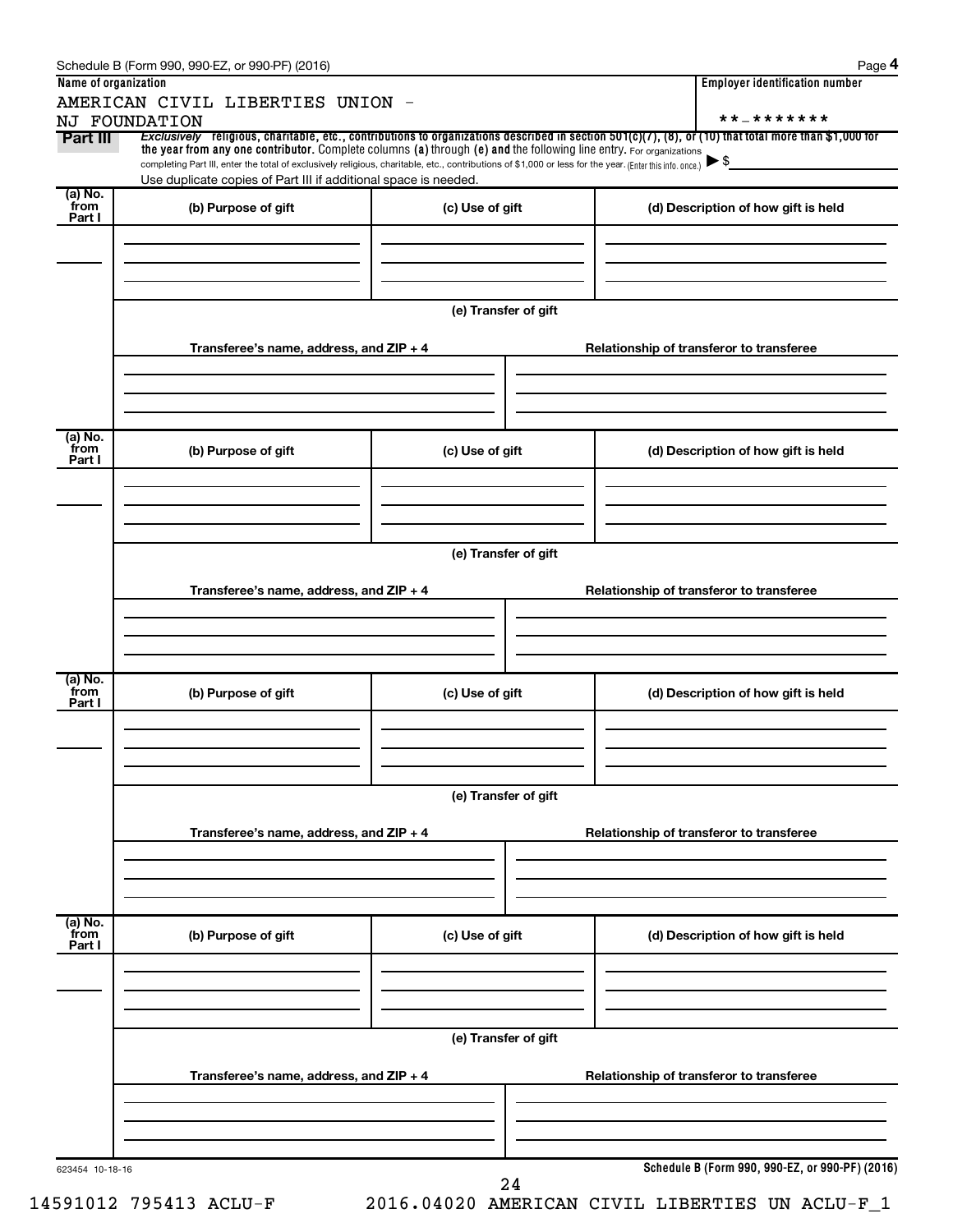Schedule B (Form 990, 990-EZ, or 990-PF) (2016)

| Name of organization | Employer identification number |
| --- | --- |
| AMERICAN CIVIL LIBERTIES UNION - NJ FOUNDATION | **-******* |

**Part III** *Exclusively* religious, charitable, etc., contributions to organizations described in section 501(c)(7), (8), or (10) that total more than $1,000 for the year from any one contributor. Complete columns (a) through (e) and the following line entry. For organizations completing Part III, enter the total of exclusively religious, charitable, etc., contributions of $1,000 or less for the year. (Enter this info. once.) ▶ $

Use duplicate copies of Part III if additional space is needed.

| (a) No. from Part I | (b) Purpose of gift | (c) Use of gift | (d) Description of how gift is held |
| --- | --- | --- | --- |
| | | | |

(e) Transfer of gift

| Transferee's name, address, and ZIP + 4 | Relationship of transferor to transferee |
| --- | --- |
| | |

| (a) No. from Part I | (b) Purpose of gift | (c) Use of gift | (d) Description of how gift is held |
| --- | --- | --- | --- |
| | | | |

(e) Transfer of gift

| Transferee's name, address, and ZIP + 4 | Relationship of transferor to transferee |
| --- | --- |
| | |

| (a) No. from Part I | (b) Purpose of gift | (c) Use of gift | (d) Description of how gift is held |
| --- | --- | --- | --- |
| | | | |

(e) Transfer of gift

| Transferee's name, address, and ZIP + 4 | Relationship of transferor to transferee |
| --- | --- |
| | |

| (a) No. from Part I | (b) Purpose of gift | (c) Use of gift | (d) Description of how gift is held |
| --- | --- | --- | --- |
| | | | |

(e) Transfer of gift

| Transferee's name, address, and ZIP + 4 | Relationship of transferor to transferee |
| --- | --- |
| | |

623454 10-18-16

**Schedule B (Form 990, 990-EZ, or 990-PF) (2016)**

14591012 795413 ACLU-F 2016.04020 AMERICAN CIVIL LIBERTIES UN ACLU-F_1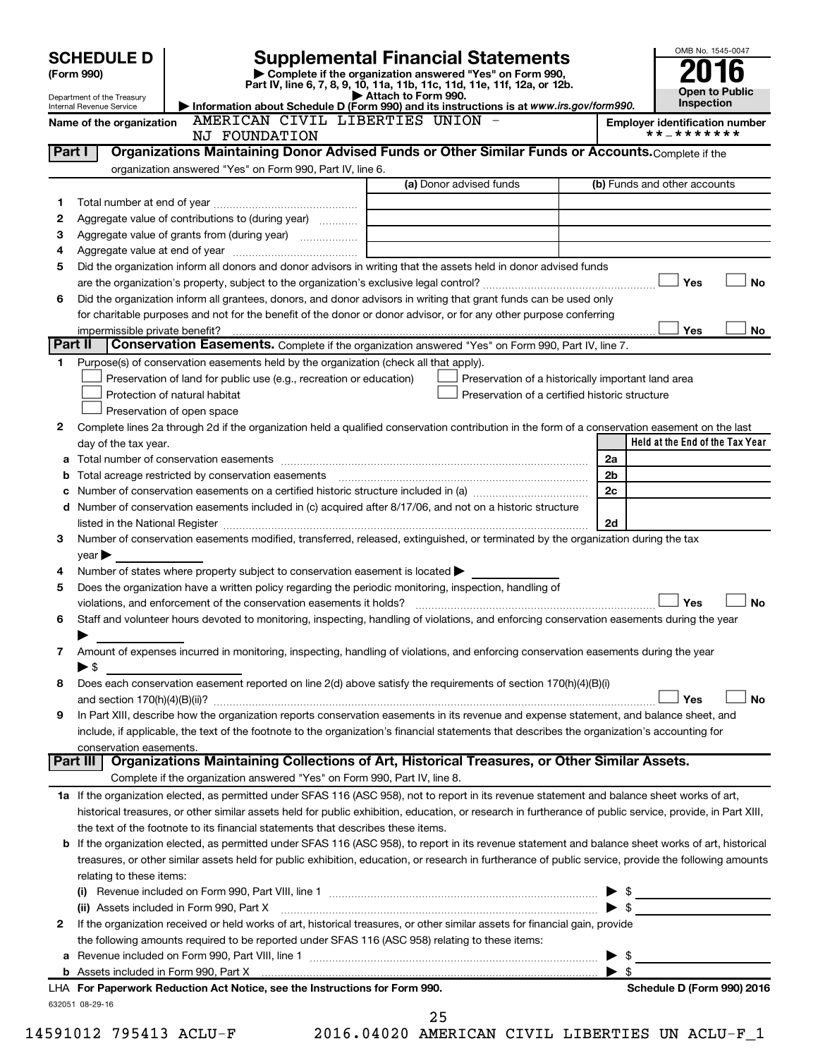# SCHEDULE D (Form 990)

Department of the Treasury
Internal Revenue Service

## Supplemental Financial Statements

▶ Complete if the organization answered "Yes" on Form 990, Part IV, line 6, 7, 8, 9, 10, 11a, 11b, 11c, 11d, 11e, 11f, 12a, or 12b.

▶ Attach to Form 990.

▶ Information about Schedule D (Form 990) and its instructions is at www.irs.gov/form990.

OMB No. 1545-0047

**2016**

**Open to Public Inspection**

Name of the organization: AMERICAN CIVIL LIBERTIES UNION - NJ FOUNDATION

Employer identification number: **-*******

### Part I Organizations Maintaining Donor Advised Funds or Other Similar Funds or Accounts.

Complete if the organization answered "Yes" on Form 990, Part IV, line 6.

| | | (a) Donor advised funds | (b) Funds and other accounts |
|---|---|---|---|
| 1 | Total number at end of year | | |
| 2 | Aggregate value of contributions to (during year) | | |
| 3 | Aggregate value of grants from (during year) | | |
| 4 | Aggregate value at end of year | | |

5 Did the organization inform all donors and donor advisors in writing that the assets held in donor advised funds are the organization's property, subject to the organization's exclusive legal control? ☐ Yes ☐ No

6 Did the organization inform all grantees, donors, and donor advisors in writing that grant funds can be used only for charitable purposes and not for the benefit of the donor or donor advisor, or for any other purpose conferring impermissible private benefit? ☐ Yes ☐ No

### Part II Conservation Easements.

Complete if the organization answered "Yes" on Form 990, Part IV, line 7.

1 Purpose(s) of conservation easements held by the organization (check all that apply).

- ☐ Preservation of land for public use (e.g., recreation or education)
- ☐ Protection of natural habitat
- ☐ Preservation of open space
- ☐ Preservation of a historically important land area
- ☐ Preservation of a certified historic structure

2 Complete lines 2a through 2d if the organization held a qualified conservation contribution in the form of a conservation easement on the last day of the tax year.

| | | | Held at the End of the Tax Year |
|---|---|---|---|
| a | Total number of conservation easements | 2a | |
| b | Total acreage restricted by conservation easements | 2b | |
| c | Number of conservation easements on a certified historic structure included in (a) | 2c | |
| d | Number of conservation easements included in (c) acquired after 8/17/06, and not on a historic structure listed in the National Register | 2d | |

3 Number of conservation easements modified, transferred, released, extinguished, or terminated by the organization during the tax year ▶

4 Number of states where property subject to conservation easement is located ▶

5 Does the organization have a written policy regarding the periodic monitoring, inspection, handling of violations, and enforcement of the conservation easements it holds? ☐ Yes ☐ No

6 Staff and volunteer hours devoted to monitoring, inspecting, handling of violations, and enforcing conservation easements during the year ▶

7 Amount of expenses incurred in monitoring, inspecting, handling of violations, and enforcing conservation easements during the year ▶ $

8 Does each conservation easement reported on line 2(d) above satisfy the requirements of section 170(h)(4)(B)(i) and section 170(h)(4)(B)(ii)? ☐ Yes ☐ No

9 In Part XIII, describe how the organization reports conservation easements in its revenue and expense statement, and balance sheet, and include, if applicable, the text of the footnote to the organization's financial statements that describes the organization's accounting for conservation easements.

### Part III Organizations Maintaining Collections of Art, Historical Treasures, or Other Similar Assets.

Complete if the organization answered "Yes" on Form 990, Part IV, line 8.

1a If the organization elected, as permitted under SFAS 116 (ASC 958), not to report in its revenue statement and balance sheet works of art, historical treasures, or other similar assets held for public exhibition, education, or research in furtherance of public service, provide, in Part XIII, the text of the footnote to its financial statements that describes these items.

b If the organization elected, as permitted under SFAS 116 (ASC 958), to report in its revenue statement and balance sheet works of art, historical treasures, or other similar assets held for public exhibition, education, or research in furtherance of public service, provide the following amounts relating to these items:

(i) Revenue included on Form 990, Part VIII, line 1 ▶ $

(ii) Assets included in Form 990, Part X ▶ $

2 If the organization received or held works of art, historical treasures, or other similar assets for financial gain, provide the following amounts required to be reported under SFAS 116 (ASC 958) relating to these items:

a Revenue included on Form 990, Part VIII, line 1 ▶ $

b Assets included in Form 990, Part X ▶ $

LHA For Paperwork Reduction Act Notice, see the Instructions for Form 990.

Schedule D (Form 990) 2016

632051 08-29-16

14591012 795413 ACLU-F 2016.04020 AMERICAN CIVIL LIBERTIES UN ACLU-F_1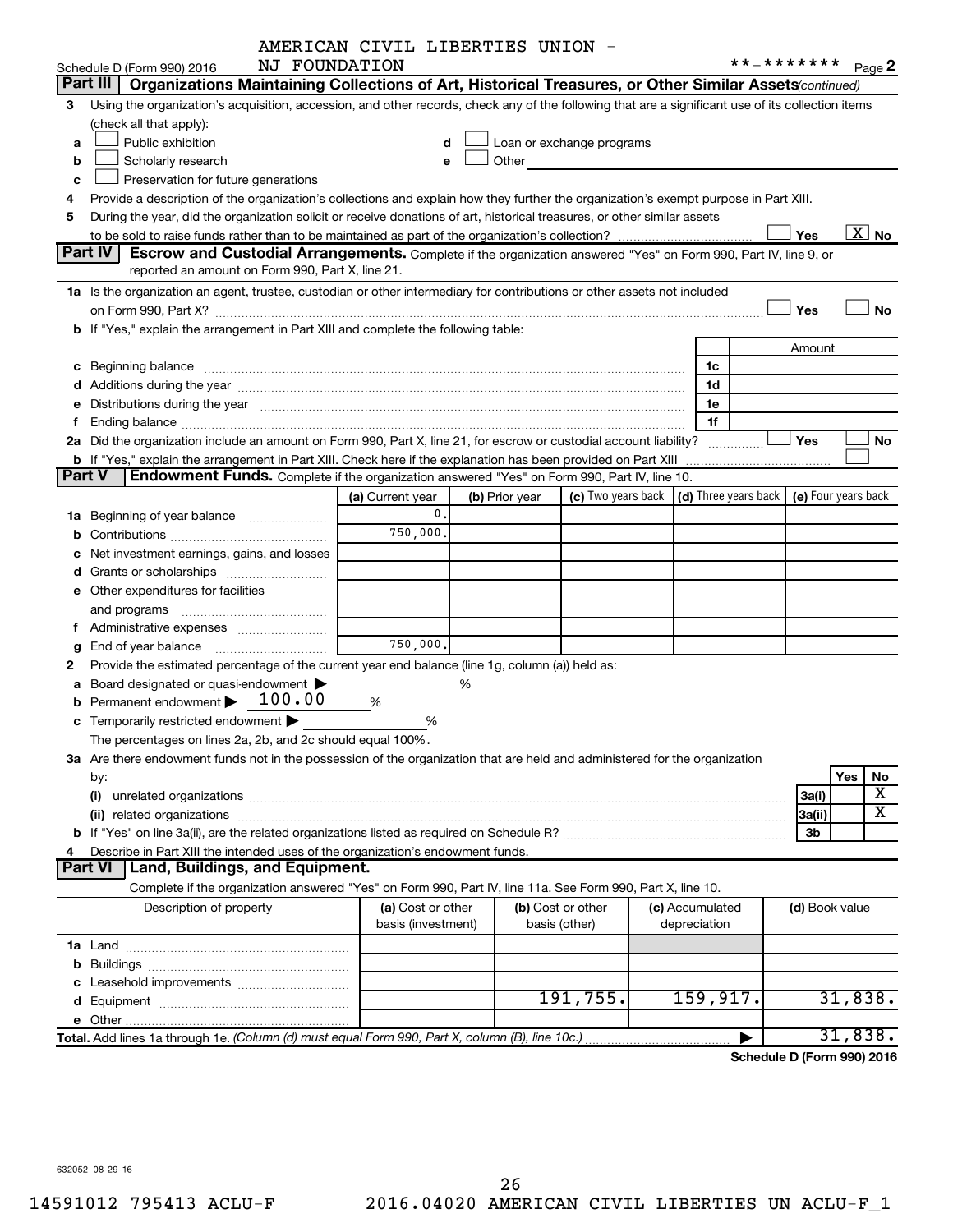AMERICAN CIVIL LIBERTIES UNION - NJ FOUNDATION

Schedule D (Form 990) 2016 **-******* Page 2

## Part III Organizations Maintaining Collections of Art, Historical Treasures, or Other Similar Assets *(continued)*

3 Using the organization's acquisition, accession, and other records, check any of the following that are a significant use of its collection items (check all that apply):

a ☐ Public exhibition
b ☐ Scholarly research
c ☐ Preservation for future generations
d ☐ Loan or exchange programs
e ☐ Other

4 Provide a description of the organization's collections and explain how they further the organization's exempt purpose in Part XIII.

5 During the year, did the organization solicit or receive donations of art, historical treasures, or other similar assets to be sold to raise funds rather than to be maintained as part of the organization's collection? ☐ Yes ☒ No

## Part IV Escrow and Custodial Arrangements.

Complete if the organization answered "Yes" on Form 990, Part IV, line 9, or reported an amount on Form 990, Part X, line 21.

1a Is the organization an agent, trustee, custodian or other intermediary for contributions or other assets not included on Form 990, Part X? ☐ Yes ☐ No

b If "Yes," explain the arrangement in Part XIII and complete the following table:

| | | Amount |
|---|---|---|
| c Beginning balance | 1c | |
| d Additions during the year | 1d | |
| e Distributions during the year | 1e | |
| f Ending balance | 1f | |

2a Did the organization include an amount on Form 990, Part X, line 21, for escrow or custodial account liability? ☐ Yes ☐ No

b If "Yes," explain the arrangement in Part XIII. Check here if the explanation has been provided on Part XIII ☐

## Part V Endowment Funds.

Complete if the organization answered "Yes" on Form 990, Part IV, line 10.

| | (a) Current year | (b) Prior year | (c) Two years back | (d) Three years back | (e) Four years back |
|---|---|---|---|---|---|
| 1a Beginning of year balance | 0. | | | | |
| b Contributions | 750,000. | | | | |
| c Net investment earnings, gains, and losses | | | | | |
| d Grants or scholarships | | | | | |
| e Other expenditures for facilities and programs | | | | | |
| f Administrative expenses | | | | | |
| g End of year balance | 750,000. | | | | |

2 Provide the estimated percentage of the current year end balance (line 1g, column (a)) held as:

a Board designated or quasi-endowment ▶ ______ %
b Permanent endowment ▶ 100.00 %
c Temporarily restricted endowment ▶ ______ %

The percentages on lines 2a, 2b, and 2c should equal 100%.

3a Are there endowment funds not in the possession of the organization that are held and administered for the organization by:

| | | Yes | No |
|---|---|---|---|
| (i) unrelated organizations | 3a(i) | | X |
| (ii) related organizations | 3a(ii) | | X |
| b If "Yes" on line 3a(ii), are the related organizations listed as required on Schedule R? | 3b | | |

4 Describe in Part XIII the intended uses of the organization's endowment funds.

## Part VI Land, Buildings, and Equipment.

Complete if the organization answered "Yes" on Form 990, Part IV, line 11a. See Form 990, Part X, line 10.

| Description of property | (a) Cost or other basis (investment) | (b) Cost or other basis (other) | (c) Accumulated depreciation | (d) Book value |
|---|---|---|---|---|
| 1a Land | | | | |
| b Buildings | | | | |
| c Leasehold improvements | | | | |
| d Equipment | | 191,755. | 159,917. | 31,838. |
| e Other | | | | |
| **Total.** Add lines 1a through 1e. *(Column (d) must equal Form 990, Part X, column (B), line 10c.)* | | | | 31,838. |

**Schedule D (Form 990) 2016**

632052 08-29-16

14591012 795413 ACLU-F 2016.04020 AMERICAN CIVIL LIBERTIES UN ACLU-F_1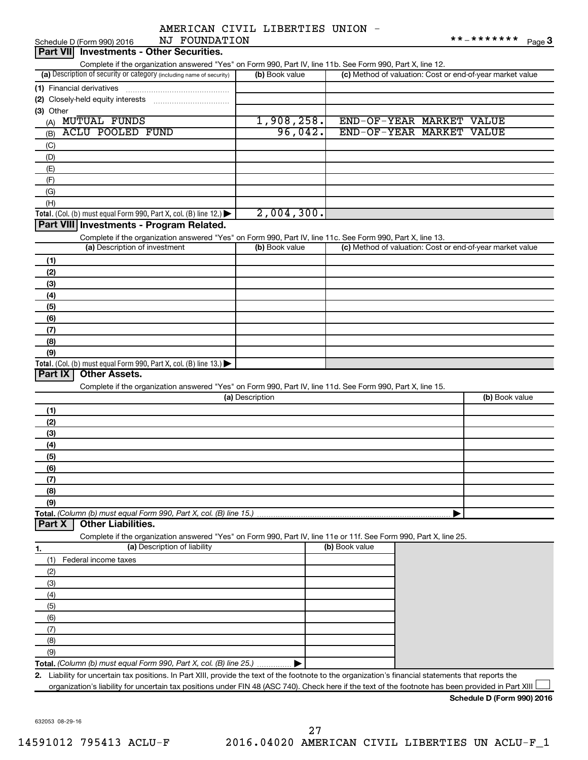AMERICAN CIVIL LIBERTIES UNION - NJ FOUNDATION

Schedule D (Form 990) 2016 **-******* Page 3

## Part VII Investments - Other Securities.

Complete if the organization answered "Yes" on Form 990, Part IV, line 11b. See Form 990, Part X, line 12.

| (a) Description of security or category (including name of security) | (b) Book value | (c) Method of valuation: Cost or end-of-year market value |
|---|---|---|
| (1) Financial derivatives | | |
| (2) Closely-held equity interests | | |
| (3) Other | | |
| (A) MUTUAL FUNDS | 1,908,258. | END-OF-YEAR MARKET VALUE |
| (B) ACLU POOLED FUND | 96,042. | END-OF-YEAR MARKET VALUE |
| (C) | | |
| (D) | | |
| (E) | | |
| (F) | | |
| (G) | | |
| (H) | | |
| Total. (Col. (b) must equal Form 990, Part X, col. (B) line 12.) ▶ | 2,004,300. | |

## Part VIII Investments - Program Related.

Complete if the organization answered "Yes" on Form 990, Part IV, line 11c. See Form 990, Part X, line 13.

| (a) Description of investment | (b) Book value | (c) Method of valuation: Cost or end-of-year market value |
|---|---|---|
| (1) | | |
| (2) | | |
| (3) | | |
| (4) | | |
| (5) | | |
| (6) | | |
| (7) | | |
| (8) | | |
| (9) | | |
| Total. (Col. (b) must equal Form 990, Part X, col. (B) line 13.) ▶ | | |

## Part IX Other Assets.

Complete if the organization answered "Yes" on Form 990, Part IV, line 11d. See Form 990, Part X, line 15.

| (a) Description | (b) Book value |
|---|---|
| (1) | |
| (2) | |
| (3) | |
| (4) | |
| (5) | |
| (6) | |
| (7) | |
| (8) | |
| (9) | |
| Total. (Column (b) must equal Form 990, Part X, col. (B) line 15.) ▶ | |

## Part X Other Liabilities.

Complete if the organization answered "Yes" on Form 990, Part IV, line 11e or 11f. See Form 990, Part X, line 25.

| 1. (a) Description of liability | (b) Book value |
|---|---|
| (1) Federal income taxes | |
| (2) | |
| (3) | |
| (4) | |
| (5) | |
| (6) | |
| (7) | |
| (8) | |
| (9) | |
| Total. (Column (b) must equal Form 990, Part X, col. (B) line 25.) ▶ | |

2. Liability for uncertain tax positions. In Part XIII, provide the text of the footnote to the organization's financial statements that reports the organization's liability for uncertain tax positions under FIN 48 (ASC 740). Check here if the text of the footnote has been provided in Part XIII ☐

Schedule D (Form 990) 2016

632053 08-29-16

14591012 795413 ACLU-F 2016.04020 AMERICAN CIVIL LIBERTIES UN ACLU-F_1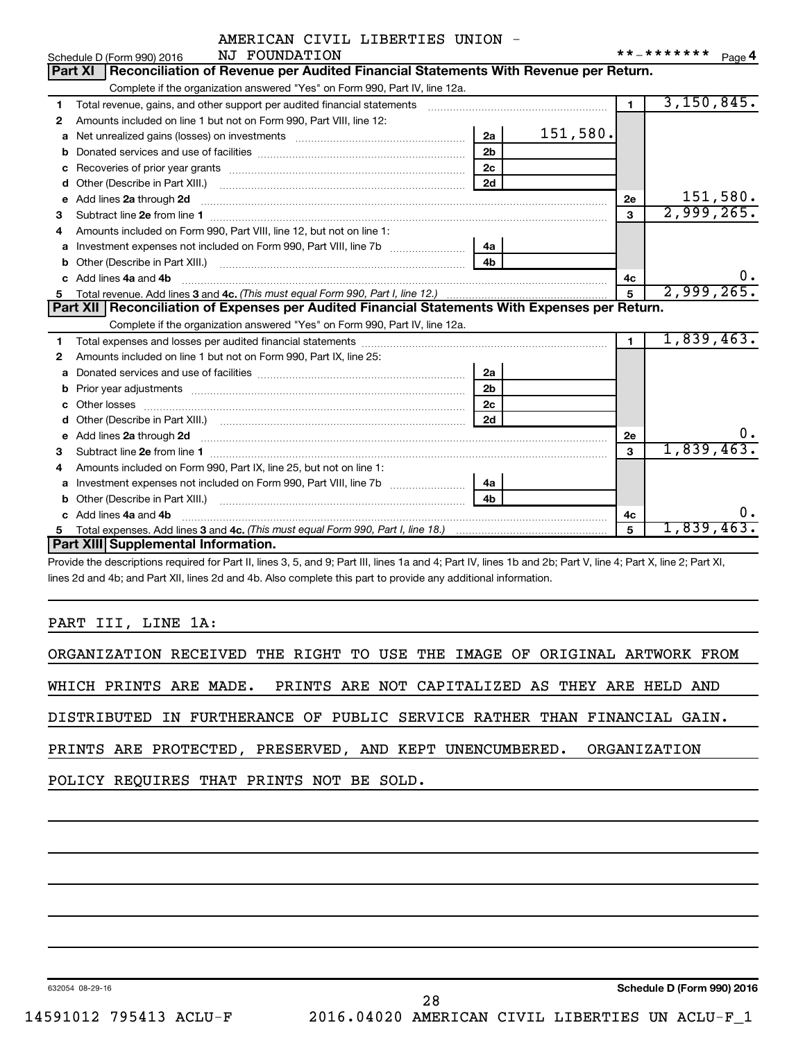AMERICAN CIVIL LIBERTIES UNION - NJ FOUNDATION

Schedule D (Form 990) 2016 **-******* Page 4

## Part XI Reconciliation of Revenue per Audited Financial Statements With Revenue per Return.

Complete if the organization answered "Yes" on Form 990, Part IV, line 12a.

| | | | | | |
|---|---|---|---|---|---|
| 1 | Total revenue, gains, and other support per audited financial statements | | | 1 | 3,150,845. |
| 2 | Amounts included on line 1 but not on Form 990, Part VIII, line 12: | | | | |
| a | Net unrealized gains (losses) on investments | 2a | 151,580. | | |
| b | Donated services and use of facilities | 2b | | | |
| c | Recoveries of prior year grants | 2c | | | |
| d | Other (Describe in Part XIII.) | 2d | | | |
| e | Add lines 2a through 2d | | | 2e | 151,580. |
| 3 | Subtract line 2e from line 1 | | | 3 | 2,999,265. |
| 4 | Amounts included on Form 990, Part VIII, line 12, but not on line 1: | | | | |
| a | Investment expenses not included on Form 990, Part VIII, line 7b | 4a | | | |
| b | Other (Describe in Part XIII.) | 4b | | | |
| c | Add lines 4a and 4b | | | 4c | 0. |
| 5 | Total revenue. Add lines 3 and 4c. *(This must equal Form 990, Part I, line 12.)* | | | 5 | 2,999,265. |

## Part XII Reconciliation of Expenses per Audited Financial Statements With Expenses per Return.

Complete if the organization answered "Yes" on Form 990, Part IV, line 12a.

| | | | | | |
|---|---|---|---|---|---|
| 1 | Total expenses and losses per audited financial statements | | | 1 | 1,839,463. |
| 2 | Amounts included on line 1 but not on Form 990, Part IX, line 25: | | | | |
| a | Donated services and use of facilities | 2a | | | |
| b | Prior year adjustments | 2b | | | |
| c | Other losses | 2c | | | |
| d | Other (Describe in Part XIII.) | 2d | | | |
| e | Add lines 2a through 2d | | | 2e | 0. |
| 3 | Subtract line 2e from line 1 | | | 3 | 1,839,463. |
| 4 | Amounts included on Form 990, Part IX, line 25, but not on line 1: | | | | |
| a | Investment expenses not included on Form 990, Part VIII, line 7b | 4a | | | |
| b | Other (Describe in Part XIII.) | 4b | | | |
| c | Add lines 4a and 4b | | | 4c | 0. |
| 5 | Total expenses. Add lines 3 and 4c. *(This must equal Form 990, Part I, line 18.)* | | | 5 | 1,839,463. |

## Part XIII Supplemental Information.

Provide the descriptions required for Part II, lines 3, 5, and 9; Part III, lines 1a and 4; Part IV, lines 1b and 2b; Part V, line 4; Part X, line 2; Part XI, lines 2d and 4b; and Part XII, lines 2d and 4b. Also complete this part to provide any additional information.

PART III, LINE 1A:

ORGANIZATION RECEIVED THE RIGHT TO USE THE IMAGE OF ORIGINAL ARTWORK FROM WHICH PRINTS ARE MADE. PRINTS ARE NOT CAPITALIZED AS THEY ARE HELD AND DISTRIBUTED IN FURTHERANCE OF PUBLIC SERVICE RATHER THAN FINANCIAL GAIN. PRINTS ARE PROTECTED, PRESERVED, AND KEPT UNENCUMBERED. ORGANIZATION POLICY REQUIRES THAT PRINTS NOT BE SOLD.

632054 08-29-16 Schedule D (Form 990) 2016

14591012 795413 ACLU-F 2016.04020 AMERICAN CIVIL LIBERTIES UN ACLU-F_1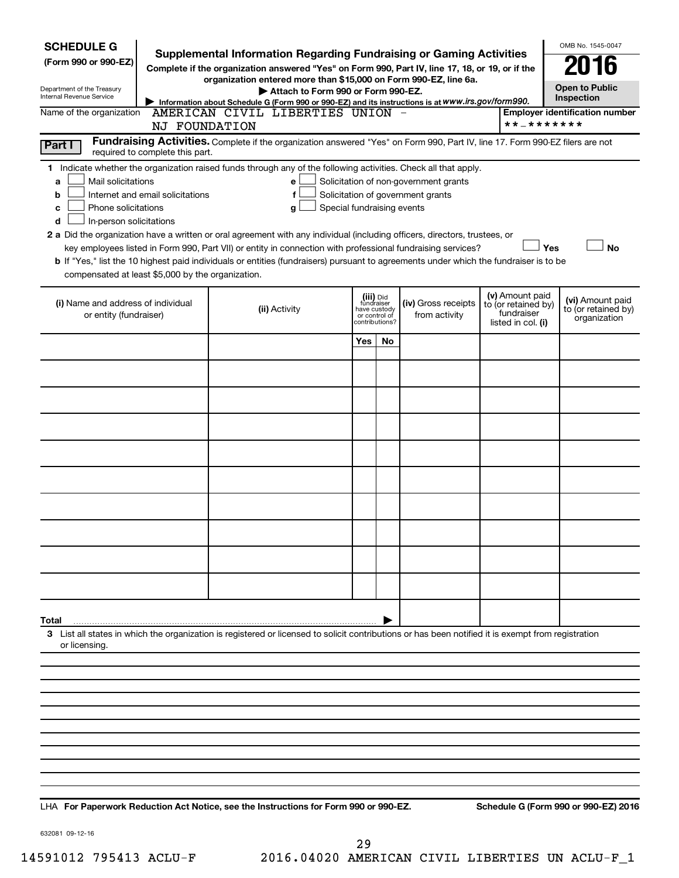**SCHEDULE G**
**(Form 990 or 990-EZ)**

Department of the Treasury
Internal Revenue Service

# Supplemental Information Regarding Fundraising or Gaming Activities

**Complete if the organization answered "Yes" on Form 990, Part IV, line 17, 18, or 19, or if the organization entered more than $15,000 on Form 990-EZ, line 6a.**

▶ **Attach to Form 990 or Form 990-EZ.**

▶ **Information about Schedule G (Form 990 or 990-EZ) and its instructions is at** ***www.irs.gov/form990.***

OMB No. 1545-0047

**2016**

**Open to Public Inspection**

Name of the organization: AMERICAN CIVIL LIBERTIES UNION - NJ FOUNDATION

**Employer identification number**: **-*******

**Part I** **Fundraising Activities.** Complete if the organization answered "Yes" on Form 990, Part IV, line 17. Form 990-EZ filers are not required to complete this part.

**1** Indicate whether the organization raised funds through any of the following activities. Check all that apply.

- **a** ☐ Mail solicitations
- **b** ☐ Internet and email solicitations
- **c** ☐ Phone solicitations
- **d** ☐ In-person solicitations
- **e** ☐ Solicitation of non-government grants
- **f** ☐ Solicitation of government grants
- **g** ☐ Special fundraising events

**2 a** Did the organization have a written or oral agreement with any individual (including officers, directors, trustees, or key employees listed in Form 990, Part VII) or entity in connection with professional fundraising services? ☐ **Yes** ☐ **No**

**b** If "Yes," list the 10 highest paid individuals or entities (fundraisers) pursuant to agreements under which the fundraiser is to be compensated at least $5,000 by the organization.

| (i) Name and address of individual or entity (fundraiser) | (ii) Activity | (iii) Did fundraiser have custody or control of contributions? | | (iv) Gross receipts from activity | (v) Amount paid to (or retained by) fundraiser listed in col. (i) | (vi) Amount paid to (or retained by) organization |
|---|---|---|---|---|---|---|
| | | Yes | No | | | |
| | | | | | | |
| | | | | | | |
| | | | | | | |
| | | | | | | |
| | | | | | | |
| | | | | | | |
| | | | | | | |
| | | | | | | |
| | | | | | | |
| **Total** ▶ | | | | | | |

**3** List all states in which the organization is registered or licensed to solicit contributions or has been notified it is exempt from registration or licensing.

LHA **For Paperwork Reduction Act Notice, see the Instructions for Form 990 or 990-EZ.** **Schedule G (Form 990 or 990-EZ) 2016**

632081 09-12-16

14591012 795413 ACLU-F 2016.04020 AMERICAN CIVIL LIBERTIES UN ACLU-F_1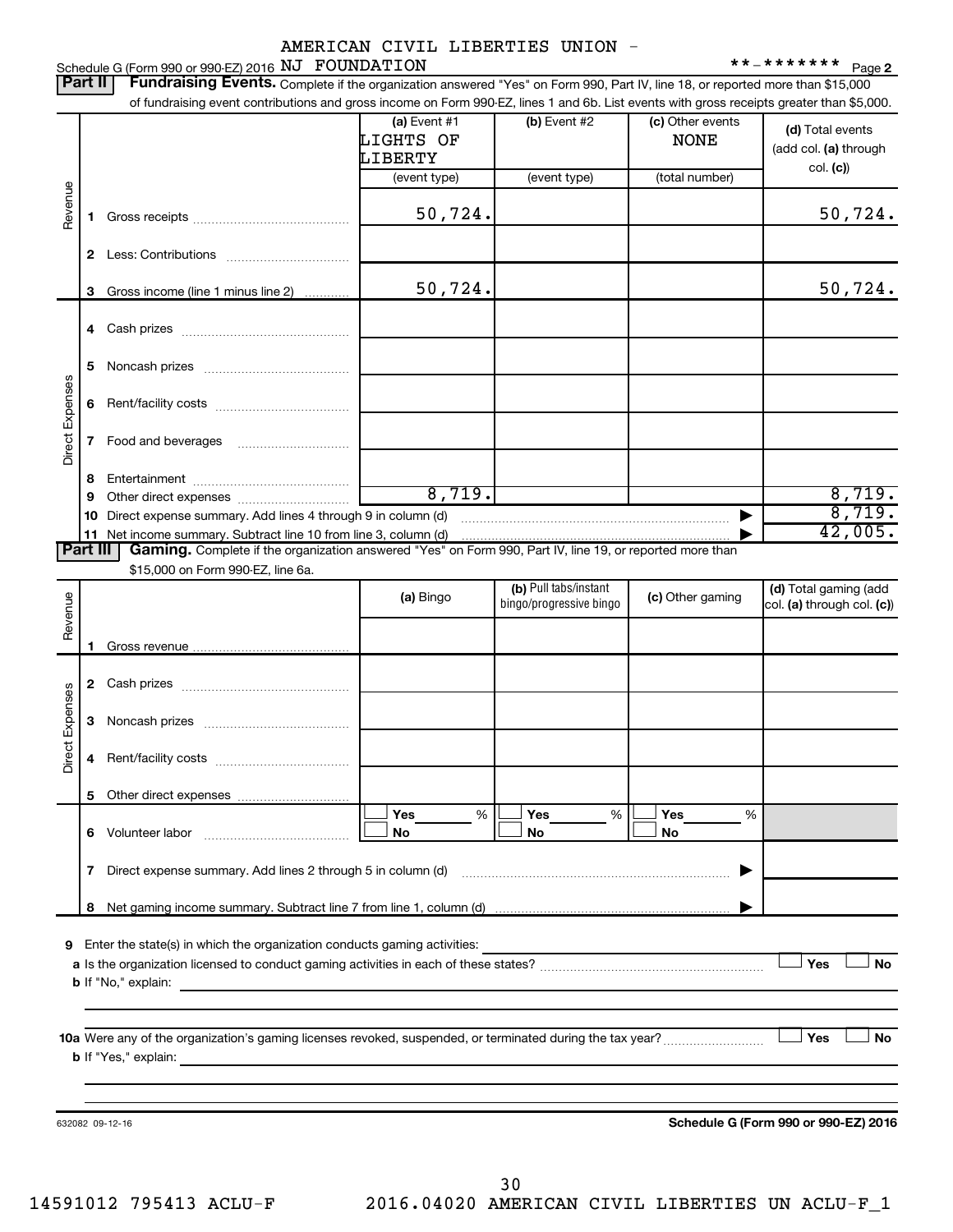AMERICAN CIVIL LIBERTIES UNION - NJ FOUNDATION

Schedule G (Form 990 or 990-EZ) 2016 **-******* Page 2

## Part II Fundraising Events.

Complete if the organization answered "Yes" on Form 990, Part IV, line 18, or reported more than $15,000 of fundraising event contributions and gross income on Form 990-EZ, lines 1 and 6b. List events with gross receipts greater than $5,000.

| | | (a) Event #1 LIGHTS OF LIBERTY (event type) | (b) Event #2 (event type) | (c) Other events NONE (total number) | (d) Total events (add col. (a) through col. (c)) |
|---|---|---|---|---|---|
| Revenue | 1 Gross receipts | 50,724. | | | 50,724. |
| | 2 Less: Contributions | | | | |
| | 3 Gross income (line 1 minus line 2) | 50,724. | | | 50,724. |
| Direct Expenses | 4 Cash prizes | | | | |
| | 5 Noncash prizes | | | | |
| | 6 Rent/facility costs | | | | |
| | 7 Food and beverages | | | | |
| | 8 Entertainment | | | | |
| | 9 Other direct expenses | 8,719. | | | 8,719. |
| | 10 Direct expense summary. Add lines 4 through 9 in column (d) | | | | 8,719. |
| | 11 Net income summary. Subtract line 10 from line 3, column (d) | | | | 42,005. |

## Part III Gaming.

Complete if the organization answered "Yes" on Form 990, Part IV, line 19, or reported more than $15,000 on Form 990-EZ, line 6a.

| | | (a) Bingo | (b) Pull tabs/instant bingo/progressive bingo | (c) Other gaming | (d) Total gaming (add col. (a) through col. (c)) |
|---|---|---|---|---|---|
| Revenue | 1 Gross revenue | | | | |
| Direct Expenses | 2 Cash prizes | | | | |
| | 3 Noncash prizes | | | | |
| | 4 Rent/facility costs | | | | |
| | 5 Other direct expenses | | | | |
| | 6 Volunteer labor | ☐ Yes ___ % ☐ No | ☐ Yes ___ % ☐ No | ☐ Yes ___ % ☐ No | |
| | 7 Direct expense summary. Add lines 2 through 5 in column (d) | | | | |
| | 8 Net gaming income summary. Subtract line 7 from line 1, column (d) | | | | |

9 Enter the state(s) in which the organization conducts gaming activities:

a Is the organization licensed to conduct gaming activities in each of these states? ☐ Yes ☐ No

b If "No," explain:

10a Were any of the organization's gaming licenses revoked, suspended, or terminated during the tax year? ☐ Yes ☐ No

b If "Yes," explain:

632082 09-12-16 **Schedule G (Form 990 or 990-EZ) 2016**

14591012 795413 ACLU-F 2016.04020 AMERICAN CIVIL LIBERTIES UN ACLU-F_1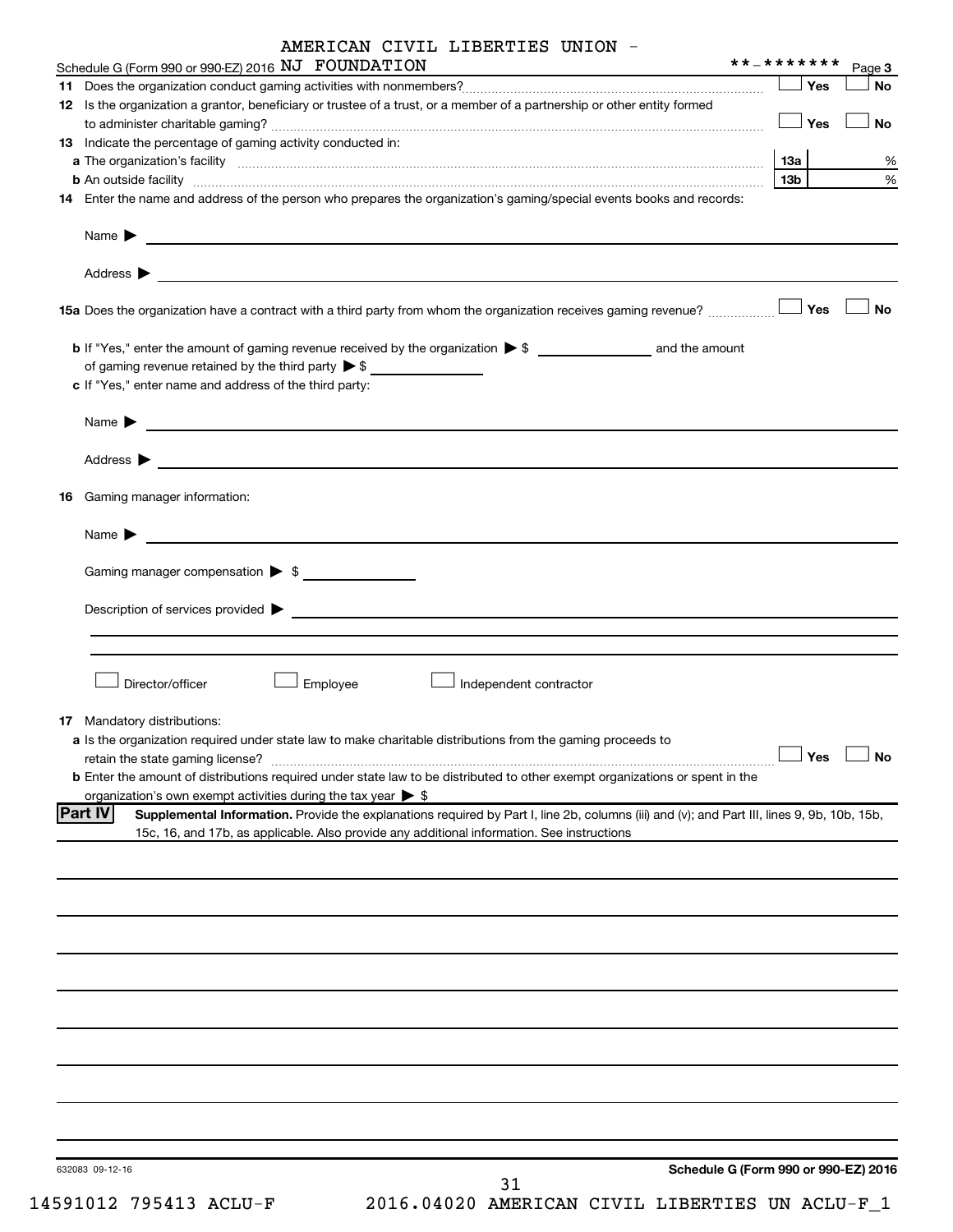AMERICAN CIVIL LIBERTIES UNION - NJ FOUNDATION

Schedule G (Form 990 or 990-EZ) 2016 **-******* Page 3

11 Does the organization conduct gaming activities with nonmembers? ☐ Yes ☐ No

12 Is the organization a grantor, beneficiary or trustee of a trust, or a member of a partnership or other entity formed to administer charitable gaming? ☐ Yes ☐ No

13 Indicate the percentage of gaming activity conducted in:

a The organization's facility 13a %

b An outside facility 13b %

14 Enter the name and address of the person who prepares the organization's gaming/special events books and records:

Name ▶

Address ▶

15a Does the organization have a contract with a third party from whom the organization receives gaming revenue? ☐ Yes ☐ No

b If "Yes," enter the amount of gaming revenue received by the organization ▶ $ ____________ and the amount of gaming revenue retained by the third party ▶ $ ____________

c If "Yes," enter name and address of the third party:

Name ▶

Address ▶

16 Gaming manager information:

Name ▶

Gaming manager compensation ▶ $ ____________

Description of services provided ▶

☐ Director/officer ☐ Employee ☐ Independent contractor

17 Mandatory distributions:

a Is the organization required under state law to make charitable distributions from the gaming proceeds to retain the state gaming license? ☐ Yes ☐ No

b Enter the amount of distributions required under state law to be distributed to other exempt organizations or spent in the organization's own exempt activities during the tax year ▶ $

**Part IV** **Supplemental Information.** Provide the explanations required by Part I, line 2b, columns (iii) and (v); and Part III, lines 9, 9b, 10b, 15b, 15c, 16, and 17b, as applicable. Also provide any additional information. See instructions

632083 09-12-16 **Schedule G (Form 990 or 990-EZ) 2016**

14591012 795413 ACLU-F 2016.04020 AMERICAN CIVIL LIBERTIES UN ACLU-F_1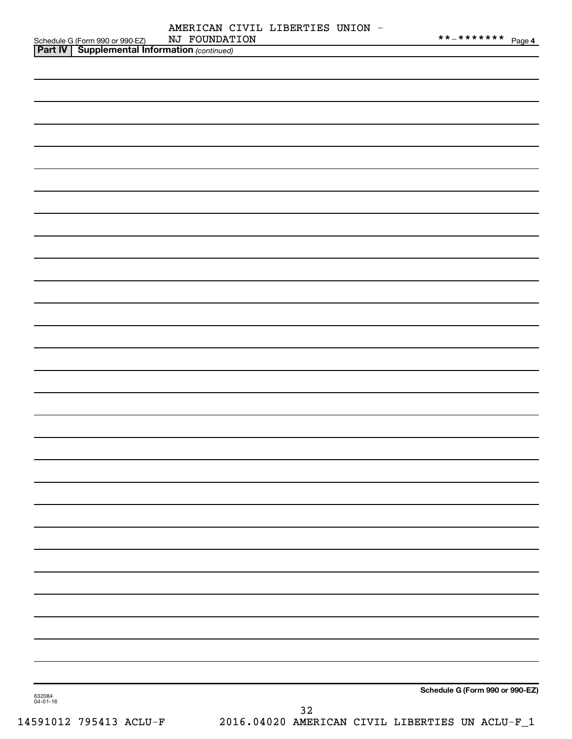Schedule G (Form 990 or 990-EZ) AMERICAN CIVIL LIBERTIES UNION - NJ FOUNDATION **-******* Page 4

**Part IV | Supplemental Information** *(continued)*

Schedule G (Form 990 or 990-EZ)

632084
04-01-16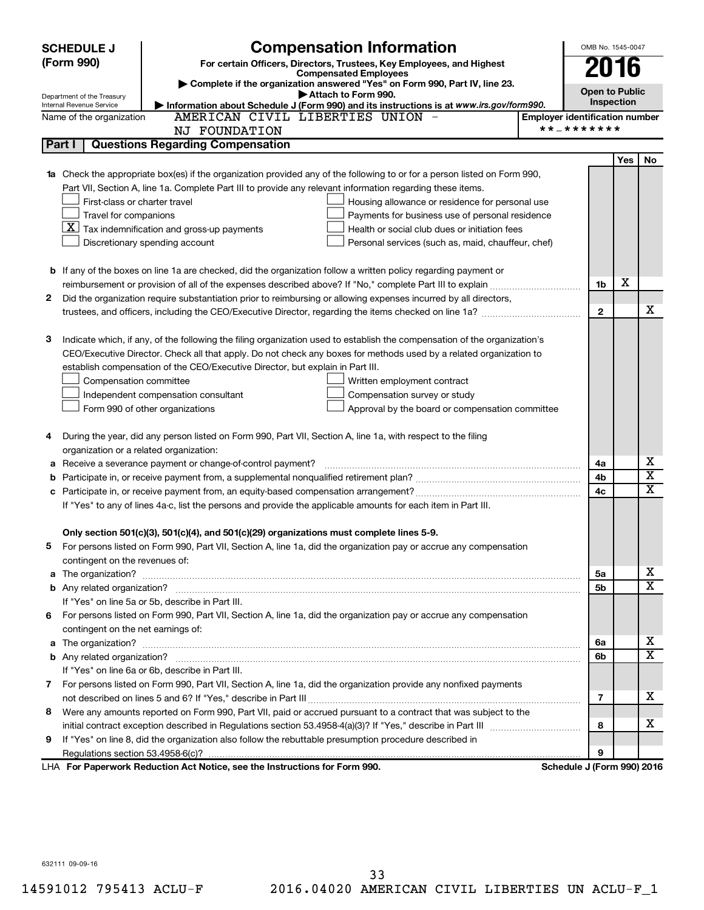**SCHEDULE J (Form 990)**

Department of the Treasury
Internal Revenue Service

# Compensation Information

**For certain Officers, Directors, Trustees, Key Employees, and Highest Compensated Employees**

▶ Complete if the organization answered "Yes" on Form 990, Part IV, line 23.

▶ Attach to Form 990.

▶ Information about Schedule J (Form 990) and its instructions is at www.irs.gov/form990.

OMB No. 1545-0047

**2016**

**Open to Public Inspection**

Name of the organization: AMERICAN CIVIL LIBERTIES UNION - NJ FOUNDATION

Employer identification number: **-*******

## Part I Questions Regarding Compensation

| | | | Yes | No |
|---|---|---|---|---|
| **1a** | Check the appropriate box(es) if the organization provided any of the following to or for a person listed on Form 990, Part VII, Section A, line 1a. Complete Part III to provide any relevant information regarding these items.<br>☐ First-class or charter travel ☐ Housing allowance or residence for personal use<br>☐ Travel for companions ☐ Payments for business use of personal residence<br>☒ Tax indemnification and gross-up payments ☐ Health or social club dues or initiation fees<br>☐ Discretionary spending account ☐ Personal services (such as, maid, chauffeur, chef) | | | |
| **b** | If any of the boxes on line 1a are checked, did the organization follow a written policy regarding payment or reimbursement or provision of all of the expenses described above? If "No," complete Part III to explain | 1b | X | |
| **2** | Did the organization require substantiation prior to reimbursing or allowing expenses incurred by all directors, trustees, and officers, including the CEO/Executive Director, regarding the items checked on line 1a? | 2 | | X |
| **3** | Indicate which, if any, of the following the filing organization used to establish the compensation of the organization's CEO/Executive Director. Check all that apply. Do not check any boxes for methods used by a related organization to establish compensation of the CEO/Executive Director, but explain in Part III.<br>☐ Compensation committee ☐ Written employment contract<br>☐ Independent compensation consultant ☐ Compensation survey or study<br>☐ Form 990 of other organizations ☐ Approval by the board or compensation committee | | | |
| **4** | During the year, did any person listed on Form 990, Part VII, Section A, line 1a, with respect to the filing organization or a related organization: | | | |
| **a** | Receive a severance payment or change-of-control payment? | 4a | | X |
| **b** | Participate in, or receive payment from, a supplemental nonqualified retirement plan? | 4b | | X |
| **c** | Participate in, or receive payment from, an equity-based compensation arrangement? | 4c | | X |
| | If "Yes" to any of lines 4a-c, list the persons and provide the applicable amounts for each item in Part III. | | | |
| | **Only section 501(c)(3), 501(c)(4), and 501(c)(29) organizations must complete lines 5-9.** | | | |
| **5** | For persons listed on Form 990, Part VII, Section A, line 1a, did the organization pay or accrue any compensation contingent on the revenues of: | | | |
| **a** | The organization? | 5a | | X |
| **b** | Any related organization? | 5b | | X |
| | If "Yes" on line 5a or 5b, describe in Part III. | | | |
| **6** | For persons listed on Form 990, Part VII, Section A, line 1a, did the organization pay or accrue any compensation contingent on the net earnings of: | | | |
| **a** | The organization? | 6a | | X |
| **b** | Any related organization? | 6b | | X |
| | If "Yes" on line 6a or 6b, describe in Part III. | | | |
| **7** | For persons listed on Form 990, Part VII, Section A, line 1a, did the organization provide any nonfixed payments not described on lines 5 and 6? If "Yes," describe in Part III | 7 | | X |
| **8** | Were any amounts reported on Form 990, Part VII, paid or accrued pursuant to a contract that was subject to the initial contract exception described in Regulations section 53.4958-4(a)(3)? If "Yes," describe in Part III | 8 | | X |
| **9** | If "Yes" on line 8, did the organization also follow the rebuttable presumption procedure described in Regulations section 53.4958-6(c)? | 9 | | |

LHA **For Paperwork Reduction Act Notice, see the Instructions for Form 990.** **Schedule J (Form 990) 2016**

632111 09-09-16

14591012 795413 ACLU-F 2016.04020 AMERICAN CIVIL LIBERTIES UN ACLU-F_1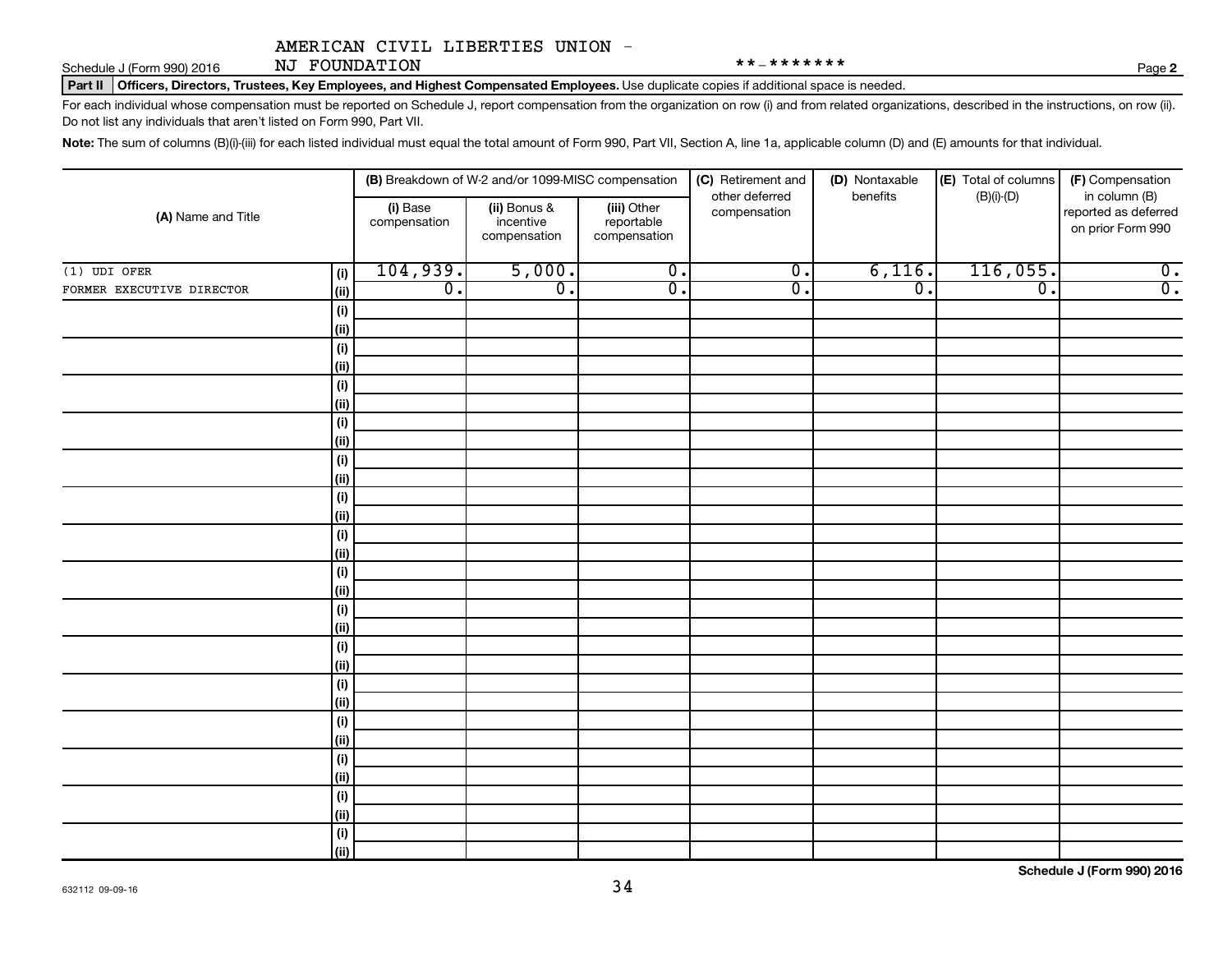AMERICAN CIVIL LIBERTIES UNION - NJ FOUNDATION

Schedule J (Form 990) 2016 **-******* Page 2

**Part II Officers, Directors, Trustees, Key Employees, and Highest Compensated Employees.** Use duplicate copies if additional space is needed.

For each individual whose compensation must be reported on Schedule J, report compensation from the organization on row (i) and from related organizations, described in the instructions, on row (ii). Do not list any individuals that aren't listed on Form 990, Part VII.

**Note:** The sum of columns (B)(i)-(iii) for each listed individual must equal the total amount of Form 990, Part VII, Section A, line 1a, applicable column (D) and (E) amounts for that individual.

| (A) Name and Title | | (B) Breakdown of W-2 and/or 1099-MISC compensation | | | (C) Retirement and other deferred compensation | (D) Nontaxable benefits | (E) Total of columns (B)(i)-(D) | (F) Compensation in column (B) reported as deferred on prior Form 990 |
|---|---|---|---|---|---|---|---|---|
| | | (i) Base compensation | (ii) Bonus & incentive compensation | (iii) Other reportable compensation | | | | |
| (1) UDI OFER | (i) | 104,939. | 5,000. | 0. | 0. | 6,116. | 116,055. | 0. |
| FORMER EXECUTIVE DIRECTOR | (ii) | 0. | 0. | 0. | 0. | 0. | 0. | 0. |
| | (i) | | | | | | | |
| | (ii) | | | | | | | |
| | (i) | | | | | | | |
| | (ii) | | | | | | | |
| | (i) | | | | | | | |
| | (ii) | | | | | | | |
| | (i) | | | | | | | |
| | (ii) | | | | | | | |
| | (i) | | | | | | | |
| | (ii) | | | | | | | |
| | (i) | | | | | | | |
| | (ii) | | | | | | | |
| | (i) | | | | | | | |
| | (ii) | | | | | | | |
| | (i) | | | | | | | |
| | (ii) | | | | | | | |
| | (i) | | | | | | | |
| | (ii) | | | | | | | |
| | (i) | | | | | | | |
| | (ii) | | | | | | | |
| | (i) | | | | | | | |
| | (ii) | | | | | | | |
| | (i) | | | | | | | |
| | (ii) | | | | | | | |
| | (i) | | | | | | | |
| | (ii) | | | | | | | |
| | (i) | | | | | | | |
| | (ii) | | | | | | | |
| | (i) | | | | | | | |
| | (ii) | | | | | | | |

632112 09-09-16

Schedule J (Form 990) 2016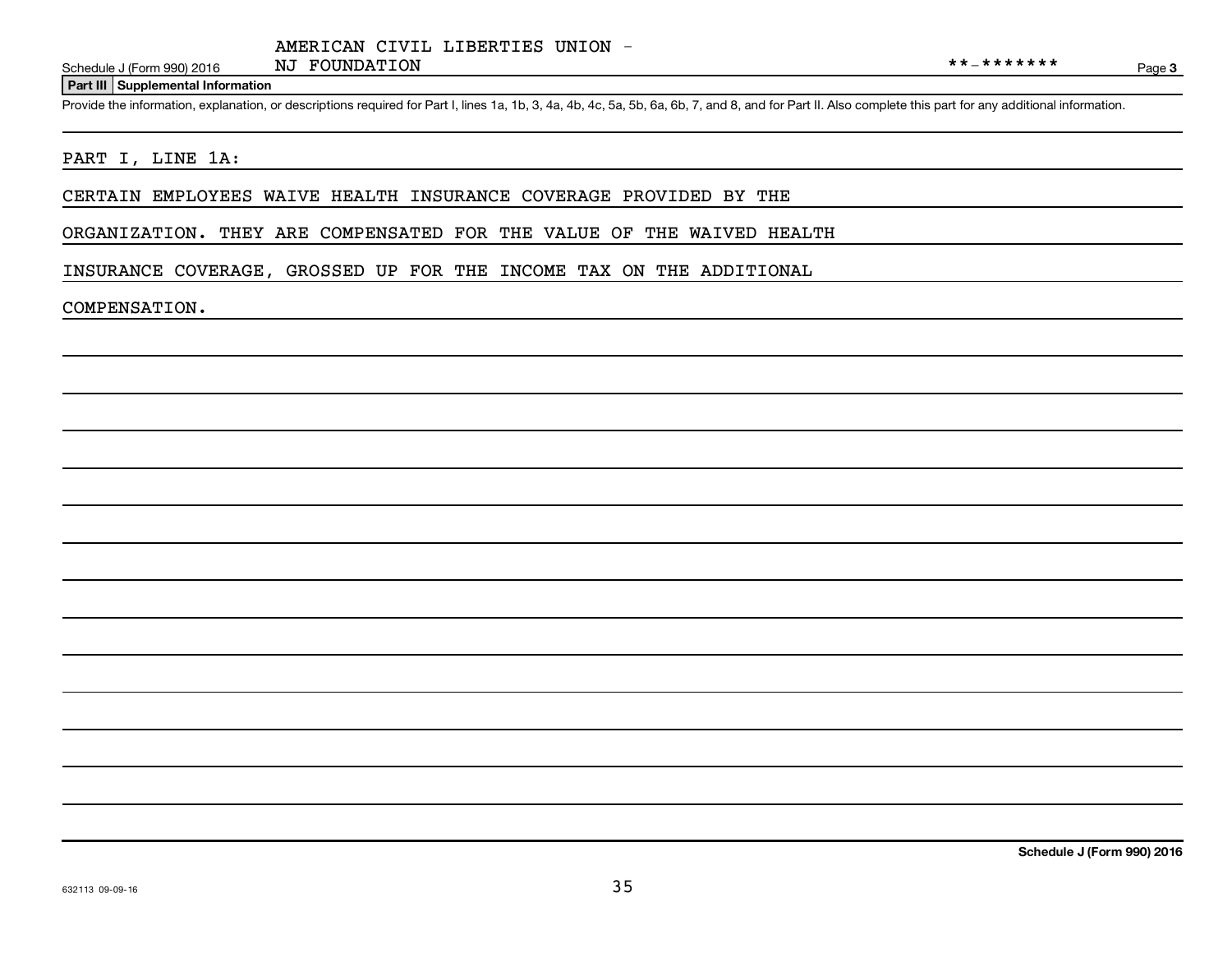AMERICAN CIVIL LIBERTIES UNION - NJ FOUNDATION

**-*******

**Part III | Supplemental Information**

Provide the information, explanation, or descriptions required for Part I, lines 1a, 1b, 3, 4a, 4b, 4c, 5a, 5b, 6a, 6b, 7, and 8, and for Part II. Also complete this part for any additional information.

PART I, LINE 1A:

CERTAIN EMPLOYEES WAIVE HEALTH INSURANCE COVERAGE PROVIDED BY THE ORGANIZATION. THEY ARE COMPENSATED FOR THE VALUE OF THE WAIVED HEALTH INSURANCE COVERAGE, GROSSED UP FOR THE INCOME TAX ON THE ADDITIONAL COMPENSATION.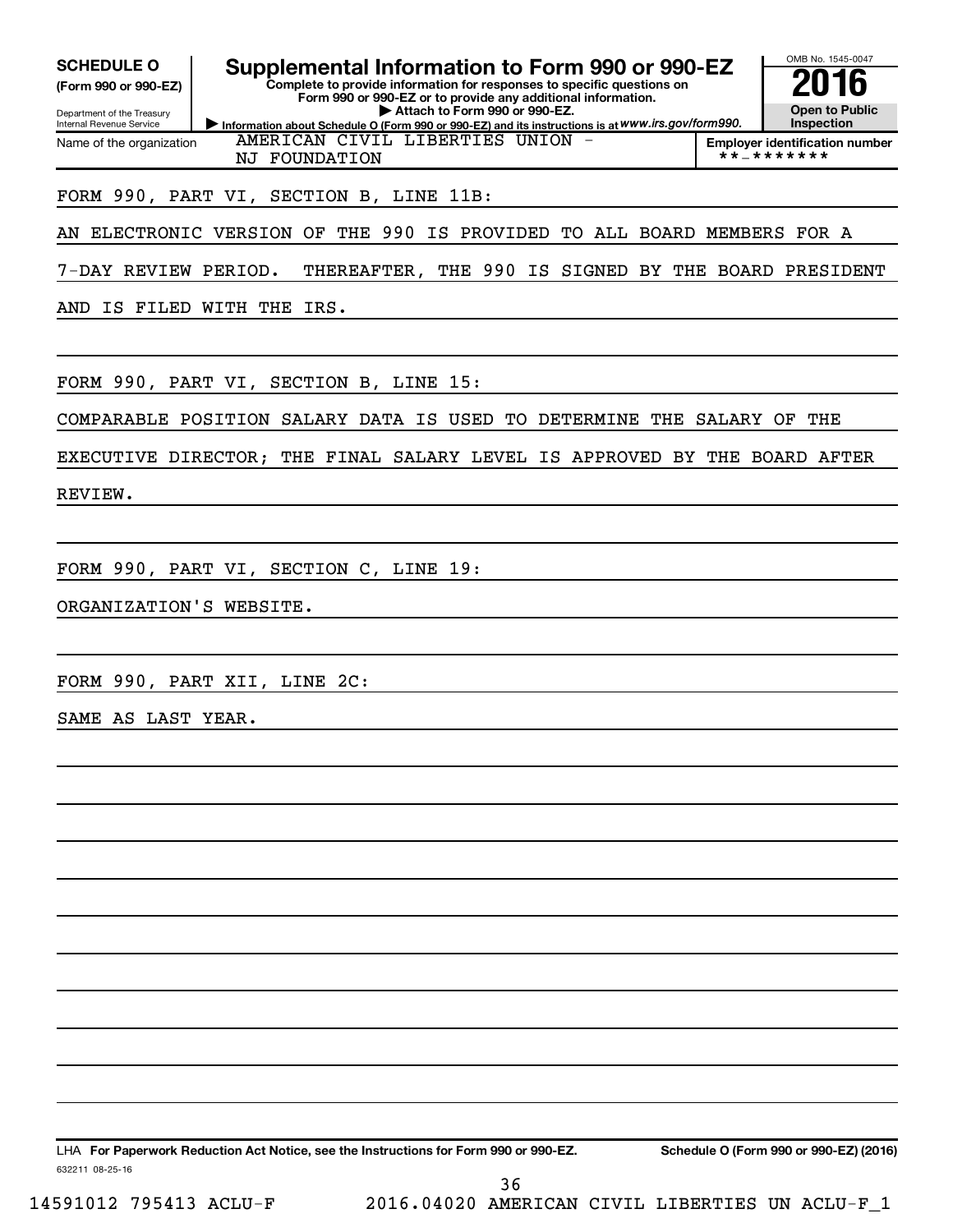**SCHEDULE O**
**(Form 990 or 990-EZ)**

Department of the Treasury
Internal Revenue Service

# Supplemental Information to Form 990 or 990-EZ

**Complete to provide information for responses to specific questions on Form 990 or 990-EZ or to provide any additional information.**
▶ **Attach to Form 990 or 990-EZ.**
▶ **Information about Schedule O (Form 990 or 990-EZ) and its instructions is at** *www.irs.gov/form990.*

OMB No. 1545-0047
**2016**
**Open to Public Inspection**

Name of the organization: AMERICAN CIVIL LIBERTIES UNION - NJ FOUNDATION

**Employer identification number** **-*******

FORM 990, PART VI, SECTION B, LINE 11B:

AN ELECTRONIC VERSION OF THE 990 IS PROVIDED TO ALL BOARD MEMBERS FOR A 7-DAY REVIEW PERIOD. THEREAFTER, THE 990 IS SIGNED BY THE BOARD PRESIDENT AND IS FILED WITH THE IRS.

FORM 990, PART VI, SECTION B, LINE 15:

COMPARABLE POSITION SALARY DATA IS USED TO DETERMINE THE SALARY OF THE EXECUTIVE DIRECTOR; THE FINAL SALARY LEVEL IS APPROVED BY THE BOARD AFTER REVIEW.

FORM 990, PART VI, SECTION C, LINE 19:

ORGANIZATION'S WEBSITE.

FORM 990, PART XII, LINE 2C:

SAME AS LAST YEAR.

LHA **For Paperwork Reduction Act Notice, see the Instructions for Form 990 or 990-EZ.** **Schedule O (Form 990 or 990-EZ) (2016)**

632211 08-25-16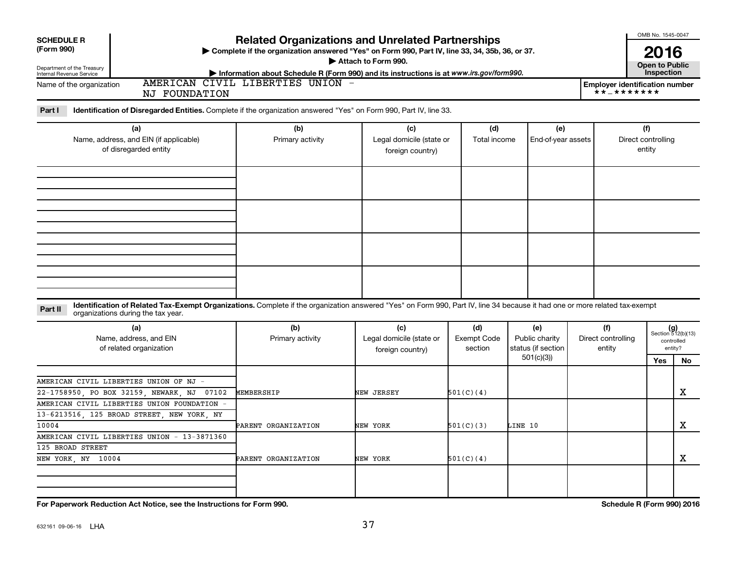**SCHEDULE R (Form 990)**

Department of the Treasury
Internal Revenue Service

# Related Organizations and Unrelated Partnerships

▶ Complete if the organization answered "Yes" on Form 990, Part IV, line 33, 34, 35b, 36, or 37.
▶ Attach to Form 990.
▶ Information about Schedule R (Form 990) and its instructions is at *www.irs.gov/form990.*

OMB No. 1545-0047

**2016**

**Open to Public Inspection**

Name of the organization: AMERICAN CIVIL LIBERTIES UNION - NJ FOUNDATION

Employer identification number: **-*******

**Part I** **Identification of Disregarded Entities.** Complete if the organization answered "Yes" on Form 990, Part IV, line 33.

| (a) Name, address, and EIN (if applicable) of disregarded entity | (b) Primary activity | (c) Legal domicile (state or foreign country) | (d) Total income | (e) End-of-year assets | (f) Direct controlling entity |
|---|---|---|---|---|---|
| | | | | | |
| | | | | | |
| | | | | | |
| | | | | | |

**Part II** **Identification of Related Tax-Exempt Organizations.** Complete if the organization answered "Yes" on Form 990, Part IV, line 34 because it had one or more related tax-exempt organizations during the tax year.

| (a) Name, address, and EIN of related organization | (b) Primary activity | (c) Legal domicile (state or foreign country) | (d) Exempt Code section | (e) Public charity status (if section 501(c)(3)) | (f) Direct controlling entity | (g) Section 512(b)(13) controlled entity? Yes | No |
|---|---|---|---|---|---|---|---|
| AMERICAN CIVIL LIBERTIES UNION OF NJ - 22-1758950, PO BOX 32159, NEWARK, NJ 07102 | MEMBERSHIP | NEW JERSEY | 501(C)(4) | | | | X |
| AMERICAN CIVIL LIBERTIES UNION FOUNDATION - 13-6213516, 125 BROAD STREET, NEW YORK, NY 10004 | PARENT ORGANIZATION | NEW YORK | 501(C)(3) | LINE 10 | | | X |
| AMERICAN CIVIL LIBERTIES UNION - 13-3871360 125 BROAD STREET NEW YORK, NY 10004 | PARENT ORGANIZATION | NEW YORK | 501(C)(4) | | | | X |
| | | | | | | | |

**For Paperwork Reduction Act Notice, see the Instructions for Form 990.** **Schedule R (Form 990) 2016**

632161 09-06-16 LHA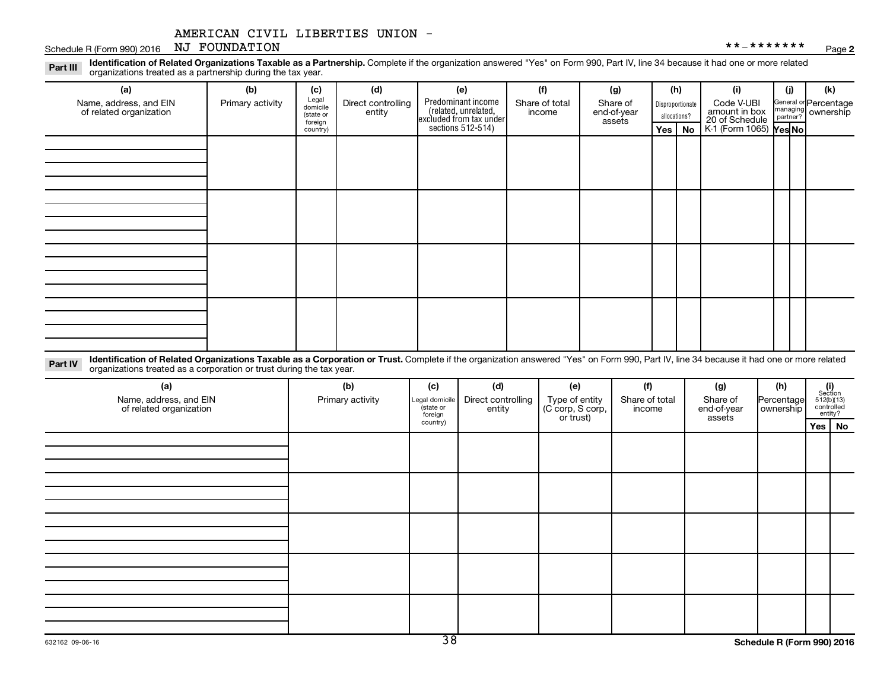AMERICAN CIVIL LIBERTIES UNION - NJ FOUNDATION

Schedule R (Form 990) 2016 **-******* Page 2

**Part III** **Identification of Related Organizations Taxable as a Partnership.** Complete if the organization answered "Yes" on Form 990, Part IV, line 34 because it had one or more related organizations treated as a partnership during the tax year.

| (a) Name, address, and EIN of related organization | (b) Primary activity | (c) Legal domicile (state or foreign country) | (d) Direct controlling entity | (e) Predominant income (related, unrelated, excluded from tax under sections 512-514) | (f) Share of total income | (g) Share of end-of-year assets | (h) Disproportionate allocations? Yes | (h) No | (i) Code V-UBI amount in box 20 of Schedule K-1 (Form 1065) | (j) General or managing partner? Yes | (j) No | (k) Percentage ownership |
|---|---|---|---|---|---|---|---|---|---|---|---|---|
| | | | | | | | | | | | | |
| | | | | | | | | | | | | |
| | | | | | | | | | | | | |
| | | | | | | | | | | | | |

**Part IV** **Identification of Related Organizations Taxable as a Corporation or Trust.** Complete if the organization answered "Yes" on Form 990, Part IV, line 34 because it had one or more related organizations treated as a corporation or trust during the tax year.

| (a) Name, address, and EIN of related organization | (b) Primary activity | (c) Legal domicile (state or foreign country) | (d) Direct controlling entity | (e) Type of entity (C corp, S corp, or trust) | (f) Share of total income | (g) Share of end-of-year assets | (h) Percentage ownership | (i) Section 512(b)(13) controlled entity? Yes | (i) No |
|---|---|---|---|---|---|---|---|---|---|
| | | | | | | | | | |
| | | | | | | | | | |
| | | | | | | | | | |
| | | | | | | | | | |
| | | | | | | | | | |

632162 09-06-16 **Schedule R (Form 990) 2016**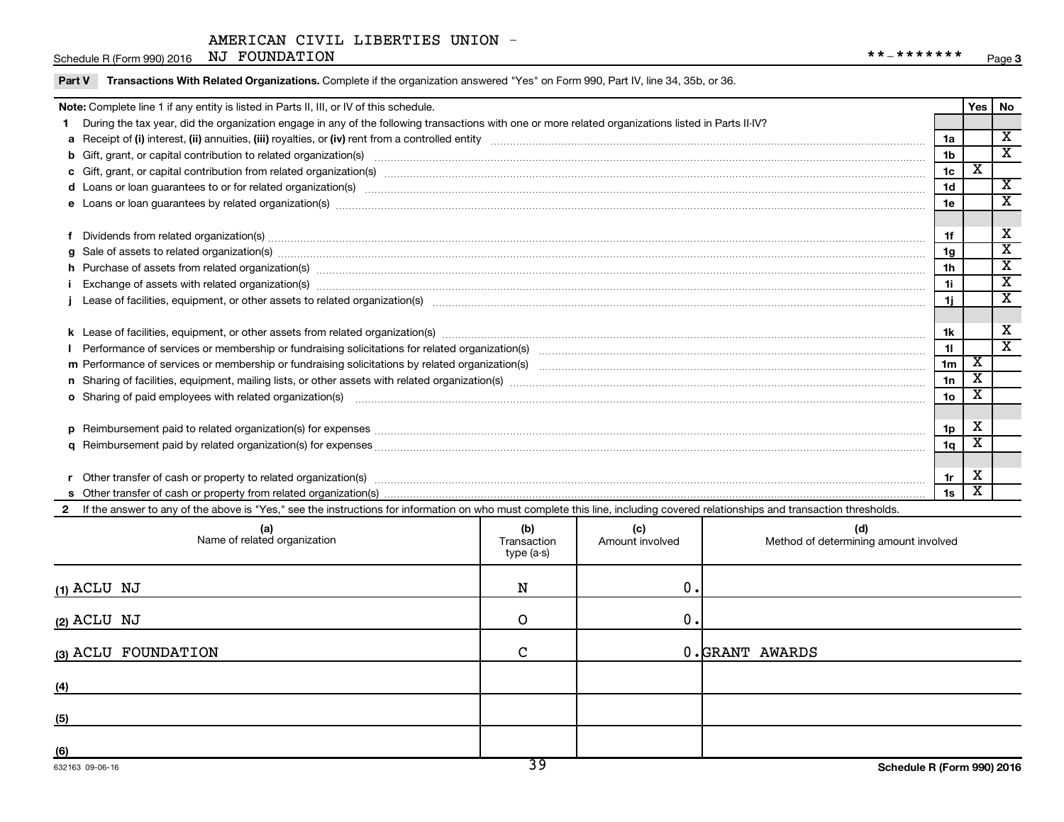AMERICAN CIVIL LIBERTIES UNION - NJ FOUNDATION

Schedule R (Form 990) 2016 | **-******* | Page 3

**Part V Transactions With Related Organizations.** Complete if the organization answered "Yes" on Form 990, Part IV, line 34, 35b, or 36.

| **Note:** Complete line 1 if any entity is listed in Parts II, III, or IV of this schedule. | | Yes | No |
|---|---|---|---|
| **1** During the tax year, did the organization engage in any of the following transactions with one or more related organizations listed in Parts II-IV? | | | |
| **a** Receipt of **(i)** interest, **(ii)** annuities, **(iii)** royalties, or **(iv)** rent from a controlled entity | 1a | | X |
| **b** Gift, grant, or capital contribution to related organization(s) | 1b | | X |
| **c** Gift, grant, or capital contribution from related organization(s) | 1c | X | |
| **d** Loans or loan guarantees to or for related organization(s) | 1d | | X |
| **e** Loans or loan guarantees by related organization(s) | 1e | | X |
| **f** Dividends from related organization(s) | 1f | | X |
| **g** Sale of assets to related organization(s) | 1g | | X |
| **h** Purchase of assets from related organization(s) | 1h | | X |
| **i** Exchange of assets with related organization(s) | 1i | | X |
| **j** Lease of facilities, equipment, or other assets to related organization(s) | 1j | | X |
| **k** Lease of facilities, equipment, or other assets from related organization(s) | 1k | | X |
| **l** Performance of services or membership or fundraising solicitations for related organization(s) | 1l | | X |
| **m** Performance of services or membership or fundraising solicitations by related organization(s) | 1m | X | |
| **n** Sharing of facilities, equipment, mailing lists, or other assets with related organization(s) | 1n | X | |
| **o** Sharing of paid employees with related organization(s) | 1o | X | |
| **p** Reimbursement paid to related organization(s) for expenses | 1p | X | |
| **q** Reimbursement paid by related organization(s) for expenses | 1q | X | |
| **r** Other transfer of cash or property to related organization(s) | 1r | X | |
| **s** Other transfer of cash or property from related organization(s) | 1s | X | |

**2** If the answer to any of the above is "Yes," see the instructions for information on who must complete this line, including covered relationships and transaction thresholds.

| (a) Name of related organization | (b) Transaction type (a-s) | (c) Amount involved | (d) Method of determining amount involved |
|---|---|---|---|
| (1) ACLU NJ | N | 0. | |
| (2) ACLU NJ | O | 0. | |
| (3) ACLU FOUNDATION | C | 0. | GRANT AWARDS |
| (4) | | | |
| (5) | | | |
| (6) | | | |

632163 09-06-16

Schedule R (Form 990) 2016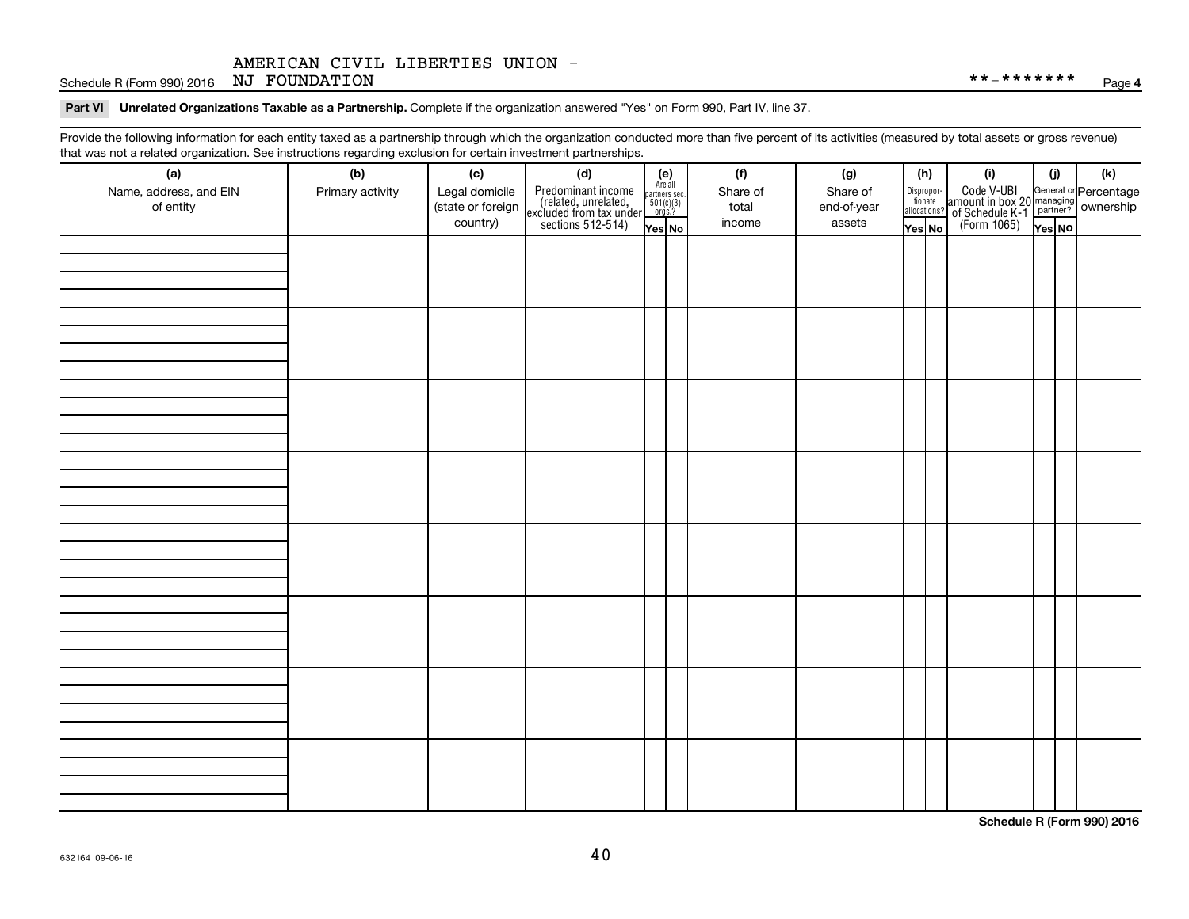AMERICAN CIVIL LIBERTIES UNION - NJ FOUNDATION

Schedule R (Form 990) 2016 **-******* Page 4

**Part VI Unrelated Organizations Taxable as a Partnership.** Complete if the organization answered "Yes" on Form 990, Part IV, line 37.

Provide the following information for each entity taxed as a partnership through which the organization conducted more than five percent of its activities (measured by total assets or gross revenue) that was not a related organization. See instructions regarding exclusion for certain investment partnerships.

| (a) Name, address, and EIN of entity | (b) Primary activity | (c) Legal domicile (state or foreign country) | (d) Predominant income (related, unrelated, excluded from tax under sections 512-514) | (e) Are all partners sec. 501(c)(3) orgs? Yes | (e) No | (f) Share of total income | (g) Share of end-of-year assets | (h) Disproportionate allocations? Yes | (h) No | (i) Code V-UBI amount in box 20 of Schedule K-1 (Form 1065) | (j) General or managing partner? Yes | (j) No | (k) Percentage ownership |
|---|---|---|---|---|---|---|---|---|---|---|---|---|---|
| | | | | | | | | | | | | | |
| | | | | | | | | | | | | | |
| | | | | | | | | | | | | | |
| | | | | | | | | | | | | | |
| | | | | | | | | | | | | | |
| | | | | | | | | | | | | | |
| | | | | | | | | | | | | | |
| | | | | | | | | | | | | | |

**Schedule R (Form 990) 2016**

632164 09-06-16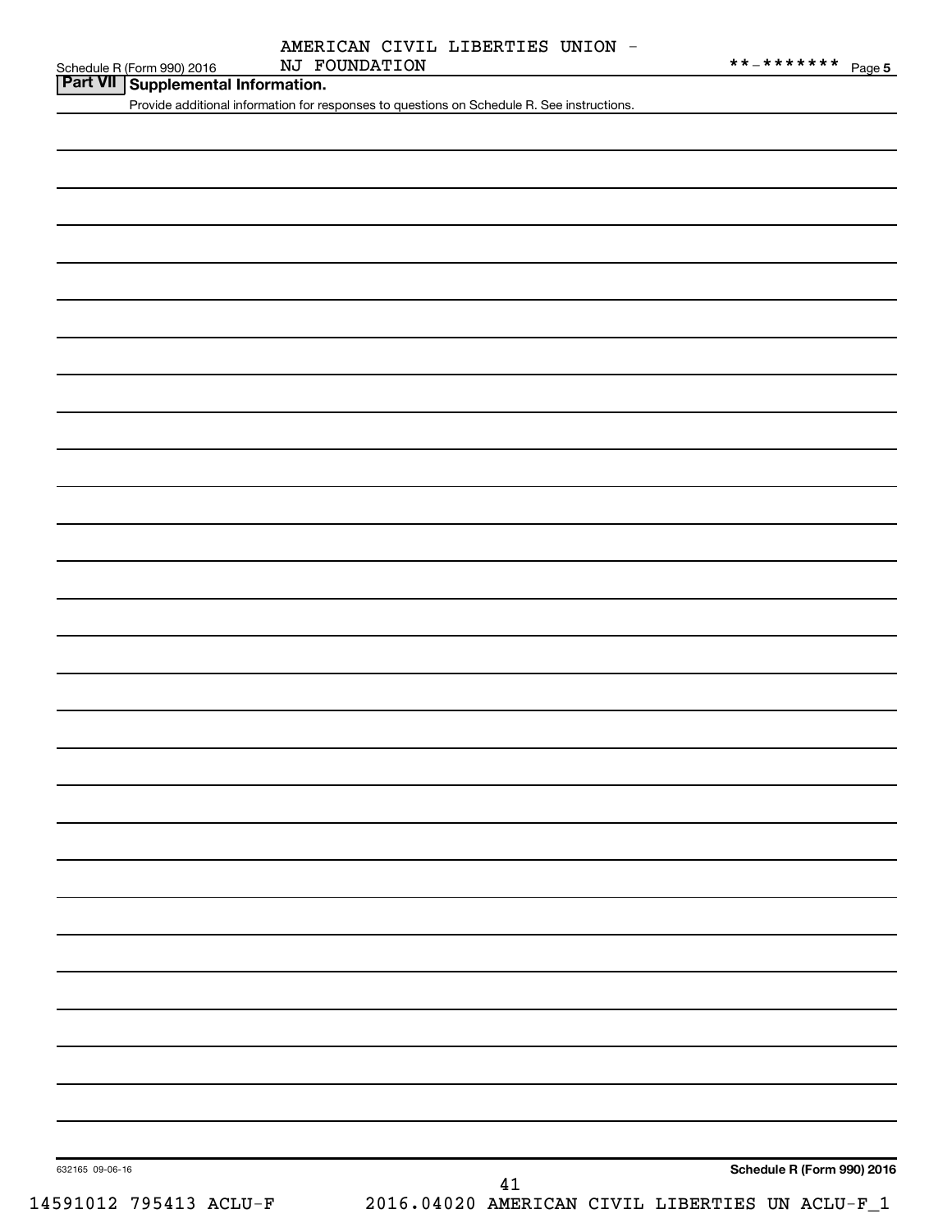Schedule R (Form 990) 2016 AMERICAN CIVIL LIBERTIES UNION - NJ FOUNDATION **-******* Page 5

## Part VII Supplemental Information.

Provide additional information for responses to questions on Schedule R. See instructions.

632165 09-06-16

**Schedule R (Form 990) 2016**

14591012 795413 ACLU-F 2016.04020 AMERICAN CIVIL LIBERTIES UN ACLU-F_1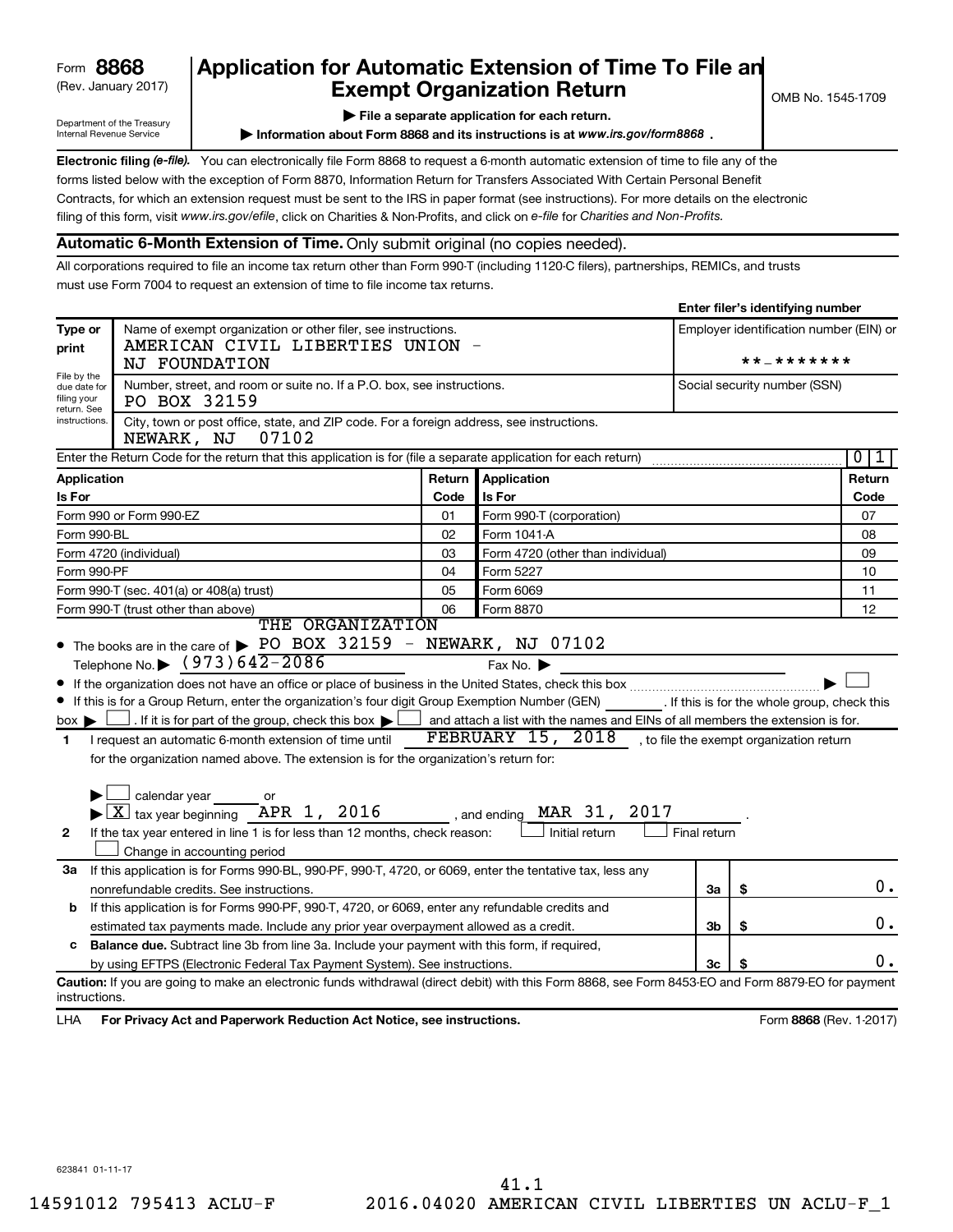Form **8868**
(Rev. January 2017)

Department of the Treasury
Internal Revenue Service

# Application for Automatic Extension of Time To File an Exempt Organization Return

OMB No. 1545-1709

▶ **File a separate application for each return.**

▶ **Information about Form 8868 and its instructions is at** ***www.irs.gov/form8868*** .

**Electronic filing** ***(e-file).*** You can electronically file Form 8868 to request a 6-month automatic extension of time to file any of the forms listed below with the exception of Form 8870, Information Return for Transfers Associated With Certain Personal Benefit Contracts, for which an extension request must be sent to the IRS in paper format (see instructions). For more details on the electronic filing of this form, visit *www.irs.gov/efile*, click on Charities & Non-Profits, and click on *e-file* for *Charities and Non-Profits.*

## Automatic 6-Month Extension of Time. Only submit original (no copies needed).

All corporations required to file an income tax return other than Form 990-T (including 1120-C filers), partnerships, REMICs, and trusts must use Form 7004 to request an extension of time to file income tax returns.

**Enter filer's identifying number**

| Type or print | | |
|---|---|---|
| File by the due date for filing your return. See instructions. | Name of exempt organization or other filer, see instructions.<br>AMERICAN CIVIL LIBERTIES UNION - NJ FOUNDATION | Employer identification number (EIN) or<br>**-******* |
| | Number, street, and room or suite no. If a P.O. box, see instructions.<br>PO BOX 32159 | Social security number (SSN) |
| | City, town or post office, state, and ZIP code. For a foreign address, see instructions.<br>NEWARK, NJ 07102 | |

Enter the Return Code for the return that this application is for (file a separate application for each return) ........ 0 1

| Application Is For | Return Code | Application Is For | Return Code |
|---|---|---|---|
| Form 990 or Form 990-EZ | 01 | Form 990-T (corporation) | 07 |
| Form 990-BL | 02 | Form 1041-A | 08 |
| Form 4720 (individual) | 03 | Form 4720 (other than individual) | 09 |
| Form 990-PF | 04 | Form 5227 | 10 |
| Form 990-T (sec. 401(a) or 408(a) trust) | 05 | Form 6069 | 11 |
| Form 990-T (trust other than above) | 06 | Form 8870 | 12 |

- The books are in the care of ▶ THE ORGANIZATION PO BOX 32159 - NEWARK, NJ 07102
  Telephone No. ▶ (973)642-2086 Fax No. ▶
- If the organization does not have an office or place of business in the United States, check this box ........ ▶ ☐
- If this is for a Group Return, enter the organization's four digit Group Exemption Number (GEN) ______ . If this is for the whole group, check this box ▶ ☐ . If it is for part of the group, check this box ▶ ☐ and attach a list with the names and EINs of all members the extension is for.

**1** I request an automatic 6-month extension of time until FEBRUARY 15, 2018 , to file the exempt organization return for the organization named above. The extension is for the organization's return for:

▶ ☐ calendar year ______ or
▶ ☒ tax year beginning APR 1, 2016 , and ending MAR 31, 2017 .

**2** If the tax year entered in line 1 is for less than 12 months, check reason: ☐ Initial return ☐ Final return ☐ Change in accounting period

| | | | |
|---|---|---|---|
| **3a** | If this application is for Forms 990-BL, 990-PF, 990-T, 4720, or 6069, enter the tentative tax, less any nonrefundable credits. See instructions. | 3a | $ 0. |
| **b** | If this application is for Forms 990-PF, 990-T, 4720, or 6069, enter any refundable credits and estimated tax payments made. Include any prior year overpayment allowed as a credit. | 3b | $ 0. |
| **c** | **Balance due.** Subtract line 3b from line 3a. Include your payment with this form, if required, by using EFTPS (Electronic Federal Tax Payment System). See instructions. | 3c | $ 0. |

**Caution:** If you are going to make an electronic funds withdrawal (direct debit) with this Form 8868, see Form 8453-EO and Form 8879-EO for payment instructions.

LHA **For Privacy Act and Paperwork Reduction Act Notice, see instructions.** Form **8868** (Rev. 1-2017)

623841 01-11-17

41.1
14591012 795413 ACLU-F 2016.04020 AMERICAN CIVIL LIBERTIES UN ACLU-F_1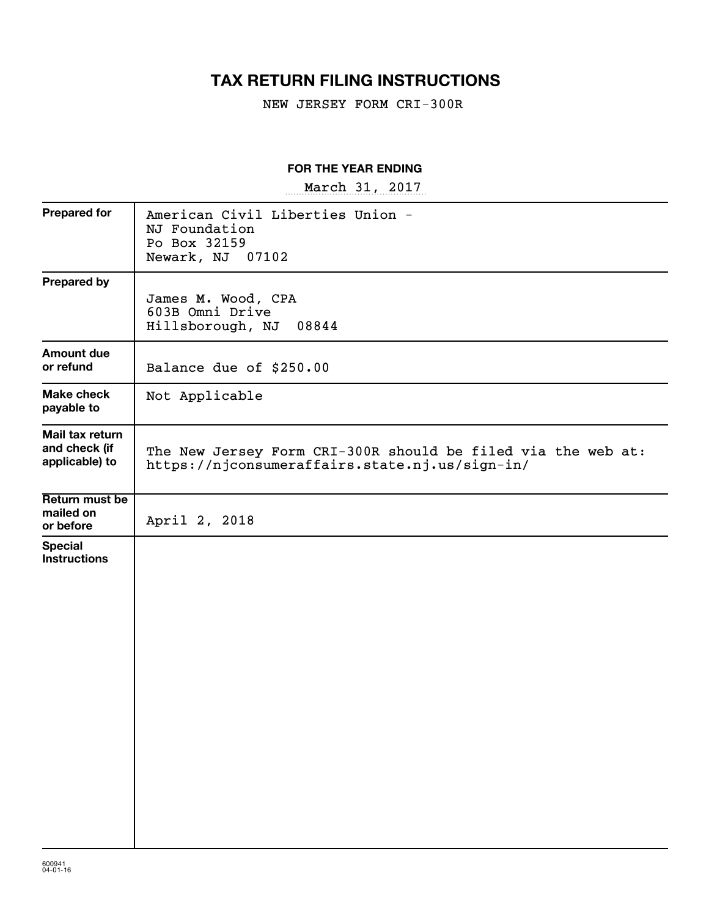# TAX RETURN FILING INSTRUCTIONS

NEW JERSEY FORM CRI-300R

**FOR THE YEAR ENDING**

March 31, 2017

| | |
|---|---|
| **Prepared for** | American Civil Liberties Union - NJ Foundation<br>Po Box 32159<br>Newark, NJ 07102 |
| **Prepared by** | James M. Wood, CPA<br>603B Omni Drive<br>Hillsborough, NJ 08844 |
| **Amount due or refund** | Balance due of $250.00 |
| **Make check payable to** | Not Applicable |
| **Mail tax return and check (if applicable) to** | The New Jersey Form CRI-300R should be filed via the web at:<br>https://njconsumeraffairs.state.nj.us/sign-in/ |
| **Return must be mailed on or before** | April 2, 2018 |
| **Special Instructions** | |

600941
04-01-16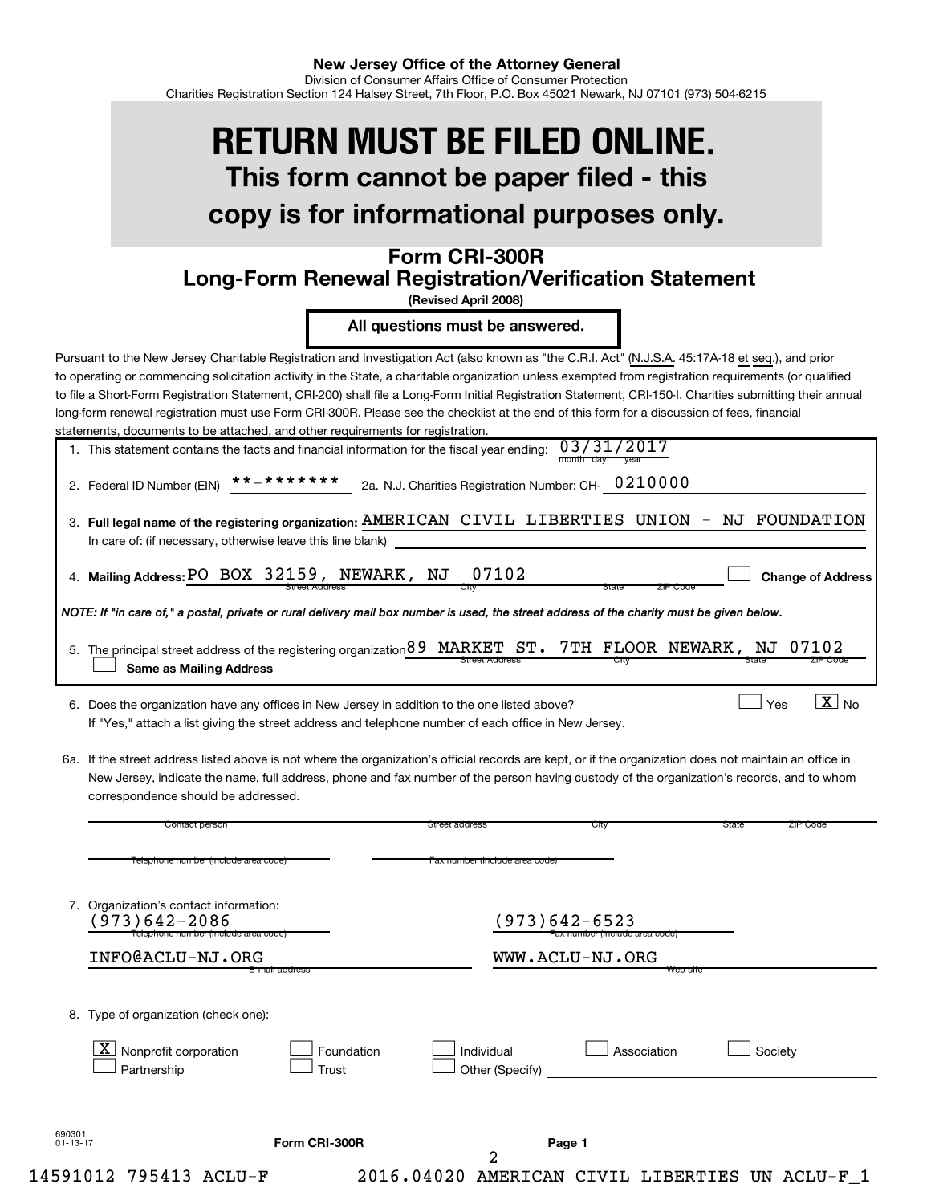New Jersey Office of the Attorney General
Division of Consumer Affairs Office of Consumer Protection
Charities Registration Section 124 Halsey Street, 7th Floor, P.O. Box 45021 Newark, NJ 07101 (973) 504-6215

# RETURN MUST BE FILED ONLINE.

## This form cannot be paper filed - this copy is for informational purposes only.

## Form CRI-300R
## Long-Form Renewal Registration/Verification Statement

**(Revised April 2008)**

**All questions must be answered.**

Pursuant to the New Jersey Charitable Registration and Investigation Act (also known as "the C.R.I. Act" (N.J.S.A. 45:17A-18 et seq.), and prior to operating or commencing solicitation activity in the State, a charitable organization unless exempted from registration requirements (or qualified to file a Short-Form Registration Statement, CRI-200) shall file a Long-Form Initial Registration Statement, CRI-150-I. Charities submitting their annual long-form renewal registration must use Form CRI-300R. Please see the checklist at the end of this form for a discussion of fees, financial statements, documents to be attached, and other requirements for registration.

1. This statement contains the facts and financial information for the fiscal year ending: 03/31/2017 (month day year)

2. Federal ID Number (EIN) **-******* 2a. N.J. Charities Registration Number: CH- 0210000

3. **Full legal name of the registering organization:** AMERICAN CIVIL LIBERTIES UNION - NJ FOUNDATION
   In care of: (if necessary, otherwise leave this line blank)

4. **Mailing Address:** PO BOX 32159, NEWARK, NJ 07102 (Street Address, City, State, ZIP Code) ☐ **Change of Address**

*NOTE: If "in care of," a postal, private or rural delivery mail box number is used, the street address of the charity must be given below.*

5. The principal street address of the registering organization 89 MARKET ST. 7TH FLOOR NEWARK, NJ 07102 (Street Address, City, State, ZIP Code)
   ☐ **Same as Mailing Address**

6. Does the organization have any offices in New Jersey in addition to the one listed above? ☐ Yes ☒ No
   If "Yes," attach a list giving the street address and telephone number of each office in New Jersey.

6a. If the street address listed above is not where the organization's official records are kept, or if the organization does not maintain an office in New Jersey, indicate the name, full address, phone and fax number of the person having custody of the organization's records, and to whom correspondence should be addressed.

Contact person | Street address | City | State | ZIP Code

Telephone number (include area code) | Fax number (include area code)

7. Organization's contact information:
   (973)642-2086 — Telephone number (include area code)
   (973)642-6523 — Fax number (include area code)
   INFO@ACLU-NJ.ORG — E-mail address
   WWW.ACLU-NJ.ORG — Web site

8. Type of organization (check one):
   ☒ Nonprofit corporation ☐ Foundation ☐ Individual ☐ Association ☐ Society
   ☐ Partnership ☐ Trust ☐ Other (Specify)

Form CRI-300R Page 1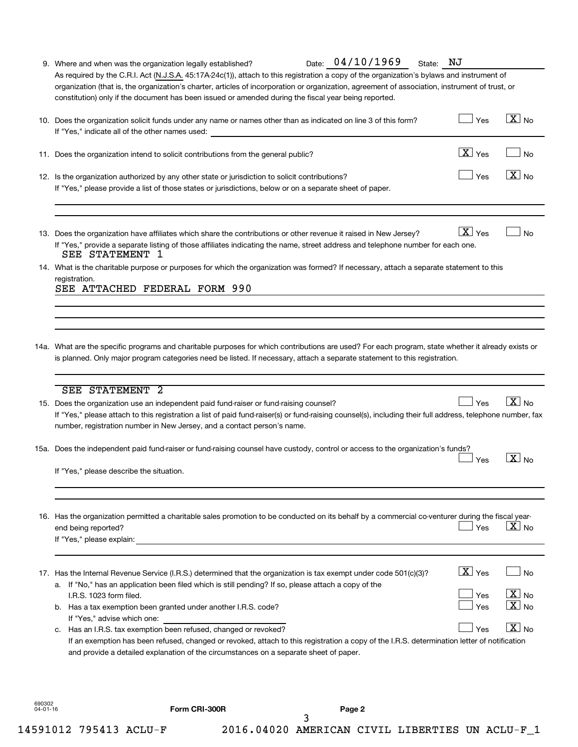9. Where and when was the organization legally established? Date: 04/10/1969 State: NJ

As required by the C.R.I. Act (N.J.S.A. 45:17A-24c(1)), attach to this registration a copy of the organization's bylaws and instrument of organization (that is, the organization's charter, articles of incorporation or organization, agreement of association, instrument of trust, or constitution) only if the document has been issued or amended during the fiscal year being reported.

10. Does the organization solicit funds under any name or names other than as indicated on line 3 of this form? [ ] Yes [X] No

If "Yes," indicate all of the other names used:

11. Does the organization intend to solicit contributions from the general public? [X] Yes [ ] No

12. Is the organization authorized by any other state or jurisdiction to solicit contributions? [ ] Yes [X] No

If "Yes," please provide a list of those states or jurisdictions, below or on a separate sheet of paper.

13. Does the organization have affiliates which share the contributions or other revenue it raised in New Jersey? [X] Yes [ ] No

If "Yes," provide a separate listing of those affiliates indicating the name, street address and telephone number for each one.

SEE STATEMENT 1

14. What is the charitable purpose or purposes for which the organization was formed? If necessary, attach a separate statement to this registration.

SEE ATTACHED FEDERAL FORM 990

14a. What are the specific programs and charitable purposes for which contributions are used? For each program, state whether it already exists or is planned. Only major program categories need be listed. If necessary, attach a separate statement to this registration.

SEE STATEMENT 2

15. Does the organization use an independent paid fund-raiser or fund-raising counsel? [ ] Yes [X] No

If "Yes," please attach to this registration a list of paid fund-raiser(s) or fund-raising counsel(s), including their full address, telephone number, fax number, registration number in New Jersey, and a contact person's name.

15a. Does the independent paid fund-raiser or fund-raising counsel have custody, control or access to the organization's funds? [ ] Yes [X] No

If "Yes," please describe the situation.

16. Has the organization permitted a charitable sales promotion to be conducted on its behalf by a commercial co-venturer during the fiscal year-end being reported? [ ] Yes [X] No

If "Yes," please explain:

17. Has the Internal Revenue Service (I.R.S.) determined that the organization is tax exempt under code 501(c)(3)? [X] Yes [ ] No

a. If "No," has an application been filed which is still pending? If so, please attach a copy of the I.R.S. 1023 form filed. [ ] Yes [X] No

b. Has a tax exemption been granted under another I.R.S. code? [ ] Yes [X] No

If "Yes," advise which one:

c. Has an I.R.S. tax exemption been refused, changed or revoked? [ ] Yes [X] No

If an exemption has been refused, changed or revoked, attach to this registration a copy of the I.R.S. determination letter of notification and provide a detailed explanation of the circumstances on a separate sheet of paper.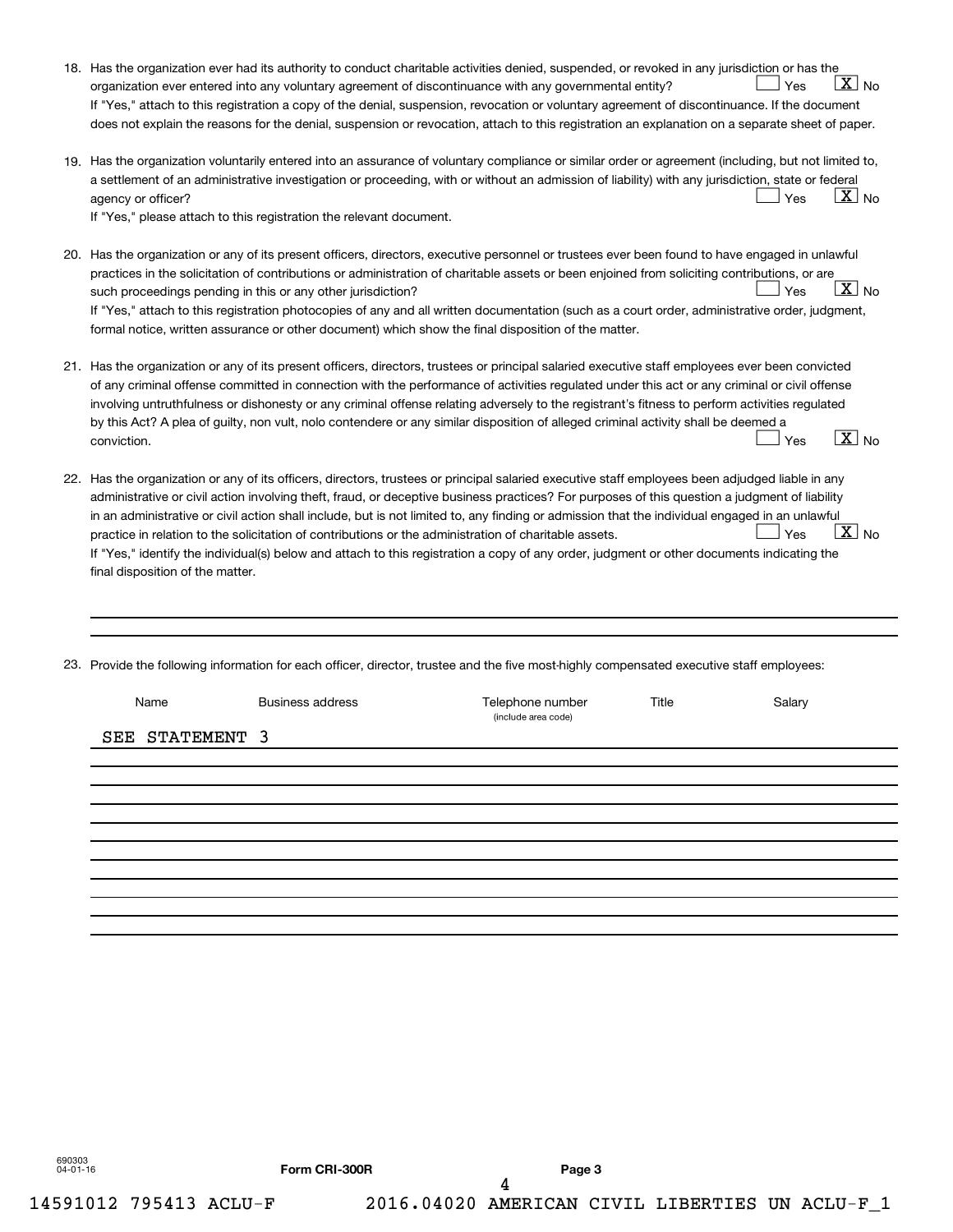18. Has the organization ever had its authority to conduct charitable activities denied, suspended, or revoked in any jurisdiction or has the organization ever entered into any voluntary agreement of discontinuance with any governmental entity? ☐ Yes ☒ No

If "Yes," attach to this registration a copy of the denial, suspension, revocation or voluntary agreement of discontinuance. If the document does not explain the reasons for the denial, suspension or revocation, attach to this registration an explanation on a separate sheet of paper.

19. Has the organization voluntarily entered into an assurance of voluntary compliance or similar order or agreement (including, but not limited to, a settlement of an administrative investigation or proceeding, with or without an admission of liability) with any jurisdiction, state or federal agency or officer? ☐ Yes ☒ No

If "Yes," please attach to this registration the relevant document.

20. Has the organization or any of its present officers, directors, executive personnel or trustees ever been found to have engaged in unlawful practices in the solicitation of contributions or administration of charitable assets or been enjoined from soliciting contributions, or are such proceedings pending in this or any other jurisdiction? ☐ Yes ☒ No

If "Yes," attach to this registration photocopies of any and all written documentation (such as a court order, administrative order, judgment, formal notice, written assurance or other document) which show the final disposition of the matter.

21. Has the organization or any of its present officers, directors, trustees or principal salaried executive staff employees ever been convicted of any criminal offense committed in connection with the performance of activities regulated under this act or any criminal or civil offense involving untruthfulness or dishonesty or any criminal offense relating adversely to the registrant's fitness to perform activities regulated by this Act? A plea of guilty, non vult, nolo contendere or any similar disposition of alleged criminal activity shall be deemed a conviction. ☐ Yes ☒ No

22. Has the organization or any of its officers, directors, trustees or principal salaried executive staff employees been adjudged liable in any administrative or civil action involving theft, fraud, or deceptive business practices? For purposes of this question a judgment of liability in an administrative or civil action shall include, but is not limited to, any finding or admission that the individual engaged in an unlawful practice in relation to the solicitation of contributions or the administration of charitable assets. ☐ Yes ☒ No

If "Yes," identify the individual(s) below and attach to this registration a copy of any order, judgment or other documents indicating the final disposition of the matter.

23. Provide the following information for each officer, director, trustee and the five most-highly compensated executive staff employees:

| Name | Business address | Telephone number (include area code) | Title | Salary |
|---|---|---|---|---|
| SEE STATEMENT 3 | | | | |

690303
04-01-16

Form CRI-300R

14591012 795413 ACLU-F 2016.04020 AMERICAN CIVIL LIBERTIES UN ACLU-F_1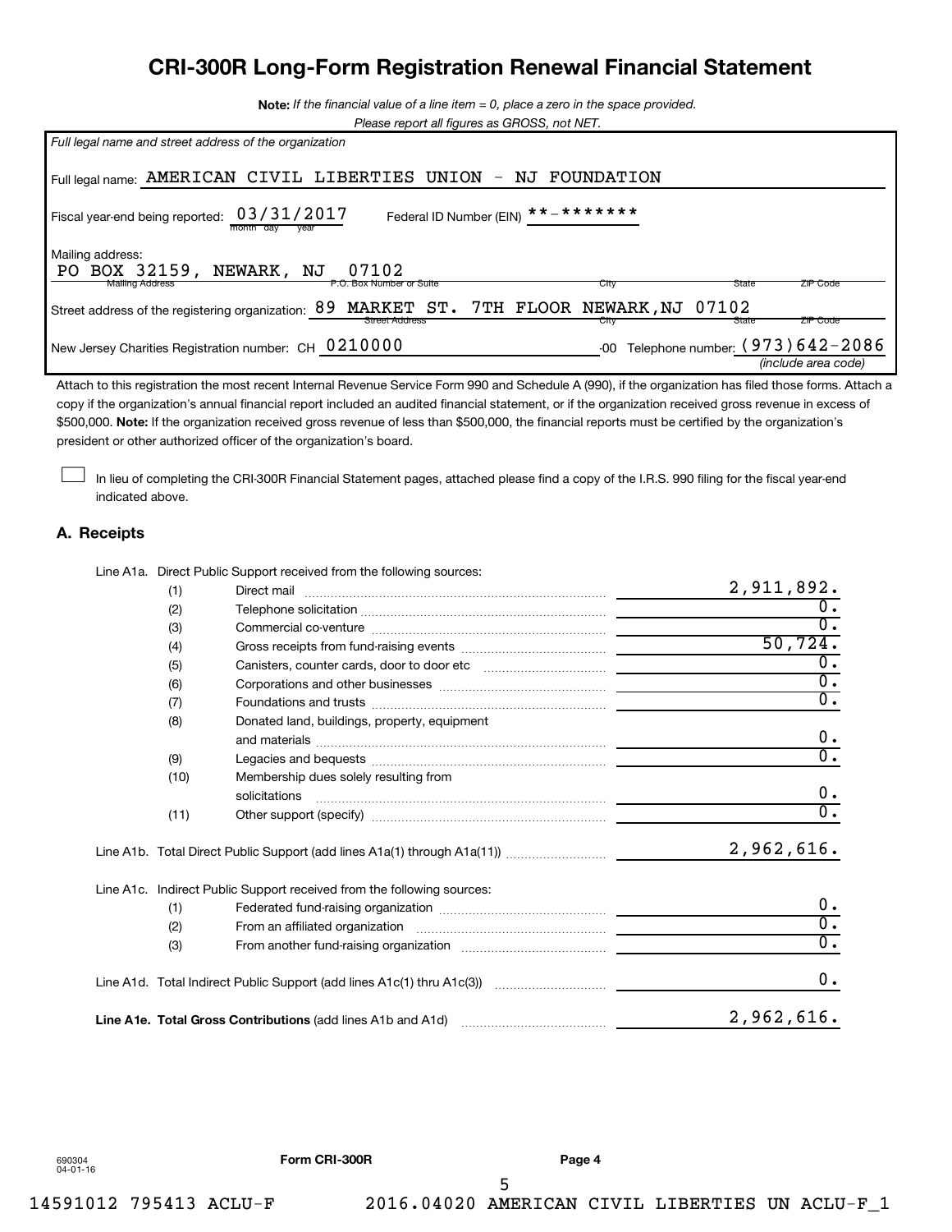# CRI-300R Long-Form Registration Renewal Financial Statement

**Note:** *If the financial value of a line item = 0, place a zero in the space provided.*
*Please report all figures as GROSS, not NET.*

*Full legal name and street address of the organization*

Full legal name: AMERICAN CIVIL LIBERTIES UNION - NJ FOUNDATION

Fiscal year-end being reported: 03/31/2017 (month day year) Federal ID Number (EIN) **-*******

Mailing address:
PO BOX 32159, NEWARK, NJ 07102
(Mailing Address / P.O. Box Number or Suite / City / State / ZIP Code)

Street address of the registering organization: 89 MARKET ST. 7TH FLOOR NEWARK,NJ 07102
(Street Address / City / State / ZIP Code)

New Jersey Charities Registration number: CH 0210000 -00 Telephone number: (973)642-2086 *(include area code)*

Attach to this registration the most recent Internal Revenue Service Form 990 and Schedule A (990), if the organization has filed those forms. Attach a copy if the organization's annual financial report included an audited financial statement, or if the organization received gross revenue in excess of $500,000. **Note:** If the organization received gross revenue of less than $500,000, the financial reports must be certified by the organization's president or other authorized officer of the organization's board.

☐ In lieu of completing the CRI-300R Financial Statement pages, attached please find a copy of the I.R.S. 990 filing for the fiscal year-end indicated above.

## A. Receipts

Line A1a. Direct Public Support received from the following sources:

| | | |
|---|---|---|
| (1) | Direct mail | 2,911,892. |
| (2) | Telephone solicitation | 0. |
| (3) | Commercial co-venture | 0. |
| (4) | Gross receipts from fund-raising events | 50,724. |
| (5) | Canisters, counter cards, door to door etc | 0. |
| (6) | Corporations and other businesses | 0. |
| (7) | Foundations and trusts | 0. |
| (8) | Donated land, buildings, property, equipment and materials | 0. |
| (9) | Legacies and bequests | 0. |
| (10) | Membership dues solely resulting from solicitations | 0. |
| (11) | Other support (specify) | 0. |

Line A1b. Total Direct Public Support (add lines A1a(1) through A1a(11)) 2,962,616.

Line A1c. Indirect Public Support received from the following sources:

| | | |
|---|---|---|
| (1) | Federated fund-raising organization | 0. |
| (2) | From an affiliated organization | 0. |
| (3) | From another fund-raising organization | 0. |

Line A1d. Total Indirect Public Support (add lines A1c(1) thru A1c(3)) 0.

**Line A1e. Total Gross Contributions** (add lines A1b and A1d) 2,962,616.

690304 04-01-16 **Form CRI-300R** **Page 4**

14591012 795413 ACLU-F 2016.04020 AMERICAN CIVIL LIBERTIES UN ACLU-F_1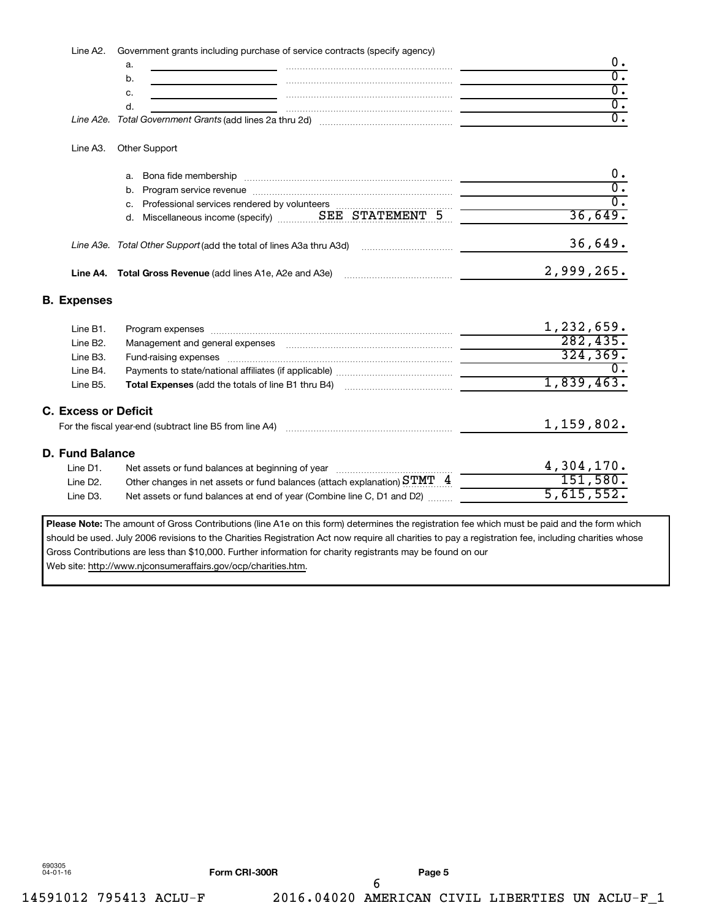Line A2. Government grants including purchase of service contracts (specify agency)

| | | |
|---|---|---|
| | a. | 0. |
| | b. | 0. |
| | c. | 0. |
| | d. | 0. |
| *Line A2e.* | *Total Government Grants* (add lines 2a thru 2d) | 0. |

Line A3. Other Support

| | | |
|---|---|---|
| | a. Bona fide membership | 0. |
| | b. Program service revenue | 0. |
| | c. Professional services rendered by volunteers | 0. |
| | d. Miscellaneous income (specify) SEE STATEMENT 5 | 36,649. |
| *Line A3e.* | *Total Other Support* (add the total of lines A3a thru A3d) | 36,649. |
| **Line A4.** | **Total Gross Revenue** (add lines A1e, A2e and A3e) | 2,999,265. |

## B. Expenses

| | | |
|---|---|---|
| Line B1. | Program expenses | 1,232,659. |
| Line B2. | Management and general expenses | 282,435. |
| Line B3. | Fund-raising expenses | 324,369. |
| Line B4. | Payments to state/national affiliates (if applicable) | 0. |
| Line B5. | **Total Expenses** (add the totals of line B1 thru B4) | 1,839,463. |

## C. Excess or Deficit

For the fiscal year-end (subtract line B5 from line A4) 1,159,802.

## D. Fund Balance

| | | |
|---|---|---|
| Line D1. | Net assets or fund balances at beginning of year | 4,304,170. |
| Line D2. | Other changes in net assets or fund balances (attach explanation) STMT 4 | 151,580. |
| Line D3. | Net assets or fund balances at end of year (Combine line C, D1 and D2) | 5,615,552. |

**Please Note:** The amount of Gross Contributions (line A1e on this form) determines the registration fee which must be paid and the form which should be used. July 2006 revisions to the Charities Registration Act now require all charities to pay a registration fee, including charities whose Gross Contributions are less than $10,000. Further information for charity registrants may be found on our Web site: http://www.njconsumeraffairs.gov/ocp/charities.htm.

690305 04-01-16 **Form CRI-300R** **Page 5**

14591012 795413 ACLU-F 2016.04020 AMERICAN CIVIL LIBERTIES UN ACLU-F_1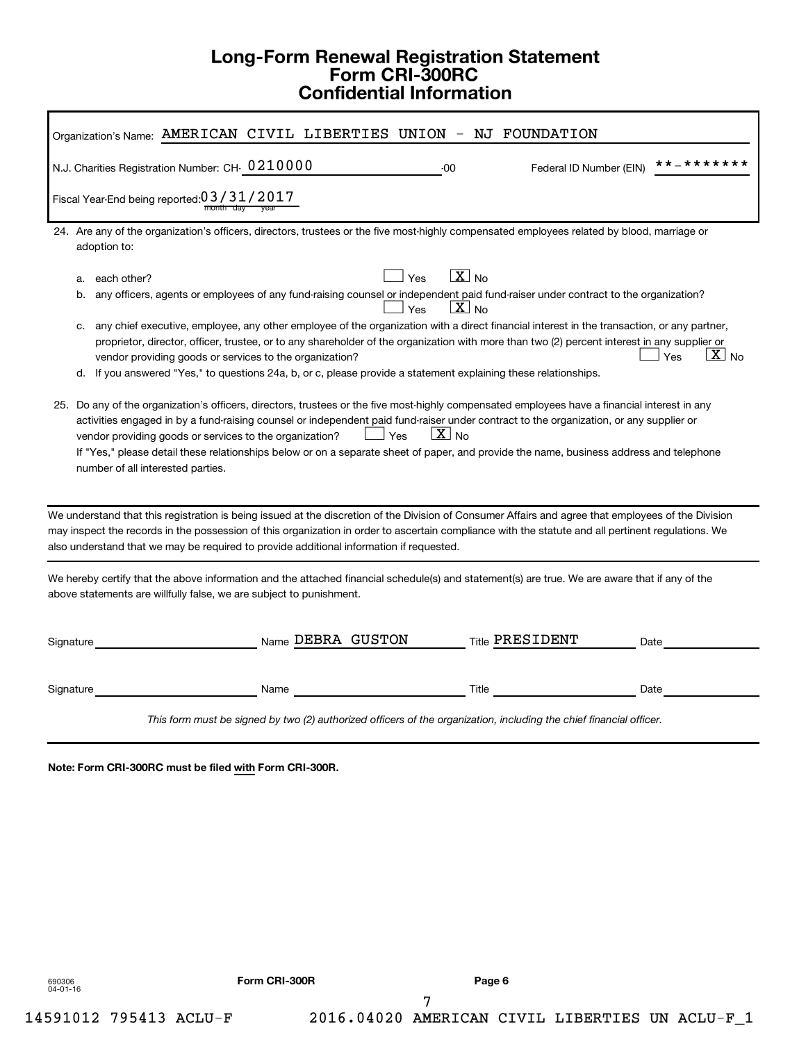# Long-Form Renewal Registration Statement
# Form CRI-300RC
# Confidential Information

Organization's Name: AMERICAN CIVIL LIBERTIES UNION - NJ FOUNDATION

N.J. Charities Registration Number: CH- 0210000 -00     Federal ID Number (EIN) **-*******

Fiscal Year-End being reported: 03/31/2017 (month day year)

24. Are any of the organization's officers, directors, trustees or the five most-highly compensated employees related by blood, marriage or adoption to:

   a. each other? ☐ Yes ☒ No

   b. any officers, agents or employees of any fund-raising counsel or independent paid fund-raiser under contract to the organization? ☐ Yes ☒ No

   c. any chief executive, employee, any other employee of the organization with a direct financial interest in the transaction, or any partner, proprietor, director, officer, trustee, or to any shareholder of the organization with more than two (2) percent interest in any supplier or vendor providing goods or services to the organization? ☐ Yes ☒ No

   d. If you answered "Yes," to questions 24a, b, or c, please provide a statement explaining these relationships.

25. Do any of the organization's officers, directors, trustees or the five most-highly compensated employees have a financial interest in any activities engaged in by a fund-raising counsel or independent paid fund-raiser under contract to the organization, or any supplier or vendor providing goods or services to the organization? ☐ Yes ☒ No

   If "Yes," please detail these relationships below or on a separate sheet of paper, and provide the name, business address and telephone number of all interested parties.

---

We understand that this registration is being issued at the discretion of the Division of Consumer Affairs and agree that employees of the Division may inspect the records in the possession of this organization in order to ascertain compliance with the statute and all pertinent regulations. We also understand that we may be required to provide additional information if requested.

---

We hereby certify that the above information and the attached financial schedule(s) and statement(s) are true. We are aware that if any of the above statements are willfully false, we are subject to punishment.

Signature ______________ Name DEBRA GUSTON Title PRESIDENT Date ______________

Signature ______________ Name ______________ Title ______________ Date ______________

*This form must be signed by two (2) authorized officers of the organization, including the chief financial officer.*

---

**Note: Form CRI-300RC must be filed with Form CRI-300R.**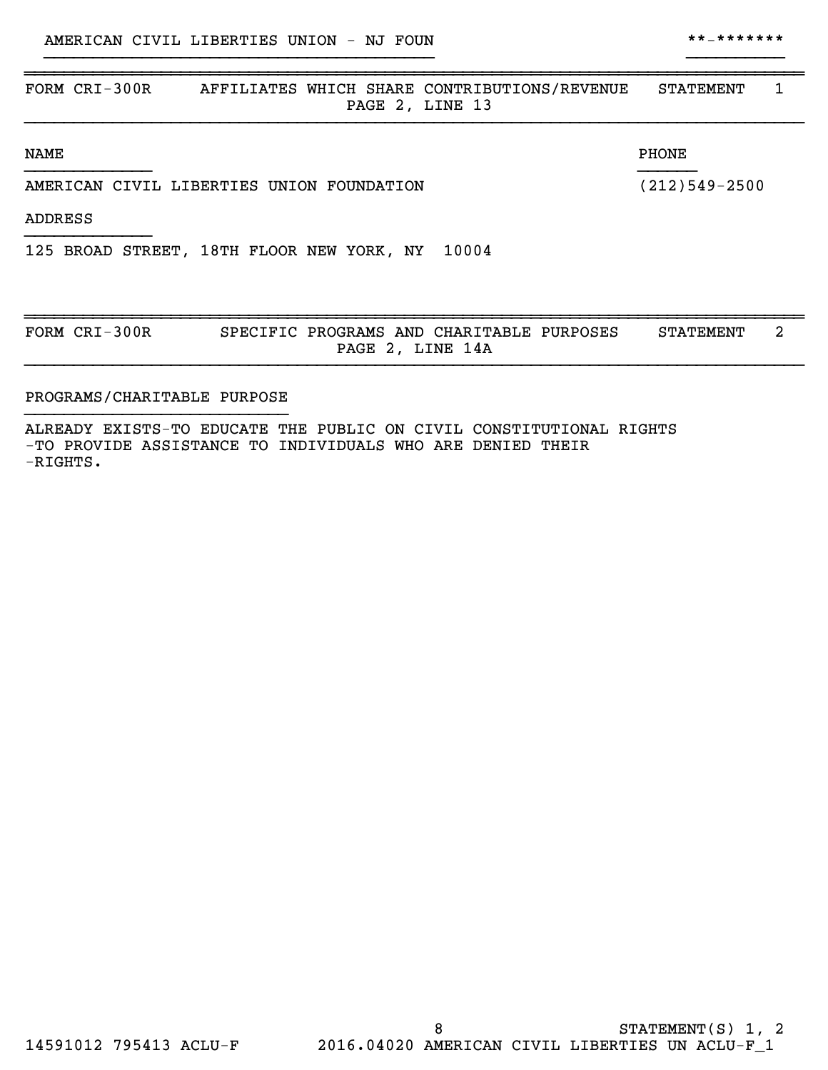AMERICAN CIVIL LIBERTIES UNION - NJ FOUN **-*******

| FORM CRI-300R | AFFILIATES WHICH SHARE CONTRIBUTIONS/REVENUE<br>PAGE 2, LINE 13 | STATEMENT 1 |
|---|---|---|

| NAME | PHONE |
|---|---|
| AMERICAN CIVIL LIBERTIES UNION FOUNDATION | (212)549-2500 |

ADDRESS

125 BROAD STREET, 18TH FLOOR NEW YORK, NY 10004

| FORM CRI-300R | SPECIFIC PROGRAMS AND CHARITABLE PURPOSES<br>PAGE 2, LINE 14A | STATEMENT 2 |
|---|---|---|

PROGRAMS/CHARITABLE PURPOSE

ALREADY EXISTS-TO EDUCATE THE PUBLIC ON CIVIL CONSTITUTIONAL RIGHTS
-TO PROVIDE ASSISTANCE TO INDIVIDUALS WHO ARE DENIED THEIR
-RIGHTS.

STATEMENT(S) 1, 2

14591012 795413 ACLU-F 2016.04020 AMERICAN CIVIL LIBERTIES UN ACLU-F_1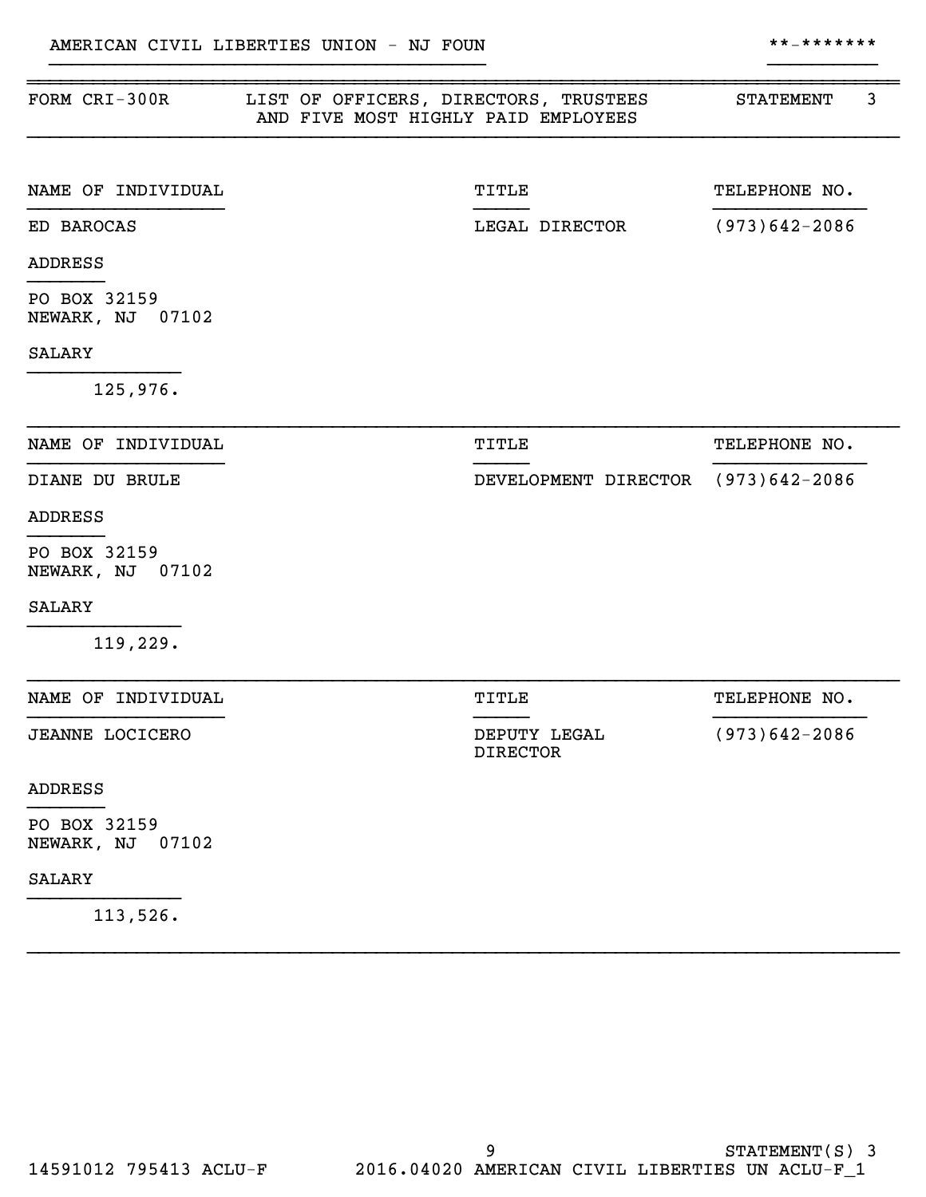AMERICAN CIVIL LIBERTIES UNION - NJ FOUN **-*******

FORM CRI-300R — LIST OF OFFICERS, DIRECTORS, TRUSTEES AND FIVE MOST HIGHLY PAID EMPLOYEES — STATEMENT 3

| NAME OF INDIVIDUAL | TITLE | TELEPHONE NO. |
|---|---|---|
| ED BAROCAS | LEGAL DIRECTOR | (973)642-2086 |

ADDRESS

PO BOX 32159
NEWARK, NJ 07102

SALARY

125,976.

| NAME OF INDIVIDUAL | TITLE | TELEPHONE NO. |
|---|---|---|
| DIANE DU BRULE | DEVELOPMENT DIRECTOR | (973)642-2086 |

ADDRESS

PO BOX 32159
NEWARK, NJ 07102

SALARY

119,229.

| NAME OF INDIVIDUAL | TITLE | TELEPHONE NO. |
|---|---|---|
| JEANNE LOCICERO | DEPUTY LEGAL DIRECTOR | (973)642-2086 |

ADDRESS

PO BOX 32159
NEWARK, NJ 07102

SALARY

113,526.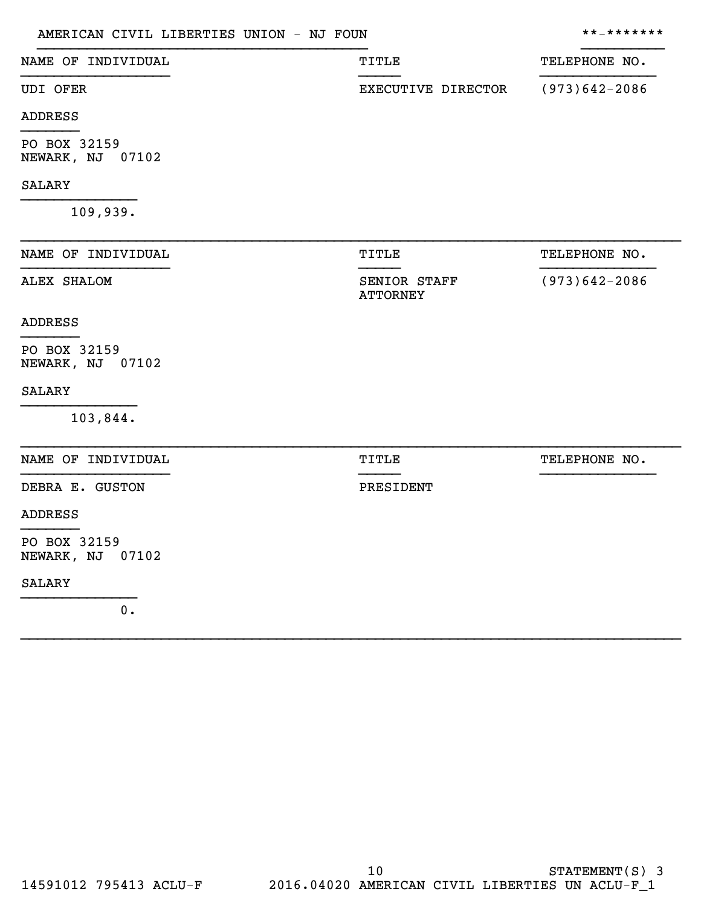AMERICAN CIVIL LIBERTIES UNION - NJ FOUN **-*******

| NAME OF INDIVIDUAL | TITLE | TELEPHONE NO. |
| --- | --- | --- |
| UDI OFER | EXECUTIVE DIRECTOR | (973)642-2086 |

ADDRESS

PO BOX 32159
NEWARK, NJ 07102

SALARY

109,939.

| NAME OF INDIVIDUAL | TITLE | TELEPHONE NO. |
| --- | --- | --- |
| ALEX SHALOM | SENIOR STAFF ATTORNEY | (973)642-2086 |

ADDRESS

PO BOX 32159
NEWARK, NJ 07102

SALARY

103,844.

| NAME OF INDIVIDUAL | TITLE | TELEPHONE NO. |
| --- | --- | --- |
| DEBRA E. GUSTON | PRESIDENT | |

ADDRESS

PO BOX 32159
NEWARK, NJ 07102

SALARY

0.

STATEMENT(S) 3

14591012 795413 ACLU-F 2016.04020 AMERICAN CIVIL LIBERTIES UN ACLU-F_1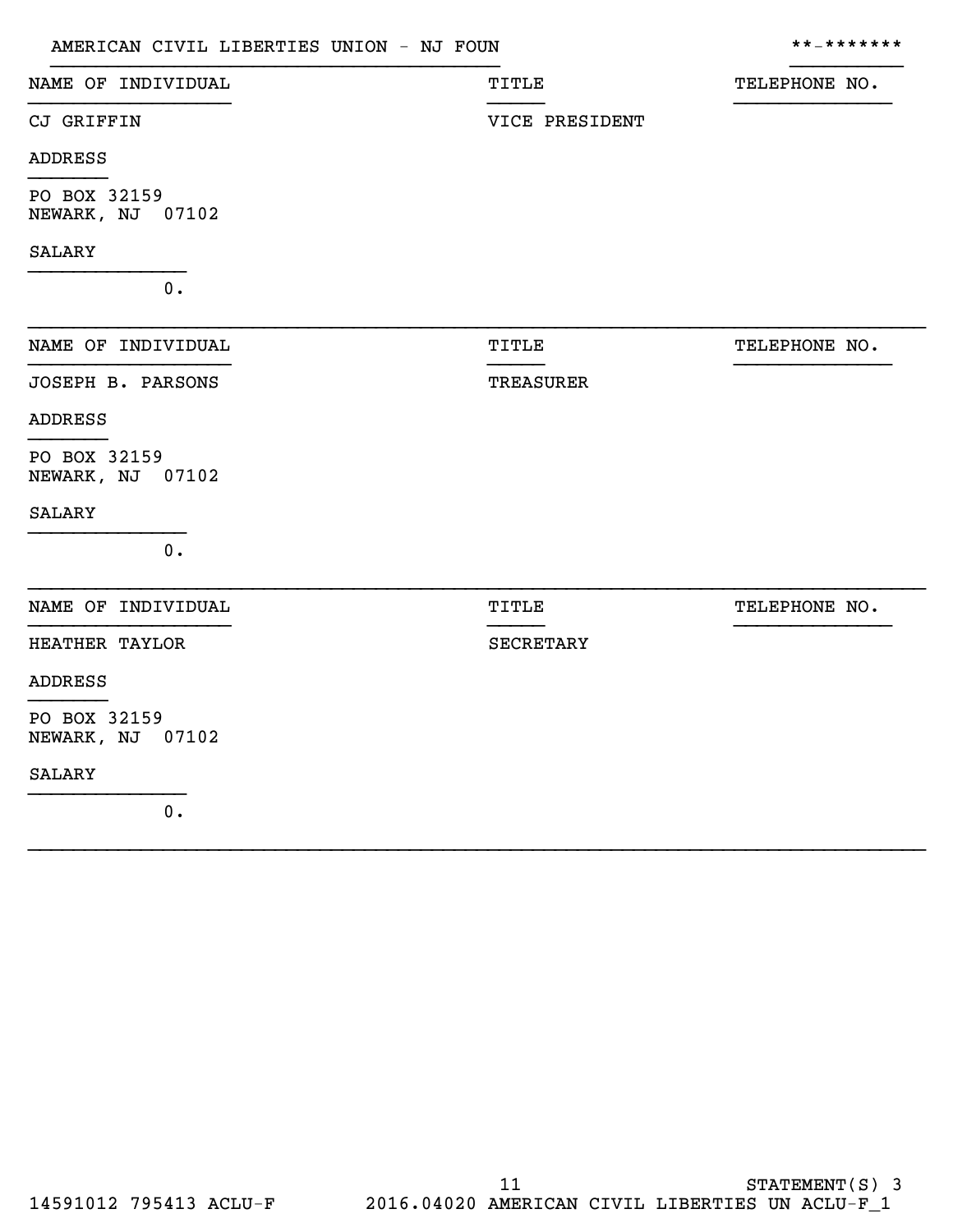AMERICAN CIVIL LIBERTIES UNION - NJ FOUN **-*******

| NAME OF INDIVIDUAL | TITLE | TELEPHONE NO. |
|---|---|---|
| CJ GRIFFIN | VICE PRESIDENT | |

ADDRESS

PO BOX 32159
NEWARK, NJ 07102

SALARY

0.

| NAME OF INDIVIDUAL | TITLE | TELEPHONE NO. |
|---|---|---|
| JOSEPH B. PARSONS | TREASURER | |

ADDRESS

PO BOX 32159
NEWARK, NJ 07102

SALARY

0.

| NAME OF INDIVIDUAL | TITLE | TELEPHONE NO. |
|---|---|---|
| HEATHER TAYLOR | SECRETARY | |

ADDRESS

PO BOX 32159
NEWARK, NJ 07102

SALARY

0.

STATEMENT(S) 3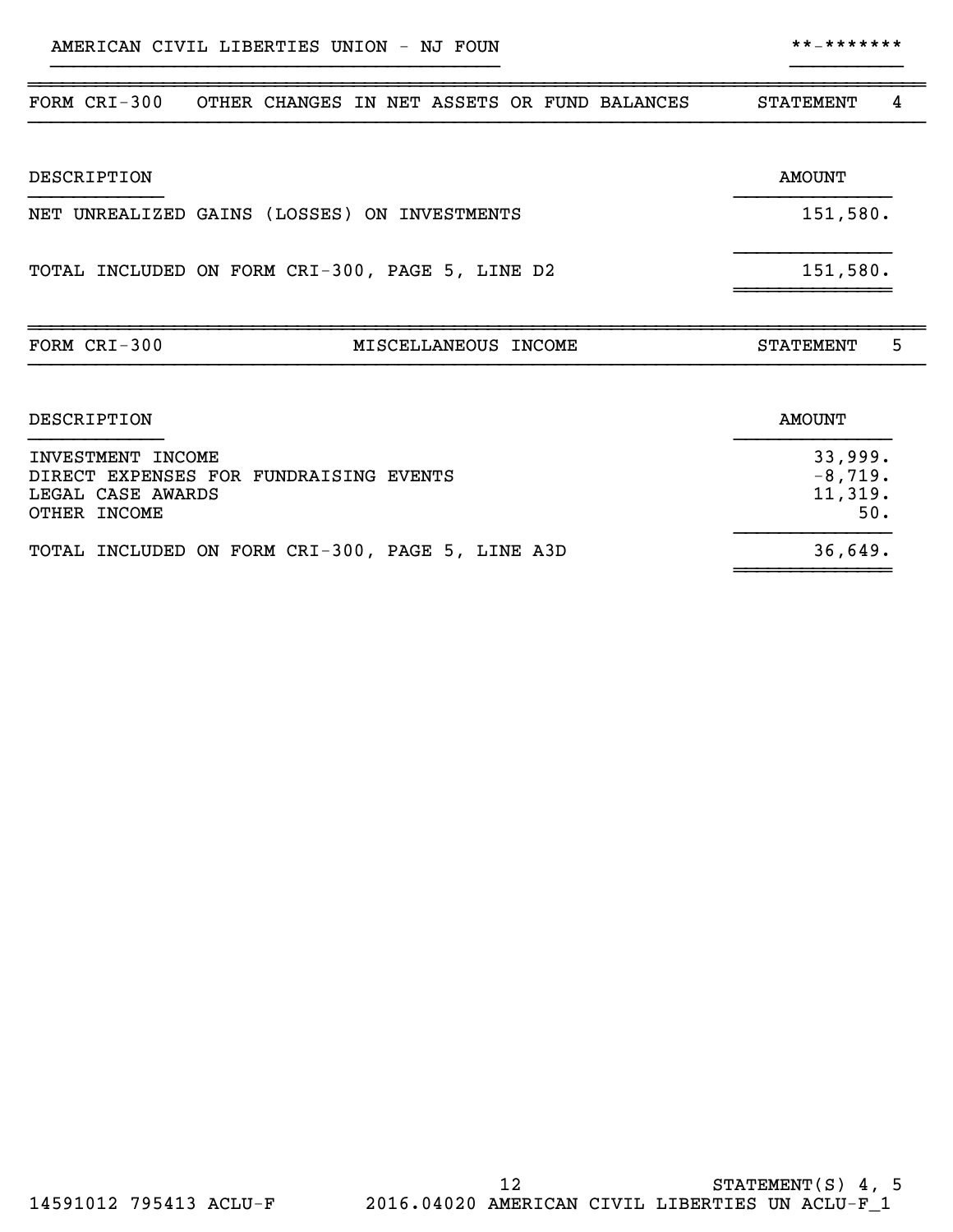AMERICAN CIVIL LIBERTIES UNION - NJ FOUN **-*******

## FORM CRI-300 OTHER CHANGES IN NET ASSETS OR FUND BALANCES STATEMENT 4

| DESCRIPTION | AMOUNT |
|---|---|
| NET UNREALIZED GAINS (LOSSES) ON INVESTMENTS | 151,580. |
| TOTAL INCLUDED ON FORM CRI-300, PAGE 5, LINE D2 | 151,580. |

## FORM CRI-300 MISCELLANEOUS INCOME STATEMENT 5

| DESCRIPTION | AMOUNT |
|---|---|
| INVESTMENT INCOME | 33,999. |
| DIRECT EXPENSES FOR FUNDRAISING EVENTS | -8,719. |
| LEGAL CASE AWARDS | 11,319. |
| OTHER INCOME | 50. |
| TOTAL INCLUDED ON FORM CRI-300, PAGE 5, LINE A3D | 36,649. |

STATEMENT(S) 4, 5

14591012 795413 ACLU-F 2016.04020 AMERICAN CIVIL LIBERTIES UN ACLU-F_1